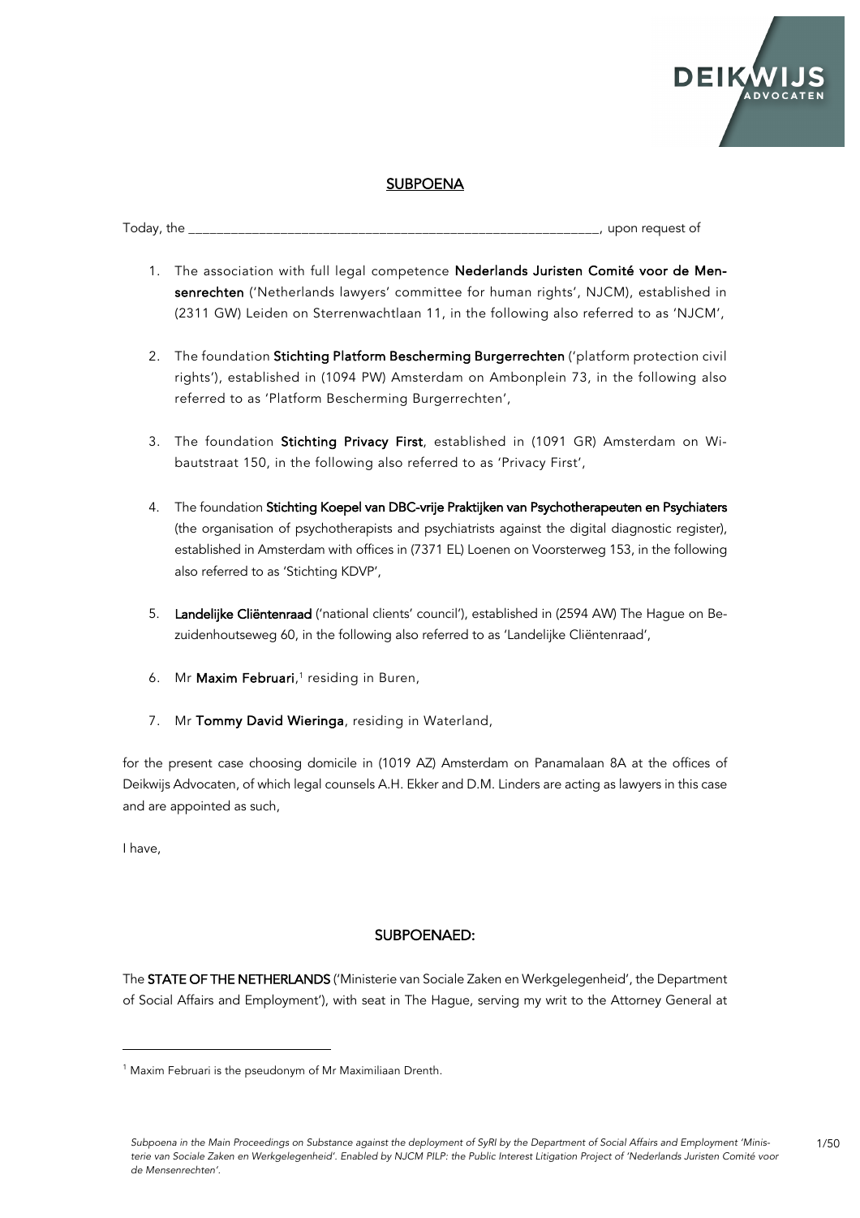DEIKWIJS ADVOCATEN

## SUBPOENA

Today, the ____________________________________________________________, upon request of

1. The association with full legal competence **Nederlands Juristen Comité voor de Mensenrechten** ('Netherlands lawyers' committee for human rights', NJCM), established in (2311 GW) Leiden on Sterrenwachtlaan 11, in the following also referred to as 'NJCM',

2. The foundation **Stichting Platform Bescherming Burgerrechten** ('platform protection civil rights'), established in (1094 PW) Amsterdam on Ambonplein 73, in the following also referred to as 'Platform Bescherming Burgerrechten',

3. The foundation **Stichting Privacy First**, established in (1091 GR) Amsterdam on Wibautstraat 150, in the following also referred to as 'Privacy First',

4. The foundation **Stichting Koepel van DBC-vrije Praktijken van Psychotherapeuten en Psychiaters** (the organisation of psychotherapists and psychiatrists against the digital diagnostic register), established in Amsterdam with offices in (7371 EL) Loenen on Voorsterweg 153, in the following also referred to as 'Stichting KDVP',

5. **Landelijke Cliëntenraad** ('national clients' council'), established in (2594 AW) The Hague on Bezuidenhoutseweg 60, in the following also referred to as 'Landelijke Cliëntenraad',

6. Mr **Maxim Februari**,[1] residing in Buren,

7. Mr **Tommy David Wieringa**, residing in Waterland,

for the present case choosing domicile in (1019 AZ) Amsterdam on Panamalaan 8A at the offices of Deikwijs Advocaten, of which legal counsels A.H. Ekker and D.M. Linders are acting as lawyers in this case and are appointed as such,

I have,

## SUBPOENAED:

The **STATE OF THE NETHERLANDS** ('Ministerie van Sociale Zaken en Werkgelegenheid', the Department of Social Affairs and Employment'), with seat in The Hague, serving my writ to the Attorney General at

---

[1] Maxim Februari is the pseudonym of Mr Maximiliaan Drenth.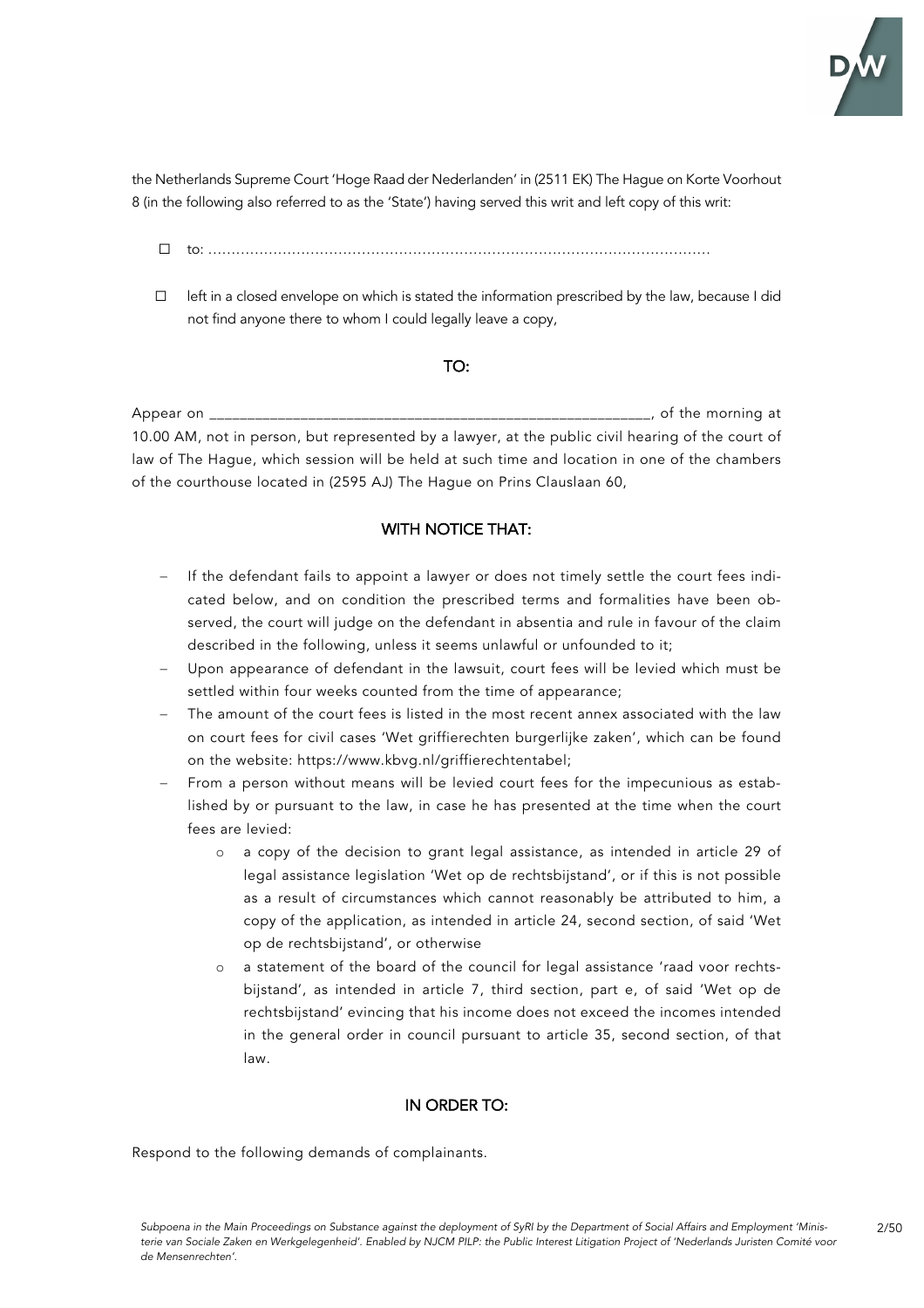the Netherlands Supreme Court 'Hoge Raad der Nederlanden' in (2511 EK) The Hague on Korte Voorhout 8 (in the following also referred to as the 'State') having served this writ and left copy of this writ:

- ☐ to: ……………………………………………………………………………………………

- ☐ left in a closed envelope on which is stated the information prescribed by the law, because I did not find anyone there to whom I could legally leave a copy,

## TO:

Appear on ____________________________________________________________, of the morning at 10.00 AM, not in person, but represented by a lawyer, at the public civil hearing of the court of law of The Hague, which session will be held at such time and location in one of the chambers of the courthouse located in (2595 AJ) The Hague on Prins Clauslaan 60,

## WITH NOTICE THAT:

- If the defendant fails to appoint a lawyer or does not timely settle the court fees indicated below, and on condition the prescribed terms and formalities have been observed, the court will judge on the defendant in absentia and rule in favour of the claim described in the following, unless it seems unlawful or unfounded to it;
- Upon appearance of defendant in the lawsuit, court fees will be levied which must be settled within four weeks counted from the time of appearance;
- The amount of the court fees is listed in the most recent annex associated with the law on court fees for civil cases 'Wet griffierechten burgerlijke zaken', which can be found on the website: https://www.kbvg.nl/griffierechtentabel;
- From a person without means will be levied court fees for the impecunious as established by or pursuant to the law, in case he has presented at the time when the court fees are levied:
  - o a copy of the decision to grant legal assistance, as intended in article 29 of legal assistance legislation 'Wet op de rechtsbijstand', or if this is not possible as a result of circumstances which cannot reasonably be attributed to him, a copy of the application, as intended in article 24, second section, of said 'Wet op de rechtsbijstand', or otherwise
  - o a statement of the board of the council for legal assistance 'raad voor rechtsbijstand', as intended in article 7, third section, part e, of said 'Wet op de rechtsbijstand' evincing that his income does not exceed the incomes intended in the general order in council pursuant to article 35, second section, of that law.

## IN ORDER TO:

Respond to the following demands of complainants.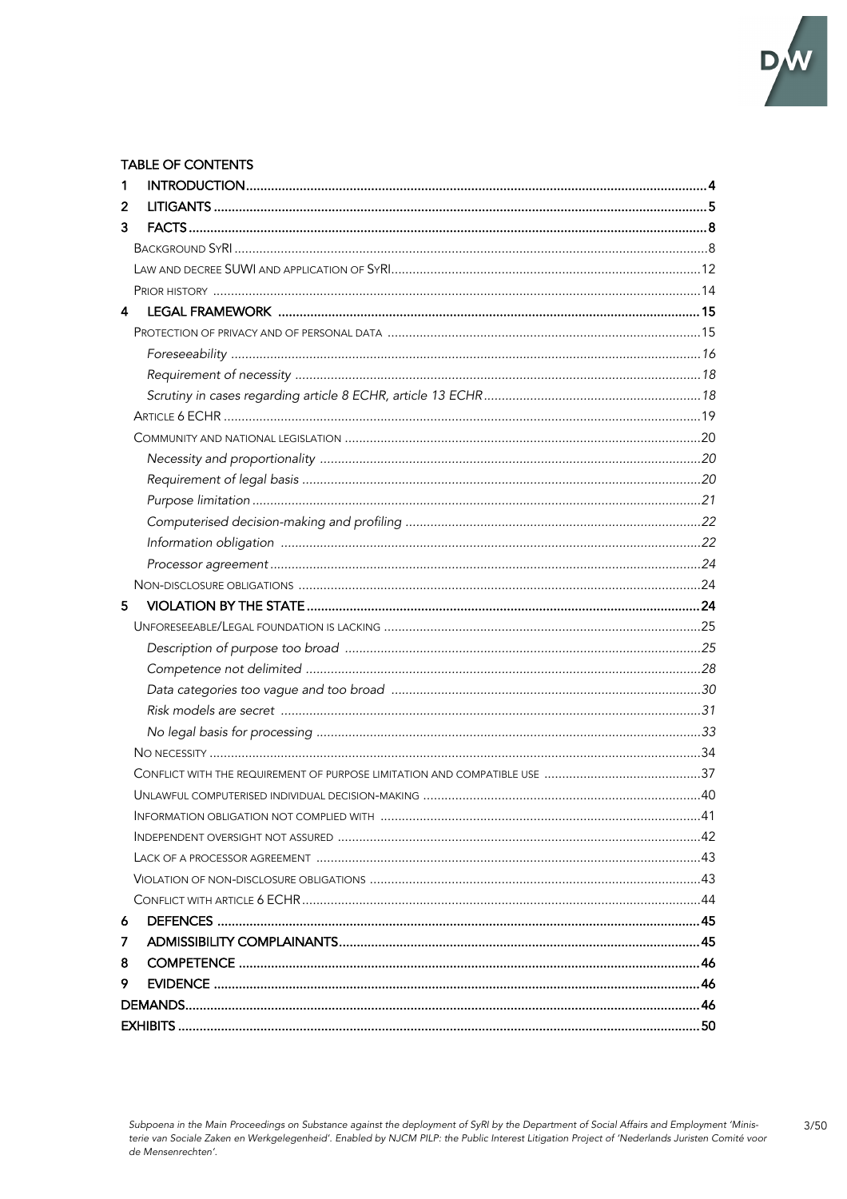TABLE OF CONTENTS

1 INTRODUCTION ....... 4
2 LITIGANTS ....... 5
3 FACTS ....... 8
- Background SyRI ....... 8
- Law and decree SUWI and application of SyRI ....... 12
- Prior history ....... 14

4 LEGAL FRAMEWORK ....... 15
- Protection of privacy and of personal data ....... 15
  - *Foreseeability* ....... 16
  - *Requirement of necessity* ....... 18
  - *Scrutiny in cases regarding article 8 ECHR, article 13 ECHR* ....... 18
- Article 6 ECHR ....... 19
- Community and national legislation ....... 20
  - *Necessity and proportionality* ....... 20
  - *Requirement of legal basis* ....... 20
  - *Purpose limitation* ....... 21
  - *Computerised decision-making and profiling* ....... 22
  - *Information obligation* ....... 22
  - *Processor agreement* ....... 24
- Non-disclosure obligations ....... 24

5 VIOLATION BY THE STATE ....... 24
- Unforeseeable/Legal foundation is lacking ....... 25
  - *Description of purpose too broad* ....... 25
  - *Competence not delimited* ....... 28
  - *Data categories too vague and too broad* ....... 30
  - *Risk models are secret* ....... 31
  - *No legal basis for processing* ....... 33
- No necessity ....... 34
- Conflict with the requirement of purpose limitation and compatible use ....... 37
- Unlawful computerised individual decision-making ....... 40
- Information obligation not complied with ....... 41
- Independent oversight not assured ....... 42
- Lack of a processor agreement ....... 43
- Violation of non-disclosure obligations ....... 43
- Conflict with article 6 ECHR ....... 44

6 DEFENCES ....... 45
7 ADMISSIBILITY COMPLAINANTS ....... 45
8 COMPETENCE ....... 46
9 EVIDENCE ....... 46
DEMANDS ....... 46
EXHIBITS ....... 50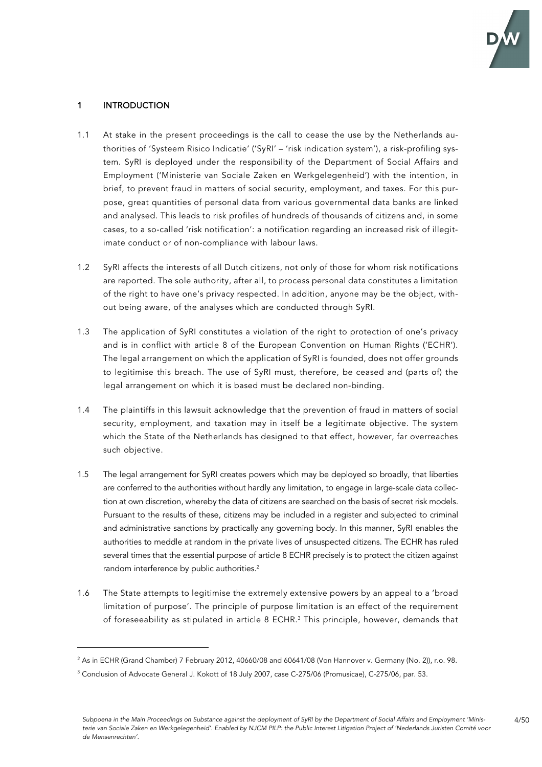## 1 INTRODUCTION

1.1 At stake in the present proceedings is the call to cease the use by the Netherlands authorities of 'Systeem Risico Indicatie' ('SyRI' – 'risk indication system'), a risk-profiling system. SyRI is deployed under the responsibility of the Department of Social Affairs and Employment ('Ministerie van Sociale Zaken en Werkgelegenheid') with the intention, in brief, to prevent fraud in matters of social security, employment, and taxes. For this purpose, great quantities of personal data from various governmental data banks are linked and analysed. This leads to risk profiles of hundreds of thousands of citizens and, in some cases, to a so-called 'risk notification': a notification regarding an increased risk of illegitimate conduct or of non-compliance with labour laws.

1.2 SyRI affects the interests of all Dutch citizens, not only of those for whom risk notifications are reported. The sole authority, after all, to process personal data constitutes a limitation of the right to have one's privacy respected. In addition, anyone may be the object, without being aware, of the analyses which are conducted through SyRI.

1.3 The application of SyRI constitutes a violation of the right to protection of one's privacy and is in conflict with article 8 of the European Convention on Human Rights ('ECHR'). The legal arrangement on which the application of SyRI is founded, does not offer grounds to legitimise this breach. The use of SyRI must, therefore, be ceased and (parts of) the legal arrangement on which it is based must be declared non-binding.

1.4 The plaintiffs in this lawsuit acknowledge that the prevention of fraud in matters of social security, employment, and taxation may in itself be a legitimate objective. The system which the State of the Netherlands has designed to that effect, however, far overreaches such objective.

1.5 The legal arrangement for SyRI creates powers which may be deployed so broadly, that liberties are conferred to the authorities without hardly any limitation, to engage in large-scale data collection at own discretion, whereby the data of citizens are searched on the basis of secret risk models. Pursuant to the results of these, citizens may be included in a register and subjected to criminal and administrative sanctions by practically any governing body. In this manner, SyRI enables the authorities to meddle at random in the private lives of unsuspected citizens. The ECHR has ruled several times that the essential purpose of article 8 ECHR precisely is to protect the citizen against random interference by public authorities.[2]

1.6 The State attempts to legitimise the extremely extensive powers by an appeal to a 'broad limitation of purpose'. The principle of purpose limitation is an effect of the requirement of foreseeability as stipulated in article 8 ECHR.[3] This principle, however, demands that

---

[2] As in ECHR (Grand Chamber) 7 February 2012, 40660/08 and 60641/08 (Von Hannover v. Germany (No. 2)), r.o. 98.

[3] Conclusion of Advocate General J. Kokott of 18 July 2007, case C-275/06 (Promusicae), C-275/06, par. 53.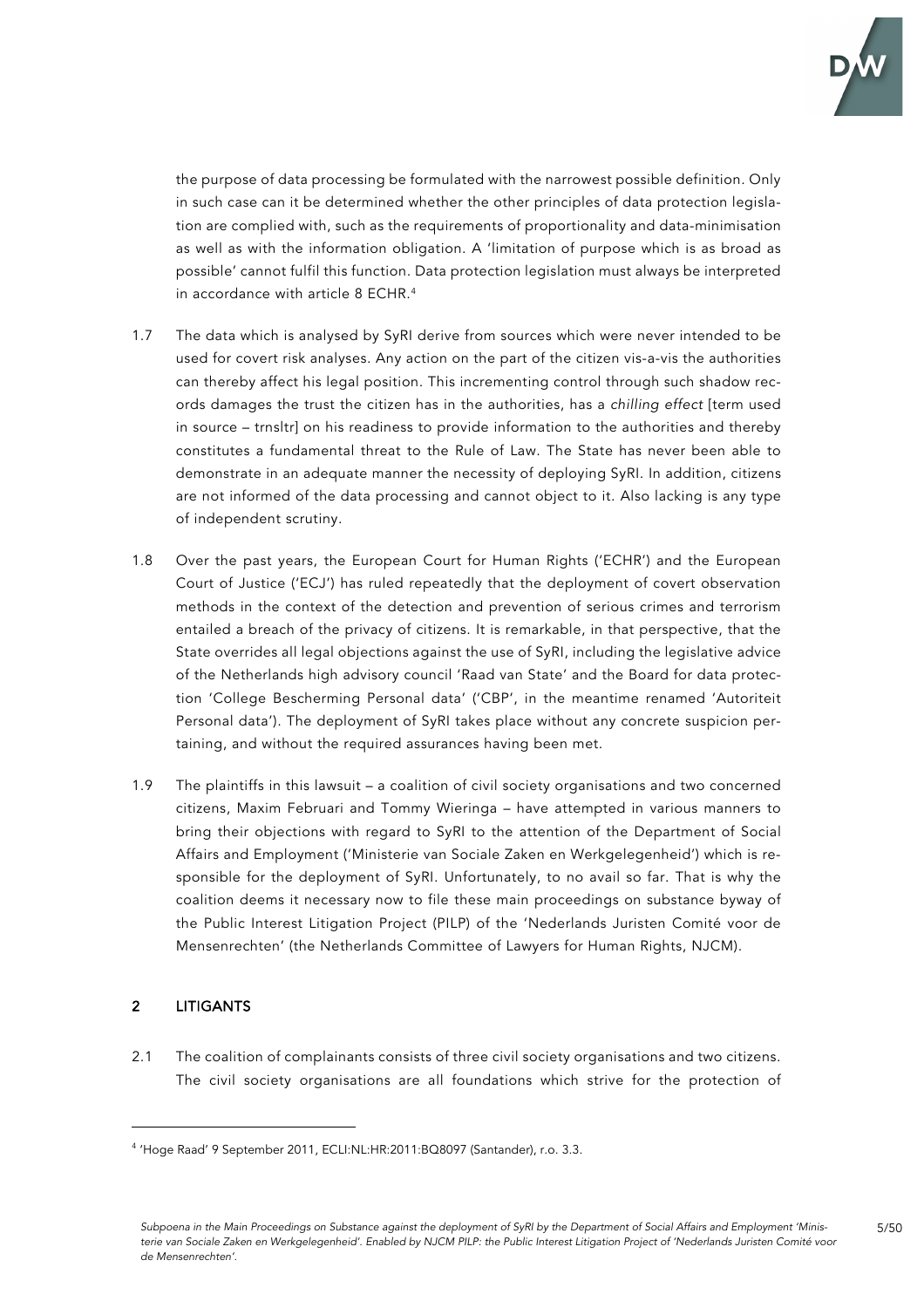the purpose of data processing be formulated with the narrowest possible definition. Only in such case can it be determined whether the other principles of data protection legislation are complied with, such as the requirements of proportionality and data-minimisation as well as with the information obligation. A 'limitation of purpose which is as broad as possible' cannot fulfil this function. Data protection legislation must always be interpreted in accordance with article 8 ECHR.[4]

1.7 The data which is analysed by SyRI derive from sources which were never intended to be used for covert risk analyses. Any action on the part of the citizen vis-a-vis the authorities can thereby affect his legal position. This incrementing control through such shadow records damages the trust the citizen has in the authorities, has a *chilling effect* [term used in source – trnsltr] on his readiness to provide information to the authorities and thereby constitutes a fundamental threat to the Rule of Law. The State has never been able to demonstrate in an adequate manner the necessity of deploying SyRI. In addition, citizens are not informed of the data processing and cannot object to it. Also lacking is any type of independent scrutiny.

1.8 Over the past years, the European Court for Human Rights ('ECHR') and the European Court of Justice ('ECJ') has ruled repeatedly that the deployment of covert observation methods in the context of the detection and prevention of serious crimes and terrorism entailed a breach of the privacy of citizens. It is remarkable, in that perspective, that the State overrides all legal objections against the use of SyRI, including the legislative advice of the Netherlands high advisory council 'Raad van State' and the Board for data protection 'College Bescherming Personal data' ('CBP', in the meantime renamed 'Autoriteit Personal data'). The deployment of SyRI takes place without any concrete suspicion pertaining, and without the required assurances having been met.

1.9 The plaintiffs in this lawsuit – a coalition of civil society organisations and two concerned citizens, Maxim Februari and Tommy Wieringa – have attempted in various manners to bring their objections with regard to SyRI to the attention of the Department of Social Affairs and Employment ('Ministerie van Sociale Zaken en Werkgelegenheid') which is responsible for the deployment of SyRI. Unfortunately, to no avail so far. That is why the coalition deems it necessary now to file these main proceedings on substance byway of the Public Interest Litigation Project (PILP) of the 'Nederlands Juristen Comité voor de Mensenrechten' (the Netherlands Committee of Lawyers for Human Rights, NJCM).

## 2 LITIGANTS

2.1 The coalition of complainants consists of three civil society organisations and two citizens. The civil society organisations are all foundations which strive for the protection of

[4] 'Hoge Raad' 9 September 2011, ECLI:NL:HR:2011:BQ8097 (Santander), r.o. 3.3.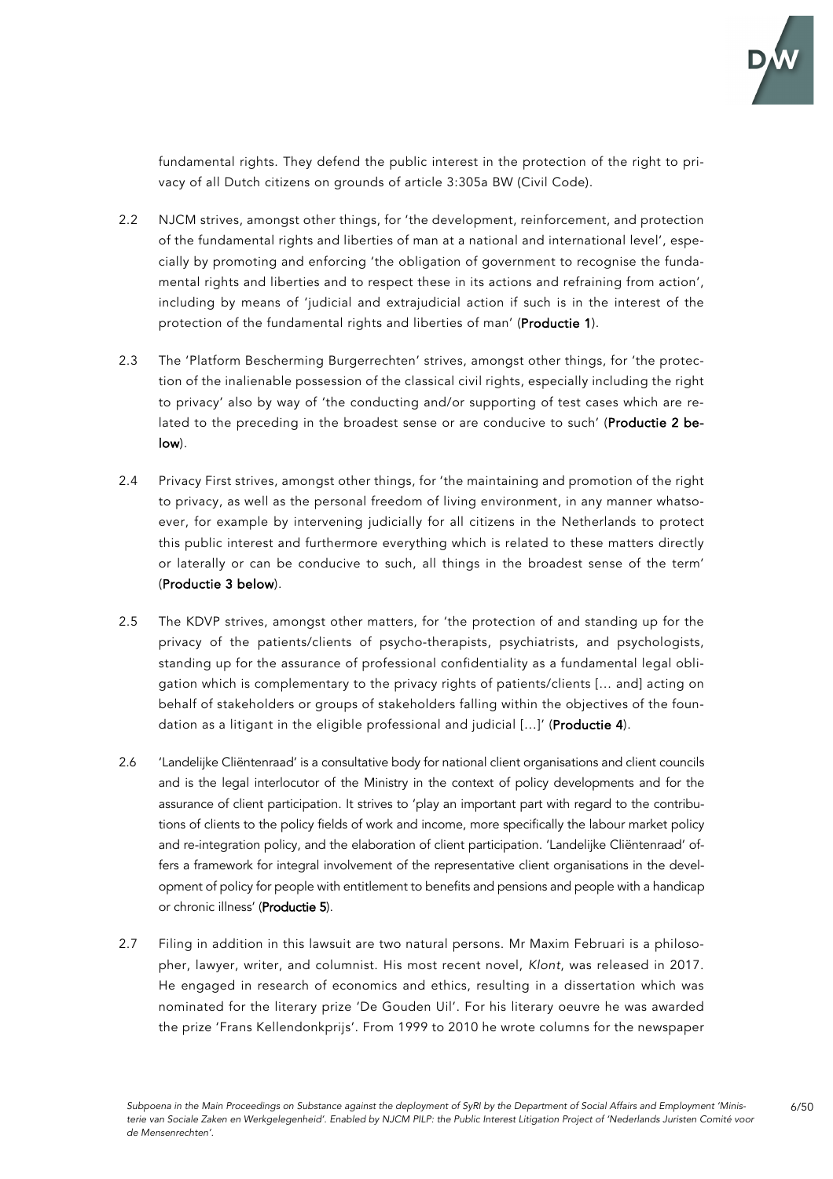fundamental rights. They defend the public interest in the protection of the right to privacy of all Dutch citizens on grounds of article 3:305a BW (Civil Code).

2.2 NJCM strives, amongst other things, for 'the development, reinforcement, and protection of the fundamental rights and liberties of man at a national and international level', especially by promoting and enforcing 'the obligation of government to recognise the fundamental rights and liberties and to respect these in its actions and refraining from action', including by means of 'judicial and extrajudicial action if such is in the interest of the protection of the fundamental rights and liberties of man' (**Productie 1**).

2.3 The 'Platform Bescherming Burgerrechten' strives, amongst other things, for 'the protection of the inalienable possession of the classical civil rights, especially including the right to privacy' also by way of 'the conducting and/or supporting of test cases which are related to the preceding in the broadest sense or are conducive to such' (**Productie 2 below**).

2.4 Privacy First strives, amongst other things, for 'the maintaining and promotion of the right to privacy, as well as the personal freedom of living environment, in any manner whatsoever, for example by intervening judicially for all citizens in the Netherlands to protect this public interest and furthermore everything which is related to these matters directly or laterally or can be conducive to such, all things in the broadest sense of the term' (**Productie 3 below**).

2.5 The KDVP strives, amongst other matters, for 'the protection of and standing up for the privacy of the patients/clients of psycho-therapists, psychiatrists, and psychologists, standing up for the assurance of professional confidentiality as a fundamental legal obligation which is complementary to the privacy rights of patients/clients [… and] acting on behalf of stakeholders or groups of stakeholders falling within the objectives of the foundation as a litigant in the eligible professional and judicial […]' (**Productie 4**).

2.6 'Landelijke Cliëntenraad' is a consultative body for national client organisations and client councils and is the legal interlocutor of the Ministry in the context of policy developments and for the assurance of client participation. It strives to 'play an important part with regard to the contributions of clients to the policy fields of work and income, more specifically the labour market policy and re-integration policy, and the elaboration of client participation. 'Landelijke Cliëntenraad' offers a framework for integral involvement of the representative client organisations in the development of policy for people with entitlement to benefits and pensions and people with a handicap or chronic illness' (**Productie 5**).

2.7 Filing in addition in this lawsuit are two natural persons. Mr Maxim Februari is a philosopher, lawyer, writer, and columnist. His most recent novel, *Klont*, was released in 2017. He engaged in research of economics and ethics, resulting in a dissertation which was nominated for the literary prize 'De Gouden Uil'. For his literary oeuvre he was awarded the prize 'Frans Kellendonkprijs'. From 1999 to 2010 he wrote columns for the newspaper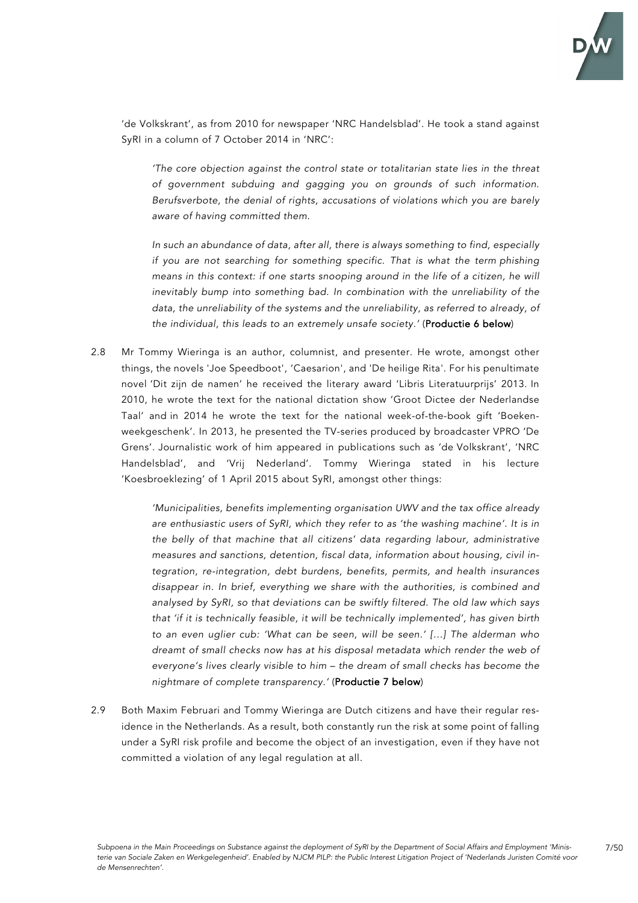'de Volkskrant', as from 2010 for newspaper 'NRC Handelsblad'. He took a stand against SyRI in a column of 7 October 2014 in 'NRC':

> *'The core objection against the control state or totalitarian state lies in the threat of government subduing and gagging you on grounds of such information. Berufsverbote, the denial of rights, accusations of violations which you are barely aware of having committed them.*
>
> *In such an abundance of data, after all, there is always something to find, especially if you are not searching for something specific. That is what the term phishing means in this context: if one starts snooping around in the life of a citizen, he will inevitably bump into something bad. In combination with the unreliability of the data, the unreliability of the systems and the unreliability, as referred to already, of the individual, this leads to an extremely unsafe society.'* (**Productie 6 below**)

2.8 Mr Tommy Wieringa is an author, columnist, and presenter. He wrote, amongst other things, the novels 'Joe Speedboot', 'Caesarion', and 'De heilige Rita'. For his penultimate novel 'Dit zijn de namen' he received the literary award 'Libris Literatuurprijs' 2013. In 2010, he wrote the text for the national dictation show 'Groot Dictee der Nederlandse Taal' and in 2014 he wrote the text for the national week-of-the-book gift 'Boekenweekgeschenk'. In 2013, he presented the TV-series produced by broadcaster VPRO 'De Grens'. Journalistic work of him appeared in publications such as 'de Volkskrant', 'NRC Handelsblad', and 'Vrij Nederland'. Tommy Wieringa stated in his lecture 'Koesbroeklezing' of 1 April 2015 about SyRI, amongst other things:

> *'Municipalities, benefits implementing organisation UWV and the tax office already are enthusiastic users of SyRI, which they refer to as 'the washing machine'. It is in the belly of that machine that all citizens' data regarding labour, administrative measures and sanctions, detention, fiscal data, information about housing, civil integration, re-integration, debt burdens, benefits, permits, and health insurances disappear in. In brief, everything we share with the authorities, is combined and analysed by SyRI, so that deviations can be swiftly filtered. The old law which says that 'if it is technically feasible, it will be technically implemented', has given birth to an even uglier cub: 'What can be seen, will be seen.' […] The alderman who dreamt of small checks now has at his disposal metadata which render the web of everyone's lives clearly visible to him – the dream of small checks has become the nightmare of complete transparency.'* (**Productie 7 below**)

2.9 Both Maxim Februari and Tommy Wieringa are Dutch citizens and have their regular residence in the Netherlands. As a result, both constantly run the risk at some point of falling under a SyRI risk profile and become the object of an investigation, even if they have not committed a violation of any legal regulation at all.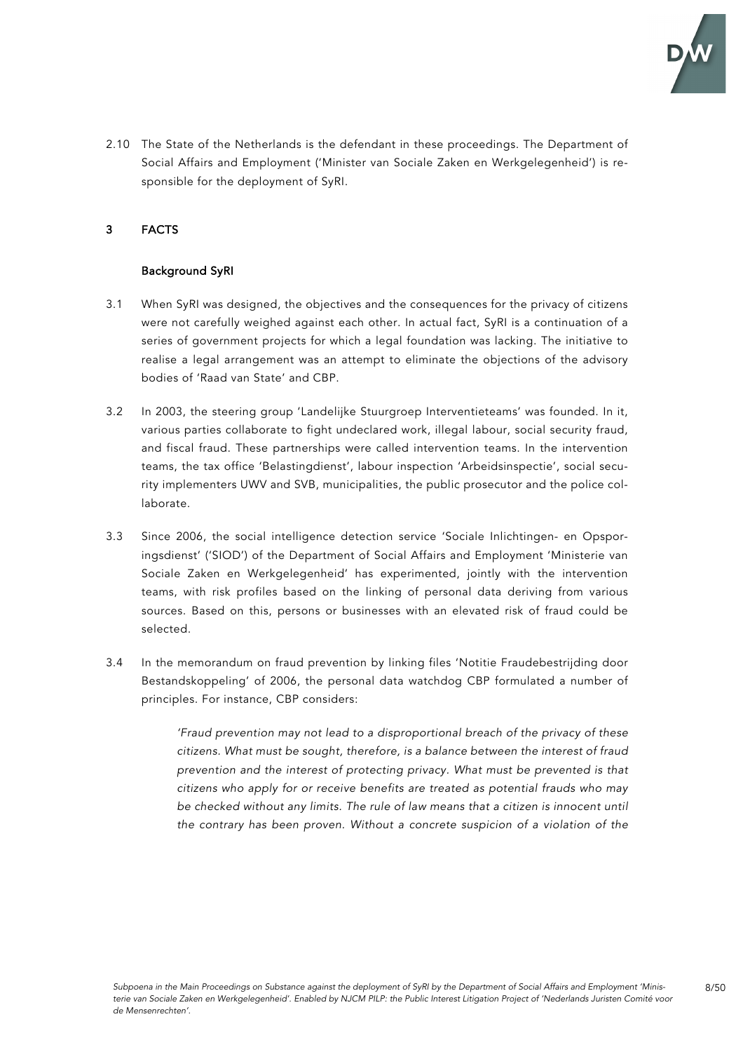2.10 The State of the Netherlands is the defendant in these proceedings. The Department of Social Affairs and Employment ('Minister van Sociale Zaken en Werkgelegenheid') is responsible for the deployment of SyRI.

## 3 FACTS

### Background SyRI

3.1 When SyRI was designed, the objectives and the consequences for the privacy of citizens were not carefully weighed against each other. In actual fact, SyRI is a continuation of a series of government projects for which a legal foundation was lacking. The initiative to realise a legal arrangement was an attempt to eliminate the objections of the advisory bodies of 'Raad van State' and CBP.

3.2 In 2003, the steering group 'Landelijke Stuurgroep Interventieteams' was founded. In it, various parties collaborate to fight undeclared work, illegal labour, social security fraud, and fiscal fraud. These partnerships were called intervention teams. In the intervention teams, the tax office 'Belastingdienst', labour inspection 'Arbeidsinspectie', social security implementers UWV and SVB, municipalities, the public prosecutor and the police collaborate.

3.3 Since 2006, the social intelligence detection service 'Sociale Inlichtingen- en Opsporingsdienst' ('SIOD') of the Department of Social Affairs and Employment 'Ministerie van Sociale Zaken en Werkgelegenheid' has experimented, jointly with the intervention teams, with risk profiles based on the linking of personal data deriving from various sources. Based on this, persons or businesses with an elevated risk of fraud could be selected.

3.4 In the memorandum on fraud prevention by linking files 'Notitie Fraudebestrijding door Bestandskoppeling' of 2006, the personal data watchdog CBP formulated a number of principles. For instance, CBP considers:

> *'Fraud prevention may not lead to a disproportional breach of the privacy of these citizens. What must be sought, therefore, is a balance between the interest of fraud prevention and the interest of protecting privacy. What must be prevented is that citizens who apply for or receive benefits are treated as potential frauds who may be checked without any limits. The rule of law means that a citizen is innocent until the contrary has been proven. Without a concrete suspicion of a violation of the*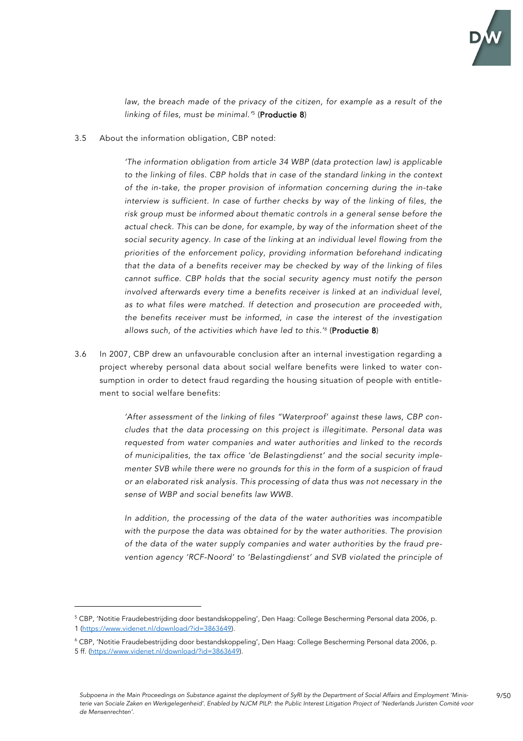*law, the breach made of the privacy of the citizen, for example as a result of the linking of files, must be minimal.'*[5] (**Productie 8**)

3.5 About the information obligation, CBP noted:

> *'The information obligation from article 34 WBP (data protection law) is applicable to the linking of files. CBP holds that in case of the standard linking in the context of the in-take, the proper provision of information concerning during the in-take interview is sufficient. In case of further checks by way of the linking of files, the risk group must be informed about thematic controls in a general sense before the actual check. This can be done, for example, by way of the information sheet of the social security agency. In case of the linking at an individual level flowing from the priorities of the enforcement policy, providing information beforehand indicating that the data of a benefits receiver may be checked by way of the linking of files cannot suffice. CBP holds that the social security agency must notify the person involved afterwards every time a benefits receiver is linked at an individual level, as to what files were matched. If detection and prosecution are proceeded with, the benefits receiver must be informed, in case the interest of the investigation allows such, of the activities which have led to this.'*[6] (**Productie 8**)

3.6 In 2007, CBP drew an unfavourable conclusion after an internal investigation regarding a project whereby personal data about social welfare benefits were linked to water consumption in order to detect fraud regarding the housing situation of people with entitlement to social welfare benefits:

> *'After assessment of the linking of files "Waterproof' against these laws, CBP concludes that the data processing on this project is illegitimate. Personal data was requested from water companies and water authorities and linked to the records of municipalities, the tax office 'de Belastingdienst' and the social security implementer SVB while there were no grounds for this in the form of a suspicion of fraud or an elaborated risk analysis. This processing of data thus was not necessary in the sense of WBP and social benefits law WWB.*
>
> *In addition, the processing of the data of the water authorities was incompatible with the purpose the data was obtained for by the water authorities. The provision of the data of the water supply companies and water authorities by the fraud prevention agency 'RCF-Noord' to 'Belastingdienst' and SVB violated the principle of*

---

[5] CBP, 'Notitie Fraudebestrijding door bestandskoppeling', Den Haag: College Bescherming Personal data 2006, p. 1 (https://www.videnet.nl/download/?id=3863649).

[6] CBP, 'Notitie Fraudebestrijding door bestandskoppeling', Den Haag: College Bescherming Personal data 2006, p. 5 ff. (https://www.videnet.nl/download/?id=3863649).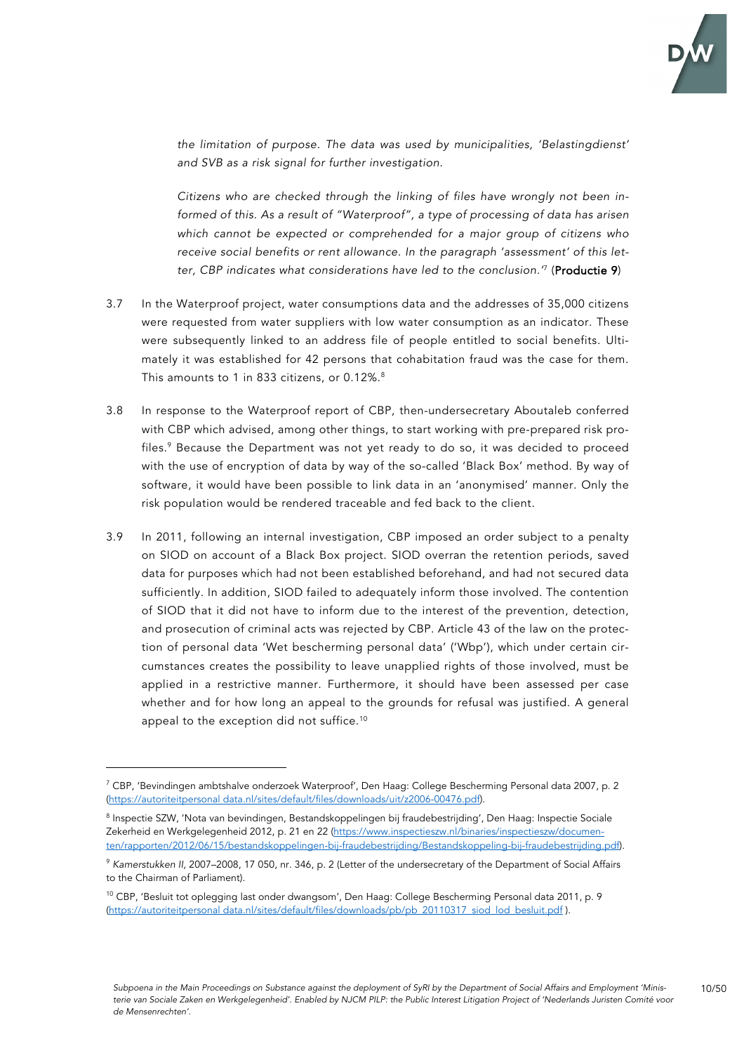*the limitation of purpose. The data was used by municipalities, 'Belastingdienst' and SVB as a risk signal for further investigation.*

*Citizens who are checked through the linking of files have wrongly not been informed of this. As a result of "Waterproof", a type of processing of data has arisen which cannot be expected or comprehended for a major group of citizens who receive social benefits or rent allowance. In the paragraph 'assessment' of this letter, CBP indicates what considerations have led to the conclusion.'*[7] (**Productie 9**)

3.7 In the Waterproof project, water consumptions data and the addresses of 35,000 citizens were requested from water suppliers with low water consumption as an indicator. These were subsequently linked to an address file of people entitled to social benefits. Ultimately it was established for 42 persons that cohabitation fraud was the case for them. This amounts to 1 in 833 citizens, or 0.12%.[8]

3.8 In response to the Waterproof report of CBP, then-undersecretary Aboutaleb conferred with CBP which advised, among other things, to start working with pre-prepared risk profiles.[9] Because the Department was not yet ready to do so, it was decided to proceed with the use of encryption of data by way of the so-called 'Black Box' method. By way of software, it would have been possible to link data in an 'anonymised' manner. Only the risk population would be rendered traceable and fed back to the client.

3.9 In 2011, following an internal investigation, CBP imposed an order subject to a penalty on SIOD on account of a Black Box project. SIOD overran the retention periods, saved data for purposes which had not been established beforehand, and had not secured data sufficiently. In addition, SIOD failed to adequately inform those involved. The contention of SIOD that it did not have to inform due to the interest of the prevention, detection, and prosecution of criminal acts was rejected by CBP. Article 43 of the law on the protection of personal data 'Wet bescherming personal data' ('Wbp'), which under certain circumstances creates the possibility to leave unapplied rights of those involved, must be applied in a restrictive manner. Furthermore, it should have been assessed per case whether and for how long an appeal to the grounds for refusal was justified. A general appeal to the exception did not suffice.[10]

---

[7] CBP, 'Bevindingen ambtshalve onderzoek Waterproof', Den Haag: College Bescherming Personal data 2007, p. 2 (https://autoriteitpersonal data.nl/sites/default/files/downloads/uit/z2006-00476.pdf).

[8] Inspectie SZW, 'Nota van bevindingen, Bestandskoppelingen bij fraudebestrijding', Den Haag: Inspectie Sociale Zekerheid en Werkgelegenheid 2012, p. 21 en 22 (https://www.inspectieszw.nl/binaries/inspectieszw/documenten/rapporten/2012/06/15/bestandskoppelingen-bij-fraudebestrijding/Bestandskoppeling-bij-fraudebestrijding.pdf).

[9] *Kamerstukken II*, 2007–2008, 17 050, nr. 346, p. 2 (Letter of the undersecretary of the Department of Social Affairs to the Chairman of Parliament).

[10] CBP, 'Besluit tot oplegging last onder dwangsom', Den Haag: College Bescherming Personal data 2011, p. 9 (https://autoriteitpersonal data.nl/sites/default/files/downloads/pb/pb_20110317_siod_lod_besluit.pdf ).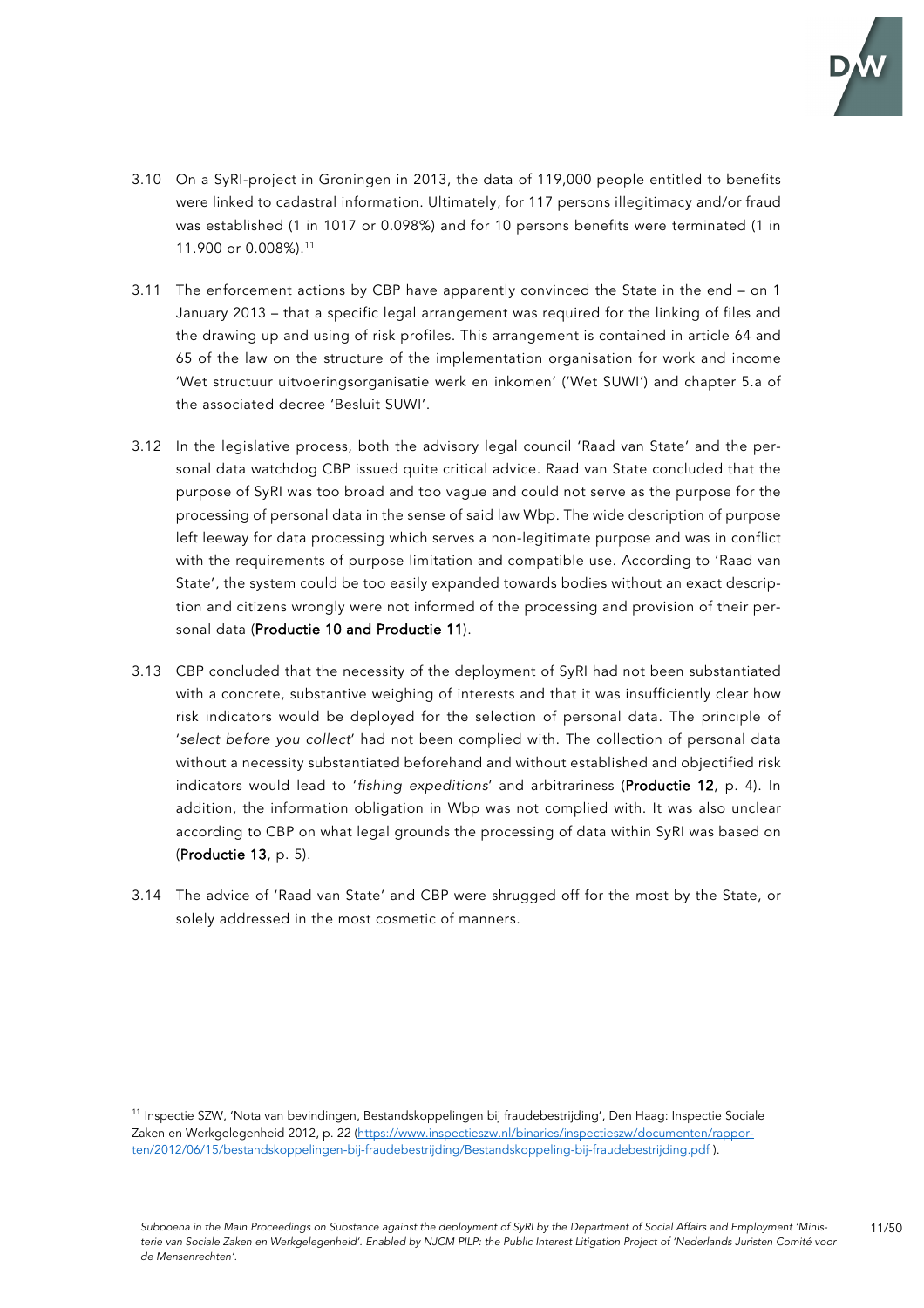3.10 On a SyRI-project in Groningen in 2013, the data of 119,000 people entitled to benefits were linked to cadastral information. Ultimately, for 117 persons illegitimacy and/or fraud was established (1 in 1017 or 0.098%) and for 10 persons benefits were terminated (1 in 11.900 or 0.008%).[11]

3.11 The enforcement actions by CBP have apparently convinced the State in the end – on 1 January 2013 – that a specific legal arrangement was required for the linking of files and the drawing up and using of risk profiles. This arrangement is contained in article 64 and 65 of the law on the structure of the implementation organisation for work and income 'Wet structuur uitvoeringsorganisatie werk en inkomen' ('Wet SUWI') and chapter 5.a of the associated decree 'Besluit SUWI'.

3.12 In the legislative process, both the advisory legal council 'Raad van State' and the personal data watchdog CBP issued quite critical advice. Raad van State concluded that the purpose of SyRI was too broad and too vague and could not serve as the purpose for the processing of personal data in the sense of said law Wbp. The wide description of purpose left leeway for data processing which serves a non-legitimate purpose and was in conflict with the requirements of purpose limitation and compatible use. According to 'Raad van State', the system could be too easily expanded towards bodies without an exact description and citizens wrongly were not informed of the processing and provision of their personal data (**Productie 10 and Productie 11**).

3.13 CBP concluded that the necessity of the deployment of SyRI had not been substantiated with a concrete, substantive weighing of interests and that it was insufficiently clear how risk indicators would be deployed for the selection of personal data. The principle of '*select before you collect*' had not been complied with. The collection of personal data without a necessity substantiated beforehand and without established and objectified risk indicators would lead to '*fishing expeditions*' and arbitrariness (**Productie 12**, p. 4). In addition, the information obligation in Wbp was not complied with. It was also unclear according to CBP on what legal grounds the processing of data within SyRI was based on (**Productie 13**, p. 5).

3.14 The advice of 'Raad van State' and CBP were shrugged off for the most by the State, or solely addressed in the most cosmetic of manners.

---

[11] Inspectie SZW, 'Nota van bevindingen, Bestandskoppelingen bij fraudebestrijding', Den Haag: Inspectie Sociale Zaken en Werkgelegenheid 2012, p. 22 (https://www.inspectieszw.nl/binaries/inspectieszw/documenten/rapporten/2012/06/15/bestandskoppelingen-bij-fraudebestrijding/Bestandskoppeling-bij-fraudebestrijding.pdf ).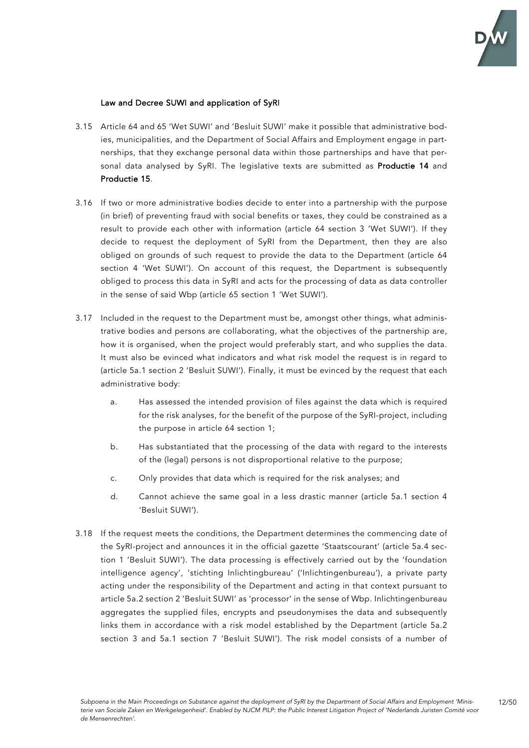### Law and Decree SUWI and application of SyRI

3.15 Article 64 and 65 'Wet SUWI' and 'Besluit SUWI' make it possible that administrative bodies, municipalities, and the Department of Social Affairs and Employment engage in partnerships, that they exchange personal data within those partnerships and have that personal data analysed by SyRI. The legislative texts are submitted as **Productie 14** and **Productie 15**.

3.16 If two or more administrative bodies decide to enter into a partnership with the purpose (in brief) of preventing fraud with social benefits or taxes, they could be constrained as a result to provide each other with information (article 64 section 3 'Wet SUWI'). If they decide to request the deployment of SyRI from the Department, then they are also obliged on grounds of such request to provide the data to the Department (article 64 section 4 'Wet SUWI'). On account of this request, the Department is subsequently obliged to process this data in SyRI and acts for the processing of data as data controller in the sense of said Wbp (article 65 section 1 'Wet SUWI').

3.17 Included in the request to the Department must be, amongst other things, what administrative bodies and persons are collaborating, what the objectives of the partnership are, how it is organised, when the project would preferably start, and who supplies the data. It must also be evinced what indicators and what risk model the request is in regard to (article 5a.1 section 2 'Besluit SUWI'). Finally, it must be evinced by the request that each administrative body:

   a. Has assessed the intended provision of files against the data which is required for the risk analyses, for the benefit of the purpose of the SyRI-project, including the purpose in article 64 section 1;

   b. Has substantiated that the processing of the data with regard to the interests of the (legal) persons is not disproportional relative to the purpose;

   c. Only provides that data which is required for the risk analyses; and

   d. Cannot achieve the same goal in a less drastic manner (article 5a.1 section 4 'Besluit SUWI').

3.18 If the request meets the conditions, the Department determines the commencing date of the SyRI-project and announces it in the official gazette 'Staatscourant' (article 5a.4 section 1 'Besluit SUWI'). The data processing is effectively carried out by the 'foundation intelligence agency', 'stichting Inlichtingbureau' ('Inlichtingenbureau'), a private party acting under the responsibility of the Department and acting in that context pursuant to article 5a.2 section 2 'Besluit SUWI' as 'processor' in the sense of Wbp. Inlichtingenbureau aggregates the supplied files, encrypts and pseudonymises the data and subsequently links them in accordance with a risk model established by the Department (article 5a.2 section 3 and 5a.1 section 7 'Besluit SUWI'). The risk model consists of a number of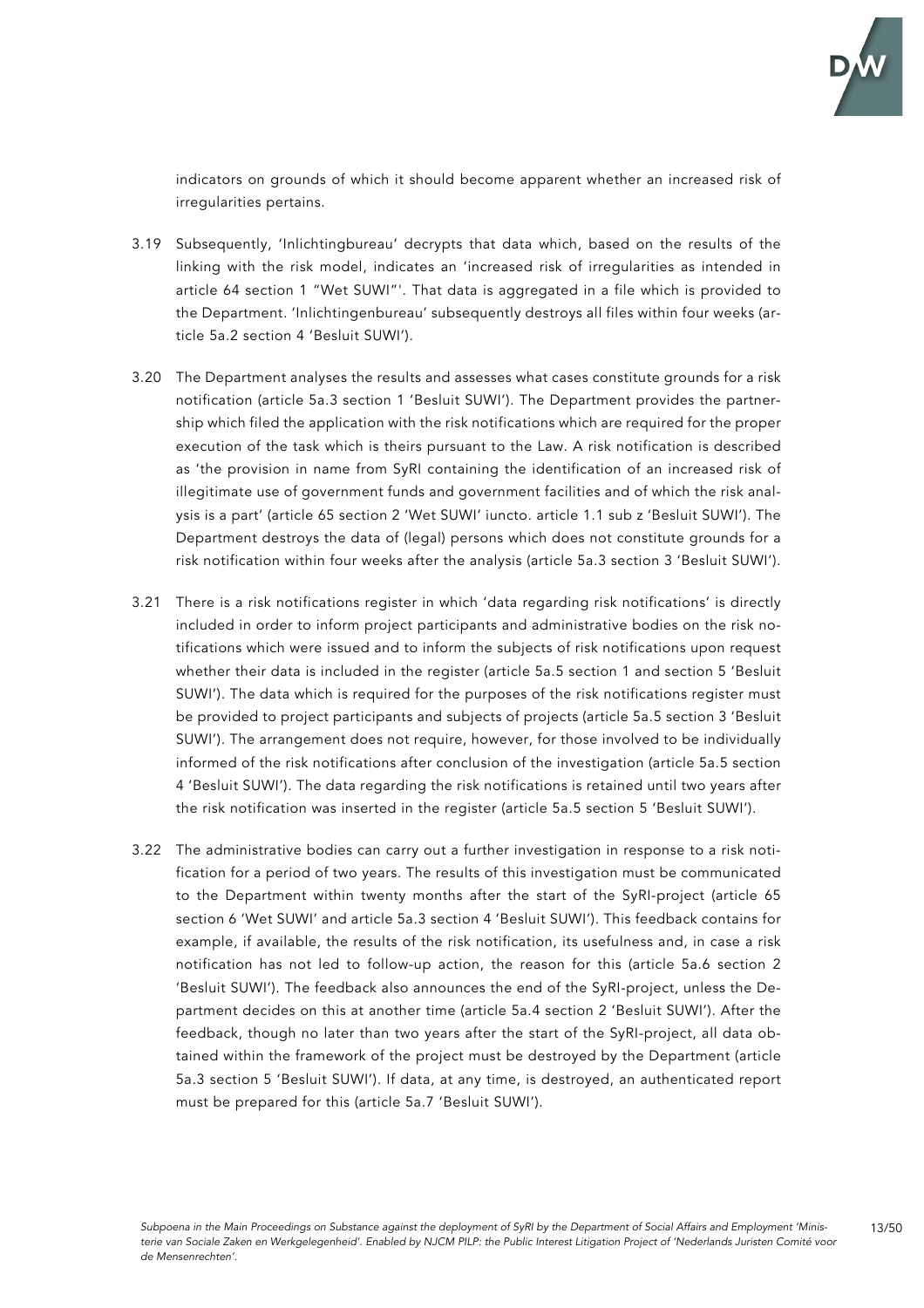indicators on grounds of which it should become apparent whether an increased risk of irregularities pertains.

3.19 Subsequently, 'Inlichtingbureau' decrypts that data which, based on the results of the linking with the risk model, indicates an 'increased risk of irregularities as intended in article 64 section 1 "Wet SUWI"'. That data is aggregated in a file which is provided to the Department. 'Inlichtingenbureau' subsequently destroys all files within four weeks (article 5a.2 section 4 'Besluit SUWI').

3.20 The Department analyses the results and assesses what cases constitute grounds for a risk notification (article 5a.3 section 1 'Besluit SUWI'). The Department provides the partnership which filed the application with the risk notifications which are required for the proper execution of the task which is theirs pursuant to the Law. A risk notification is described as 'the provision in name from SyRI containing the identification of an increased risk of illegitimate use of government funds and government facilities and of which the risk analysis is a part' (article 65 section 2 'Wet SUWI' iuncto. article 1.1 sub z 'Besluit SUWI'). The Department destroys the data of (legal) persons which does not constitute grounds for a risk notification within four weeks after the analysis (article 5a.3 section 3 'Besluit SUWI').

3.21 There is a risk notifications register in which 'data regarding risk notifications' is directly included in order to inform project participants and administrative bodies on the risk notifications which were issued and to inform the subjects of risk notifications upon request whether their data is included in the register (article 5a.5 section 1 and section 5 'Besluit SUWI'). The data which is required for the purposes of the risk notifications register must be provided to project participants and subjects of projects (article 5a.5 section 3 'Besluit SUWI'). The arrangement does not require, however, for those involved to be individually informed of the risk notifications after conclusion of the investigation (article 5a.5 section 4 'Besluit SUWI'). The data regarding the risk notifications is retained until two years after the risk notification was inserted in the register (article 5a.5 section 5 'Besluit SUWI').

3.22 The administrative bodies can carry out a further investigation in response to a risk notification for a period of two years. The results of this investigation must be communicated to the Department within twenty months after the start of the SyRI-project (article 65 section 6 'Wet SUWI' and article 5a.3 section 4 'Besluit SUWI'). This feedback contains for example, if available, the results of the risk notification, its usefulness and, in case a risk notification has not led to follow-up action, the reason for this (article 5a.6 section 2 'Besluit SUWI'). The feedback also announces the end of the SyRI-project, unless the Department decides on this at another time (article 5a.4 section 2 'Besluit SUWI'). After the feedback, though no later than two years after the start of the SyRI-project, all data obtained within the framework of the project must be destroyed by the Department (article 5a.3 section 5 'Besluit SUWI'). If data, at any time, is destroyed, an authenticated report must be prepared for this (article 5a.7 'Besluit SUWI').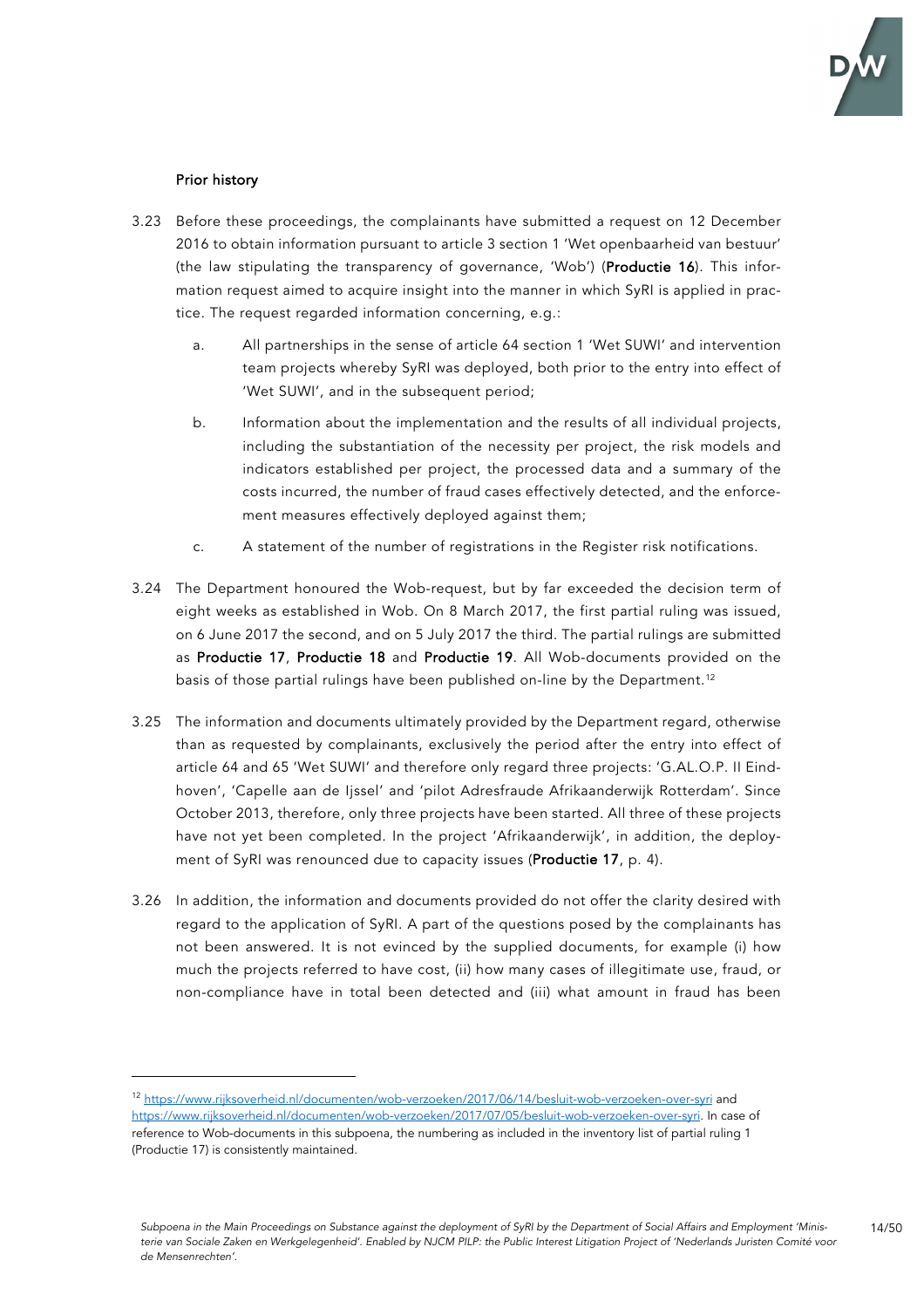### Prior history

3.23 Before these proceedings, the complainants have submitted a request on 12 December 2016 to obtain information pursuant to article 3 section 1 'Wet openbaarheid van bestuur' (the law stipulating the transparency of governance, 'Wob') (**Productie 16**). This information request aimed to acquire insight into the manner in which SyRI is applied in practice. The request regarded information concerning, e.g.:

   a. All partnerships in the sense of article 64 section 1 'Wet SUWI' and intervention team projects whereby SyRI was deployed, both prior to the entry into effect of 'Wet SUWI', and in the subsequent period;

   b. Information about the implementation and the results of all individual projects, including the substantiation of the necessity per project, the risk models and indicators established per project, the processed data and a summary of the costs incurred, the number of fraud cases effectively detected, and the enforcement measures effectively deployed against them;

   c. A statement of the number of registrations in the Register risk notifications.

3.24 The Department honoured the Wob-request, but by far exceeded the decision term of eight weeks as established in Wob. On 8 March 2017, the first partial ruling was issued, on 6 June 2017 the second, and on 5 July 2017 the third. The partial rulings are submitted as **Productie 17**, **Productie 18** and **Productie 19**. All Wob-documents provided on the basis of those partial rulings have been published on-line by the Department.[12]

3.25 The information and documents ultimately provided by the Department regard, otherwise than as requested by complainants, exclusively the period after the entry into effect of article 64 and 65 'Wet SUWI' and therefore only regard three projects: 'G.AL.O.P. II Eindhoven', 'Capelle aan de Ijssel' and 'pilot Adresfraude Afrikaanderwijk Rotterdam'. Since October 2013, therefore, only three projects have been started. All three of these projects have not yet been completed. In the project 'Afrikaanderwijk', in addition, the deployment of SyRI was renounced due to capacity issues (**Productie 17**, p. 4).

3.26 In addition, the information and documents provided do not offer the clarity desired with regard to the application of SyRI. A part of the questions posed by the complainants has not been answered. It is not evinced by the supplied documents, for example (i) how much the projects referred to have cost, (ii) how many cases of illegitimate use, fraud, or non-compliance have in total been detected and (iii) what amount in fraud has been

---

[12] https://www.rijksoverheid.nl/documenten/wob-verzoeken/2017/06/14/besluit-wob-verzoeken-over-syri and https://www.rijksoverheid.nl/documenten/wob-verzoeken/2017/07/05/besluit-wob-verzoeken-over-syri. In case of reference to Wob-documents in this subpoena, the numbering as included in the inventory list of partial ruling 1 (Productie 17) is consistently maintained.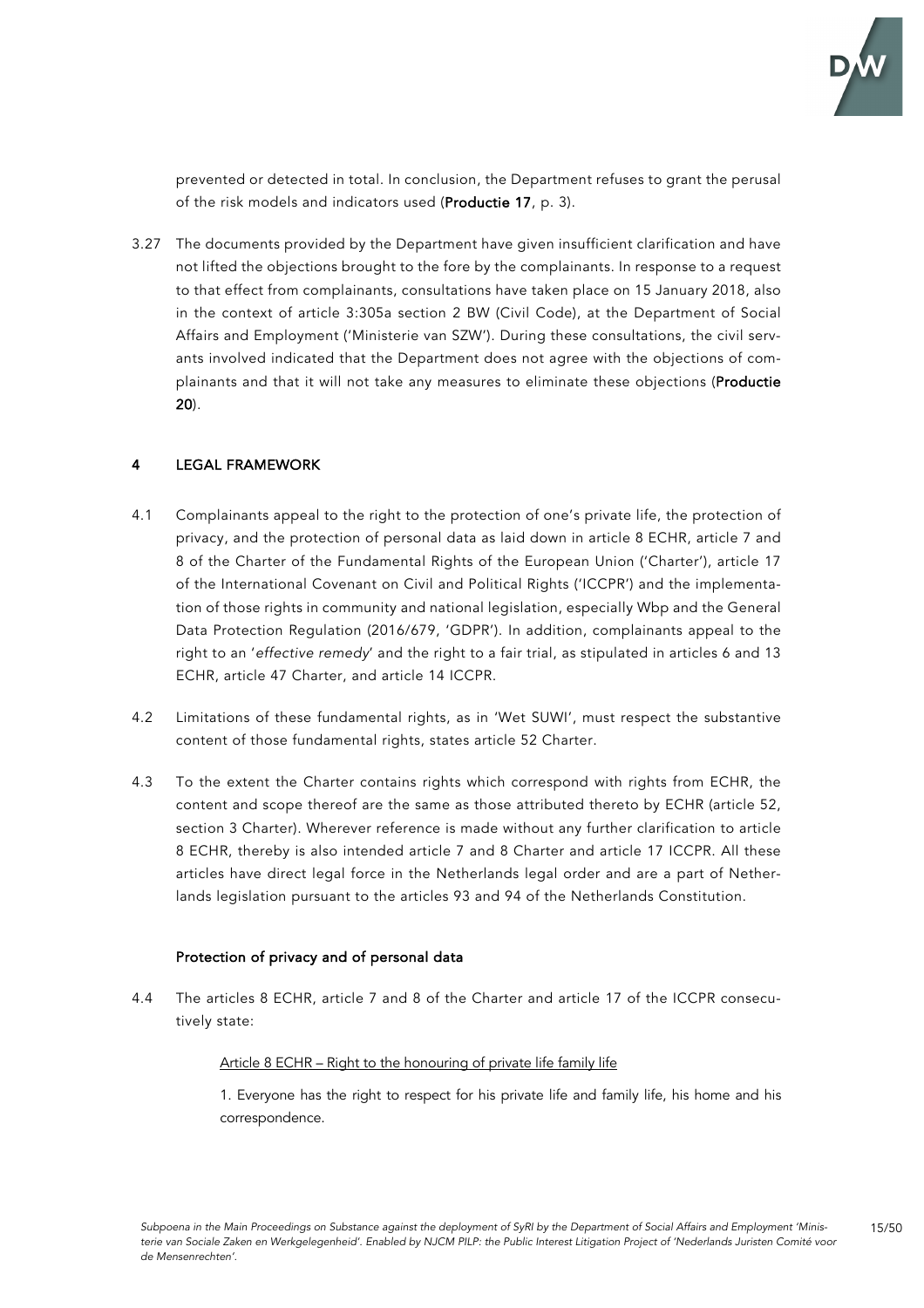prevented or detected in total. In conclusion, the Department refuses to grant the perusal of the risk models and indicators used (**Productie 17**, p. 3).

3.27 The documents provided by the Department have given insufficient clarification and have not lifted the objections brought to the fore by the complainants. In response to a request to that effect from complainants, consultations have taken place on 15 January 2018, also in the context of article 3:305a section 2 BW (Civil Code), at the Department of Social Affairs and Employment ('Ministerie van SZW'). During these consultations, the civil servants involved indicated that the Department does not agree with the objections of complainants and that it will not take any measures to eliminate these objections (**Productie 20**).

## 4 LEGAL FRAMEWORK

4.1 Complainants appeal to the right to the protection of one's private life, the protection of privacy, and the protection of personal data as laid down in article 8 ECHR, article 7 and 8 of the Charter of the Fundamental Rights of the European Union ('Charter'), article 17 of the International Covenant on Civil and Political Rights ('ICCPR') and the implementation of those rights in community and national legislation, especially Wbp and the General Data Protection Regulation (2016/679, 'GDPR'). In addition, complainants appeal to the right to an '*effective remedy*' and the right to a fair trial, as stipulated in articles 6 and 13 ECHR, article 47 Charter, and article 14 ICCPR.

4.2 Limitations of these fundamental rights, as in 'Wet SUWI', must respect the substantive content of those fundamental rights, states article 52 Charter.

4.3 To the extent the Charter contains rights which correspond with rights from ECHR, the content and scope thereof are the same as those attributed thereto by ECHR (article 52, section 3 Charter). Wherever reference is made without any further clarification to article 8 ECHR, thereby is also intended article 7 and 8 Charter and article 17 ICCPR. All these articles have direct legal force in the Netherlands legal order and are a part of Netherlands legislation pursuant to the articles 93 and 94 of the Netherlands Constitution.

### Protection of privacy and of personal data

4.4 The articles 8 ECHR, article 7 and 8 of the Charter and article 17 of the ICCPR consecutively state:

Article 8 ECHR – Right to the honouring of private life family life

1. Everyone has the right to respect for his private life and family life, his home and his correspondence.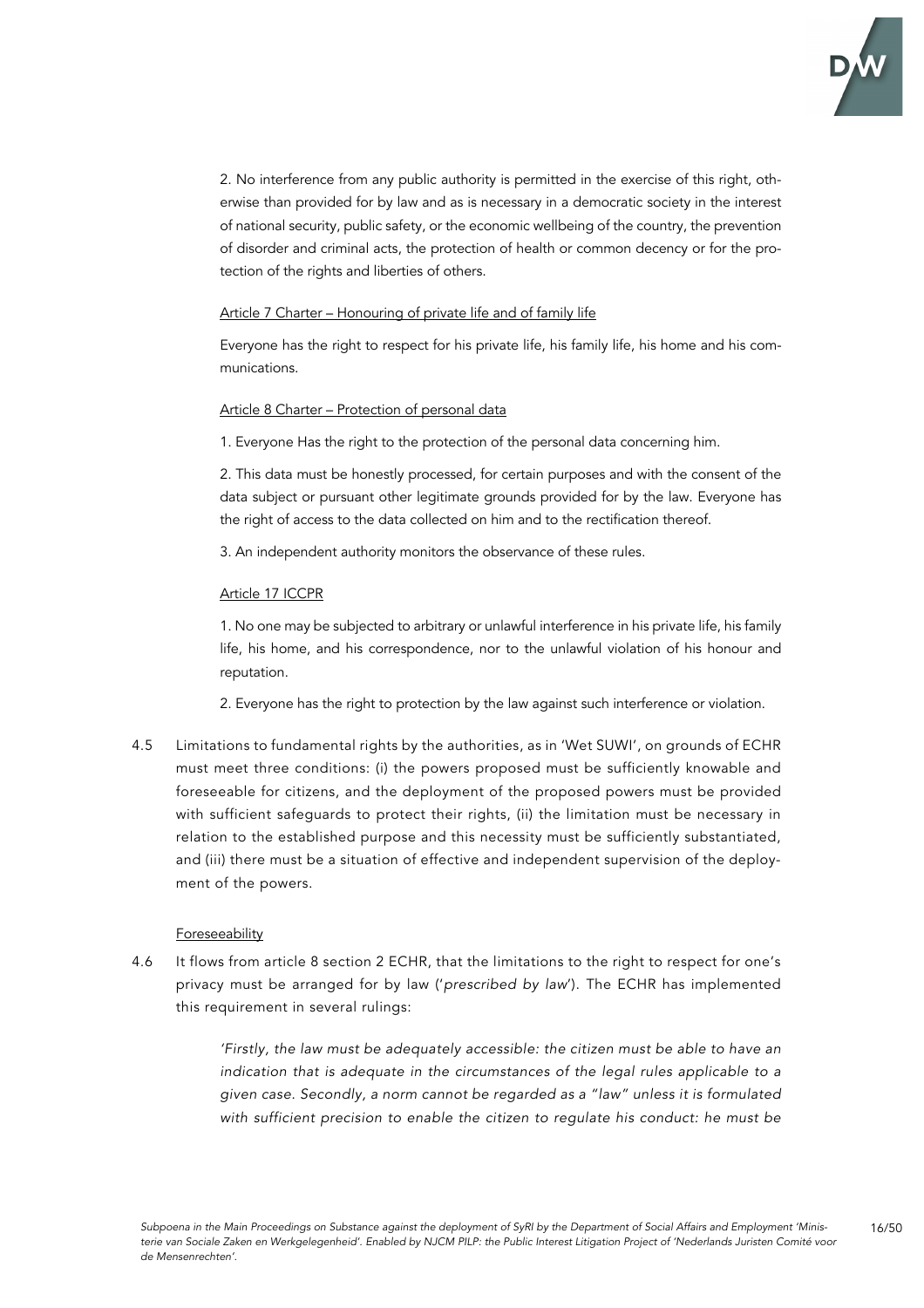2. No interference from any public authority is permitted in the exercise of this right, otherwise than provided for by law and as is necessary in a democratic society in the interest of national security, public safety, or the economic wellbeing of the country, the prevention of disorder and criminal acts, the protection of health or common decency or for the protection of the rights and liberties of others.

Article 7 Charter – Honouring of private life and of family life

Everyone has the right to respect for his private life, his family life, his home and his communications.

Article 8 Charter – Protection of personal data

1. Everyone Has the right to the protection of the personal data concerning him.

2. This data must be honestly processed, for certain purposes and with the consent of the data subject or pursuant other legitimate grounds provided for by the law. Everyone has the right of access to the data collected on him and to the rectification thereof.

3. An independent authority monitors the observance of these rules.

Article 17 ICCPR

1. No one may be subjected to arbitrary or unlawful interference in his private life, his family life, his home, and his correspondence, nor to the unlawful violation of his honour and reputation.

2. Everyone has the right to protection by the law against such interference or violation.

4.5 Limitations to fundamental rights by the authorities, as in 'Wet SUWI', on grounds of ECHR must meet three conditions: (i) the powers proposed must be sufficiently knowable and foreseeable for citizens, and the deployment of the proposed powers must be provided with sufficient safeguards to protect their rights, (ii) the limitation must be necessary in relation to the established purpose and this necessity must be sufficiently substantiated, and (iii) there must be a situation of effective and independent supervision of the deployment of the powers.

Foreseeability

4.6 It flows from article 8 section 2 ECHR, that the limitations to the right to respect for one's privacy must be arranged for by law ('*prescribed by law*'). The ECHR has implemented this requirement in several rulings:

> *'Firstly, the law must be adequately accessible: the citizen must be able to have an indication that is adequate in the circumstances of the legal rules applicable to a given case. Secondly, a norm cannot be regarded as a "law" unless it is formulated with sufficient precision to enable the citizen to regulate his conduct: he must be*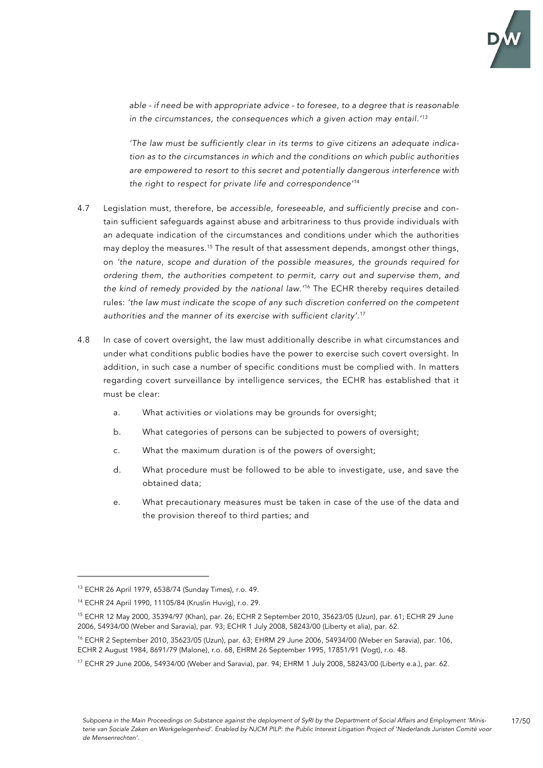*able - if need be with appropriate advice - to foresee, to a degree that is reasonable in the circumstances, the consequences which a given action may entail.'*[13]

*'The law must be sufficiently clear in its terms to give citizens an adequate indication as to the circumstances in which and the conditions on which public authorities are empowered to resort to this secret and potentially dangerous interference with the right to respect for private life and correspondence'*[14]

4.7 Legislation must, therefore, be *accessible, foreseeable, and sufficiently precise* and contain sufficient safeguards against abuse and arbitrariness to thus provide individuals with an adequate indication of the circumstances and conditions under which the authorities may deploy the measures.[15] The result of that assessment depends, amongst other things, on *'the nature, scope and duration of the possible measures, the grounds required for ordering them, the authorities competent to permit, carry out and supervise them, and the kind of remedy provided by the national law.'*[16] The ECHR thereby requires detailed rules: *'the law must indicate the scope of any such discretion conferred on the competent authorities and the manner of its exercise with sufficient clarity'*.[17]

4.8 In case of covert oversight, the law must additionally describe in what circumstances and under what conditions public bodies have the power to exercise such covert oversight. In addition, in such case a number of specific conditions must be complied with. In matters regarding covert surveillance by intelligence services, the ECHR has established that it must be clear:

a. What activities or violations may be grounds for oversight;

b. What categories of persons can be subjected to powers of oversight;

c. What the maximum duration is of the powers of oversight;

d. What procedure must be followed to be able to investigate, use, and save the obtained data;

e. What precautionary measures must be taken in case of the use of the data and the provision thereof to third parties; and

---

[13] ECHR 26 April 1979, 6538/74 (Sunday Times), r.o. 49.

[14] ECHR 24 April 1990, 11105/84 (Kruslin Huvig), r.o. 29.

[15] ECHR 12 May 2000, 35394/97 (Khan), par. 26; ECHR 2 September 2010, 35623/05 (Uzun), par. 61; ECHR 29 June 2006, 54934/00 (Weber and Saravia), par. 93; ECHR 1 July 2008, 58243/00 (Liberty et alia), par. 62.

[16] ECHR 2 September 2010, 35623/05 (Uzun), par. 63; EHRM 29 June 2006, 54934/00 (Weber en Saravia), par. 106, ECHR 2 August 1984, 8691/79 (Malone), r.o. 68, EHRM 26 September 1995, 17851/91 (Vogt), r.o. 48.

[17] ECHR 29 June 2006, 54934/00 (Weber and Saravia), par. 94; EHRM 1 July 2008, 58243/00 (Liberty e.a.), par. 62.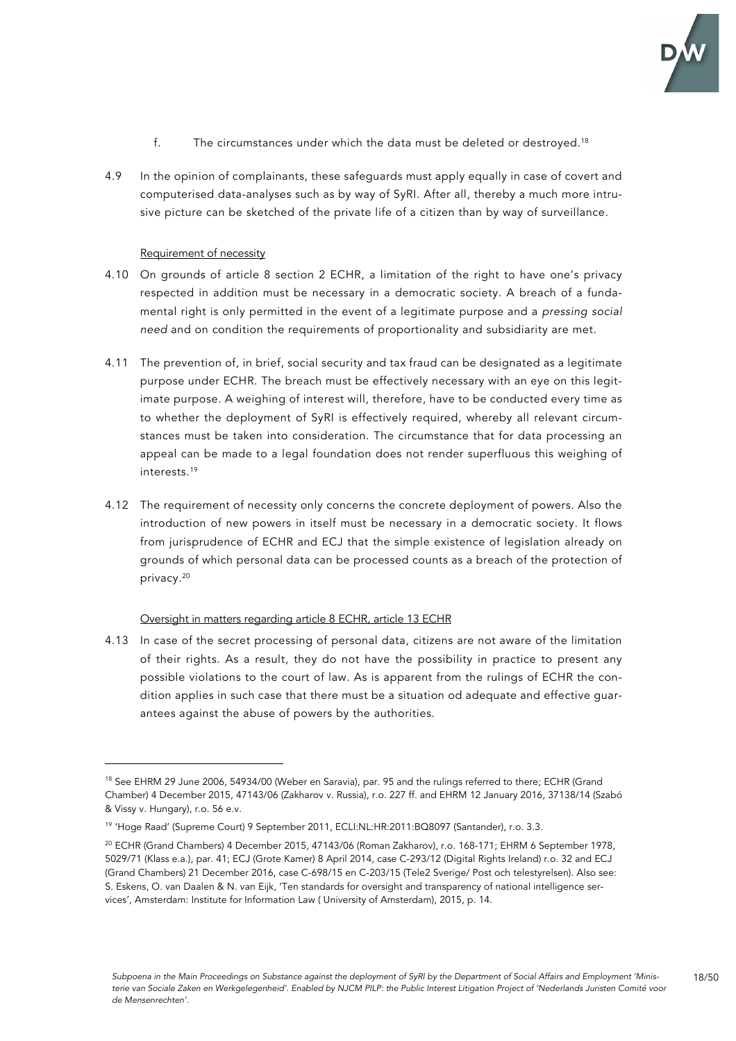f. The circumstances under which the data must be deleted or destroyed.[18]

4.9 In the opinion of complainants, these safeguards must apply equally in case of covert and computerised data-analyses such as by way of SyRI. After all, thereby a much more intrusive picture can be sketched of the private life of a citizen than by way of surveillance.

Requirement of necessity

4.10 On grounds of article 8 section 2 ECHR, a limitation of the right to have one's privacy respected in addition must be necessary in a democratic society. A breach of a fundamental right is only permitted in the event of a legitimate purpose and a *pressing social need* and on condition the requirements of proportionality and subsidiarity are met.

4.11 The prevention of, in brief, social security and tax fraud can be designated as a legitimate purpose under ECHR. The breach must be effectively necessary with an eye on this legitimate purpose. A weighing of interest will, therefore, have to be conducted every time as to whether the deployment of SyRI is effectively required, whereby all relevant circumstances must be taken into consideration. The circumstance that for data processing an appeal can be made to a legal foundation does not render superfluous this weighing of interests.[19]

4.12 The requirement of necessity only concerns the concrete deployment of powers. Also the introduction of new powers in itself must be necessary in a democratic society. It flows from jurisprudence of ECHR and ECJ that the simple existence of legislation already on grounds of which personal data can be processed counts as a breach of the protection of privacy.[20]

Oversight in matters regarding article 8 ECHR, article 13 ECHR

4.13 In case of the secret processing of personal data, citizens are not aware of the limitation of their rights. As a result, they do not have the possibility in practice to present any possible violations to the court of law. As is apparent from the rulings of ECHR the condition applies in such case that there must be a situation od adequate and effective guarantees against the abuse of powers by the authorities.

---

[18] See EHRM 29 June 2006, 54934/00 (Weber en Saravia), par. 95 and the rulings referred to there; ECHR (Grand Chamber) 4 December 2015, 47143/06 (Zakharov v. Russia), r.o. 227 ff. and EHRM 12 January 2016, 37138/14 (Szabó & Vissy v. Hungary), r.o. 56 e.v.

[19] 'Hoge Raad' (Supreme Court) 9 September 2011, ECLI:NL:HR:2011:BQ8097 (Santander), r.o. 3.3.

[20] ECHR (Grand Chambers) 4 December 2015, 47143/06 (Roman Zakharov), r.o. 168-171; EHRM 6 September 1978, 5029/71 (Klass e.a.), par. 41; ECJ (Grote Kamer) 8 April 2014, case C-293/12 (Digital Rights Ireland) r.o. 32 and ECJ (Grand Chambers) 21 December 2016, case C-698/15 en C-203/15 (Tele2 Sverige/ Post och telestyrelsen). Also see: S. Eskens, O. van Daalen & N. van Eijk, 'Ten standards for oversight and transparency of national intelligence services', Amsterdam: Institute for Information Law ( University of Amsterdam), 2015, p. 14.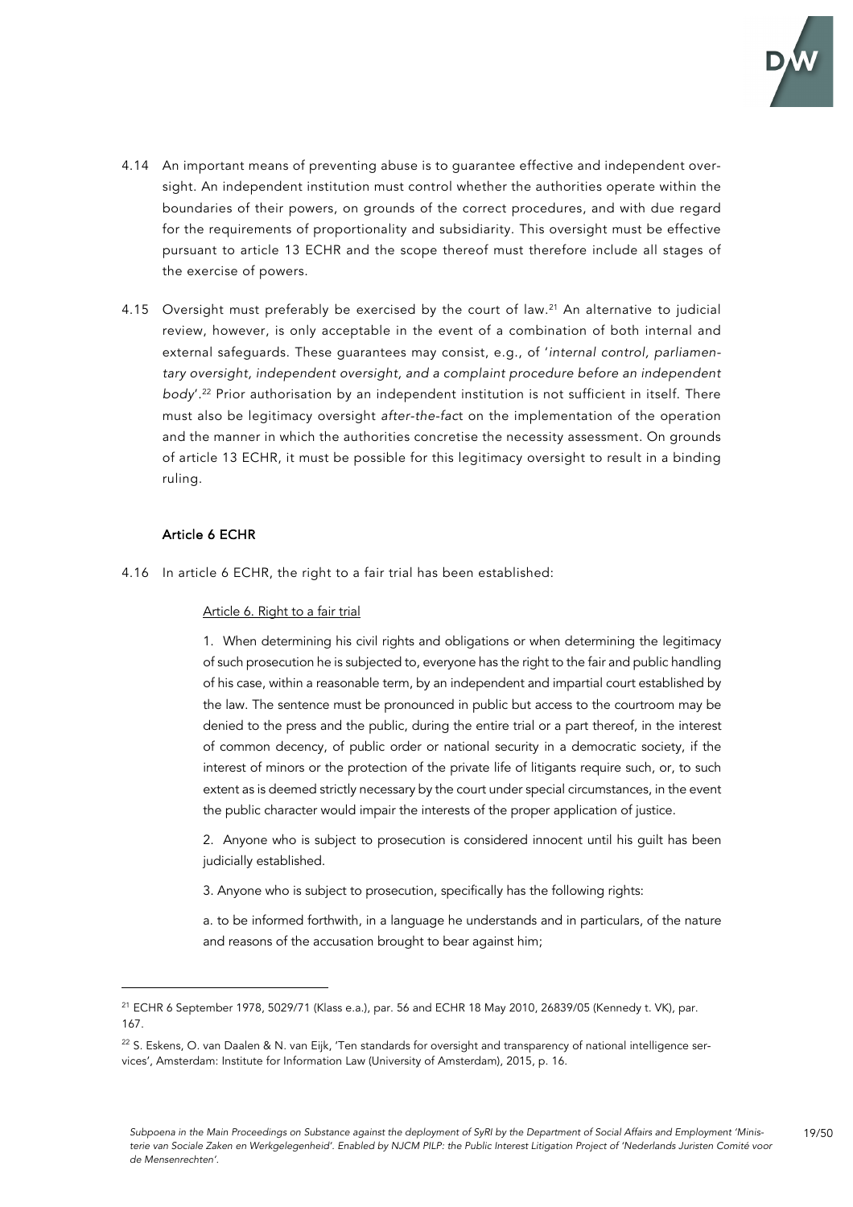4.14 An important means of preventing abuse is to guarantee effective and independent oversight. An independent institution must control whether the authorities operate within the boundaries of their powers, on grounds of the correct procedures, and with due regard for the requirements of proportionality and subsidiarity. This oversight must be effective pursuant to article 13 ECHR and the scope thereof must therefore include all stages of the exercise of powers.

4.15 Oversight must preferably be exercised by the court of law.[21] An alternative to judicial review, however, is only acceptable in the event of a combination of both internal and external safeguards. These guarantees may consist, e.g., of '*internal control, parliamentary oversight, independent oversight, and a complaint procedure before an independent body*'.[22] Prior authorisation by an independent institution is not sufficient in itself. There must also be legitimacy oversight *after-the-fact* on the implementation of the operation and the manner in which the authorities concretise the necessity assessment. On grounds of article 13 ECHR, it must be possible for this legitimacy oversight to result in a binding ruling.

### Article 6 ECHR

4.16 In article 6 ECHR, the right to a fair trial has been established:

> <u>Article 6. Right to a fair trial</u>
>
> 1. When determining his civil rights and obligations or when determining the legitimacy of such prosecution he is subjected to, everyone has the right to the fair and public handling of his case, within a reasonable term, by an independent and impartial court established by the law. The sentence must be pronounced in public but access to the courtroom may be denied to the press and the public, during the entire trial or a part thereof, in the interest of common decency, of public order or national security in a democratic society, if the interest of minors or the protection of the private life of litigants require such, or, to such extent as is deemed strictly necessary by the court under special circumstances, in the event the public character would impair the interests of the proper application of justice.
>
> 2. Anyone who is subject to prosecution is considered innocent until his guilt has been judicially established.
>
> 3. Anyone who is subject to prosecution, specifically has the following rights:
>
> a. to be informed forthwith, in a language he understands and in particulars, of the nature and reasons of the accusation brought to bear against him;

---

[21] ECHR 6 September 1978, 5029/71 (Klass e.a.), par. 56 and ECHR 18 May 2010, 26839/05 (Kennedy t. VK), par. 167.

[22] S. Eskens, O. van Daalen & N. van Eijk, 'Ten standards for oversight and transparency of national intelligence services', Amsterdam: Institute for Information Law (University of Amsterdam), 2015, p. 16.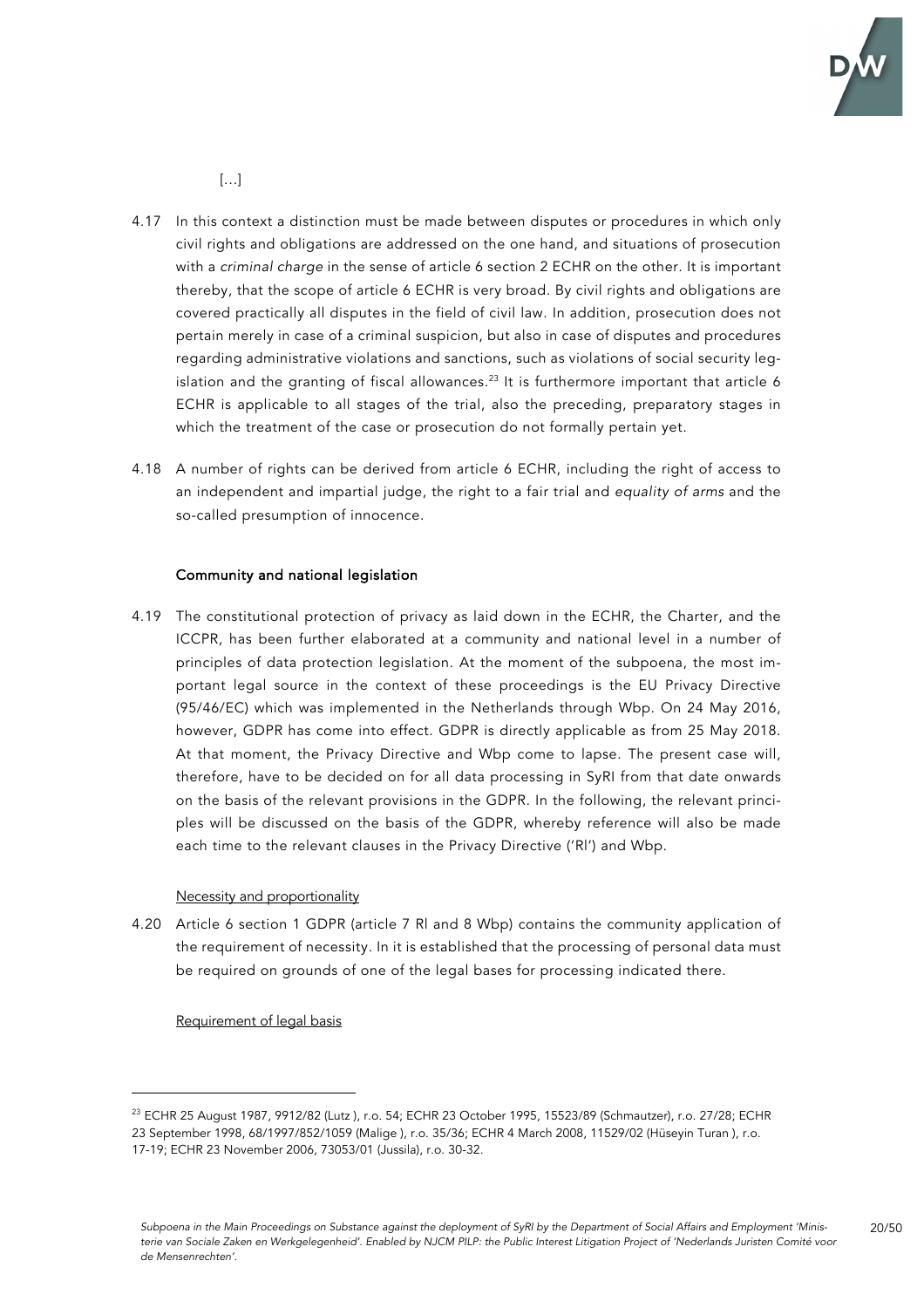[…]

4.17 In this context a distinction must be made between disputes or procedures in which only civil rights and obligations are addressed on the one hand, and situations of prosecution with a *criminal charge* in the sense of article 6 section 2 ECHR on the other. It is important thereby, that the scope of article 6 ECHR is very broad. By civil rights and obligations are covered practically all disputes in the field of civil law. In addition, prosecution does not pertain merely in case of a criminal suspicion, but also in case of disputes and procedures regarding administrative violations and sanctions, such as violations of social security legislation and the granting of fiscal allowances.[23] It is furthermore important that article 6 ECHR is applicable to all stages of the trial, also the preceding, preparatory stages in which the treatment of the case or prosecution do not formally pertain yet.

4.18 A number of rights can be derived from article 6 ECHR, including the right of access to an independent and impartial judge, the right to a fair trial and *equality of arms* and the so-called presumption of innocence.

### Community and national legislation

4.19 The constitutional protection of privacy as laid down in the ECHR, the Charter, and the ICCPR, has been further elaborated at a community and national level in a number of principles of data protection legislation. At the moment of the subpoena, the most important legal source in the context of these proceedings is the EU Privacy Directive (95/46/EC) which was implemented in the Netherlands through Wbp. On 24 May 2016, however, GDPR has come into effect. GDPR is directly applicable as from 25 May 2018. At that moment, the Privacy Directive and Wbp come to lapse. The present case will, therefore, have to be decided on for all data processing in SyRI from that date onwards on the basis of the relevant provisions in the GDPR. In the following, the relevant principles will be discussed on the basis of the GDPR, whereby reference will also be made each time to the relevant clauses in the Privacy Directive ('Rl') and Wbp.

#### Necessity and proportionality

4.20 Article 6 section 1 GDPR (article 7 Rl and 8 Wbp) contains the community application of the requirement of necessity. In it is established that the processing of personal data must be required on grounds of one of the legal bases for processing indicated there.

#### Requirement of legal basis

[23] ECHR 25 August 1987, 9912/82 (Lutz ), r.o. 54; ECHR 23 October 1995, 15523/89 (Schmautzer), r.o. 27/28; ECHR 23 September 1998, 68/1997/852/1059 (Malige ), r.o. 35/36; ECHR 4 March 2008, 11529/02 (Hüseyin Turan ), r.o. 17-19; ECHR 23 November 2006, 73053/01 (Jussila), r.o. 30-32.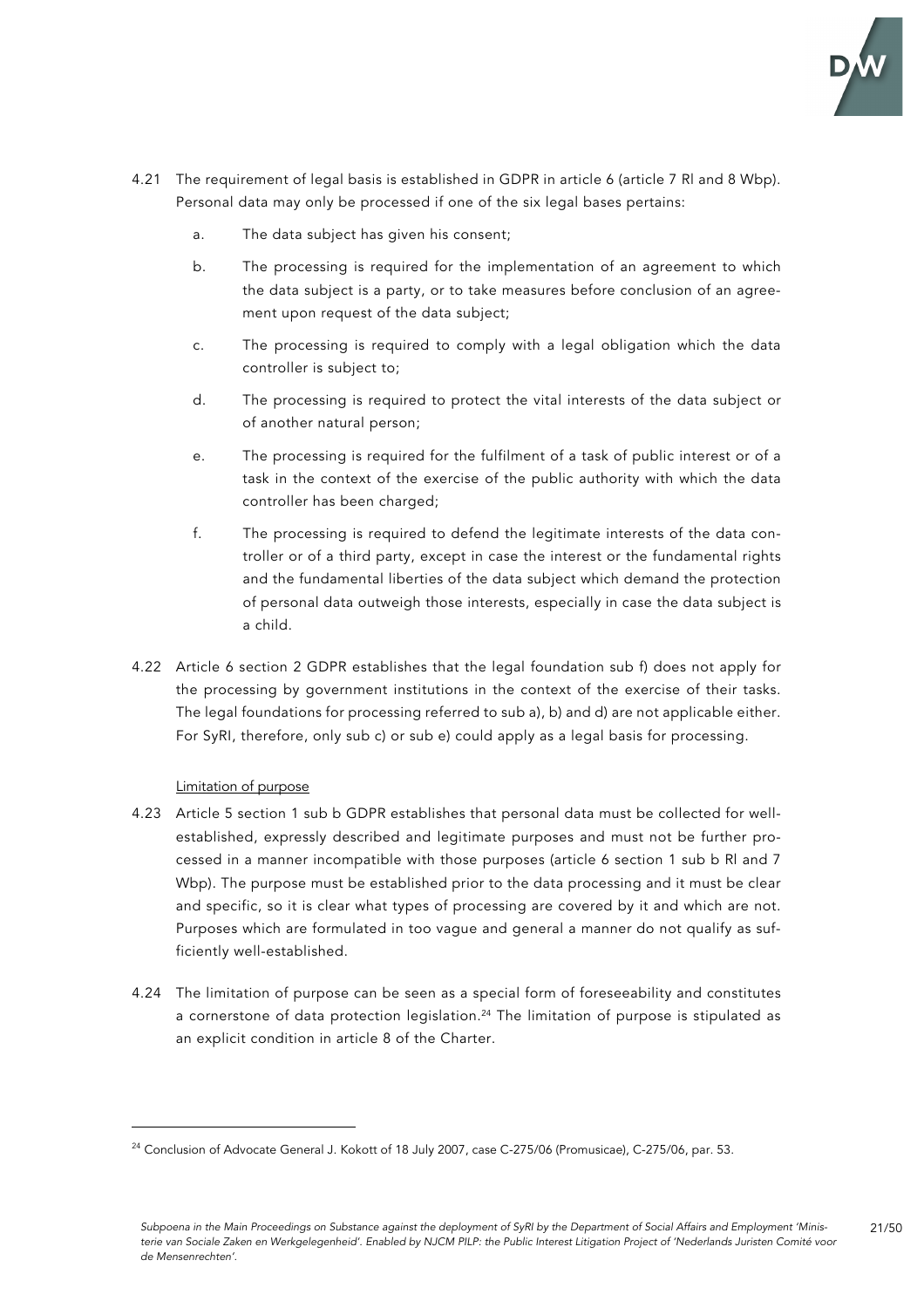4.21 The requirement of legal basis is established in GDPR in article 6 (article 7 Rl and 8 Wbp). Personal data may only be processed if one of the six legal bases pertains:

   a. The data subject has given his consent;

   b. The processing is required for the implementation of an agreement to which the data subject is a party, or to take measures before conclusion of an agreement upon request of the data subject;

   c. The processing is required to comply with a legal obligation which the data controller is subject to;

   d. The processing is required to protect the vital interests of the data subject or of another natural person;

   e. The processing is required for the fulfilment of a task of public interest or of a task in the context of the exercise of the public authority with which the data controller has been charged;

   f. The processing is required to defend the legitimate interests of the data controller or of a third party, except in case the interest or the fundamental rights and the fundamental liberties of the data subject which demand the protection of personal data outweigh those interests, especially in case the data subject is a child.

4.22 Article 6 section 2 GDPR establishes that the legal foundation sub f) does not apply for the processing by government institutions in the context of the exercise of their tasks. The legal foundations for processing referred to sub a), b) and d) are not applicable either. For SyRI, therefore, only sub c) or sub e) could apply as a legal basis for processing.

<u>Limitation of purpose</u>

4.23 Article 5 section 1 sub b GDPR establishes that personal data must be collected for well-established, expressly described and legitimate purposes and must not be further processed in a manner incompatible with those purposes (article 6 section 1 sub b Rl and 7 Wbp). The purpose must be established prior to the data processing and it must be clear and specific, so it is clear what types of processing are covered by it and which are not. Purposes which are formulated in too vague and general a manner do not qualify as sufficiently well-established.

4.24 The limitation of purpose can be seen as a special form of foreseeability and constitutes a cornerstone of data protection legislation.[24] The limitation of purpose is stipulated as an explicit condition in article 8 of the Charter.

---

[24] Conclusion of Advocate General J. Kokott of 18 July 2007, case C-275/06 (Promusicae), C-275/06, par. 53.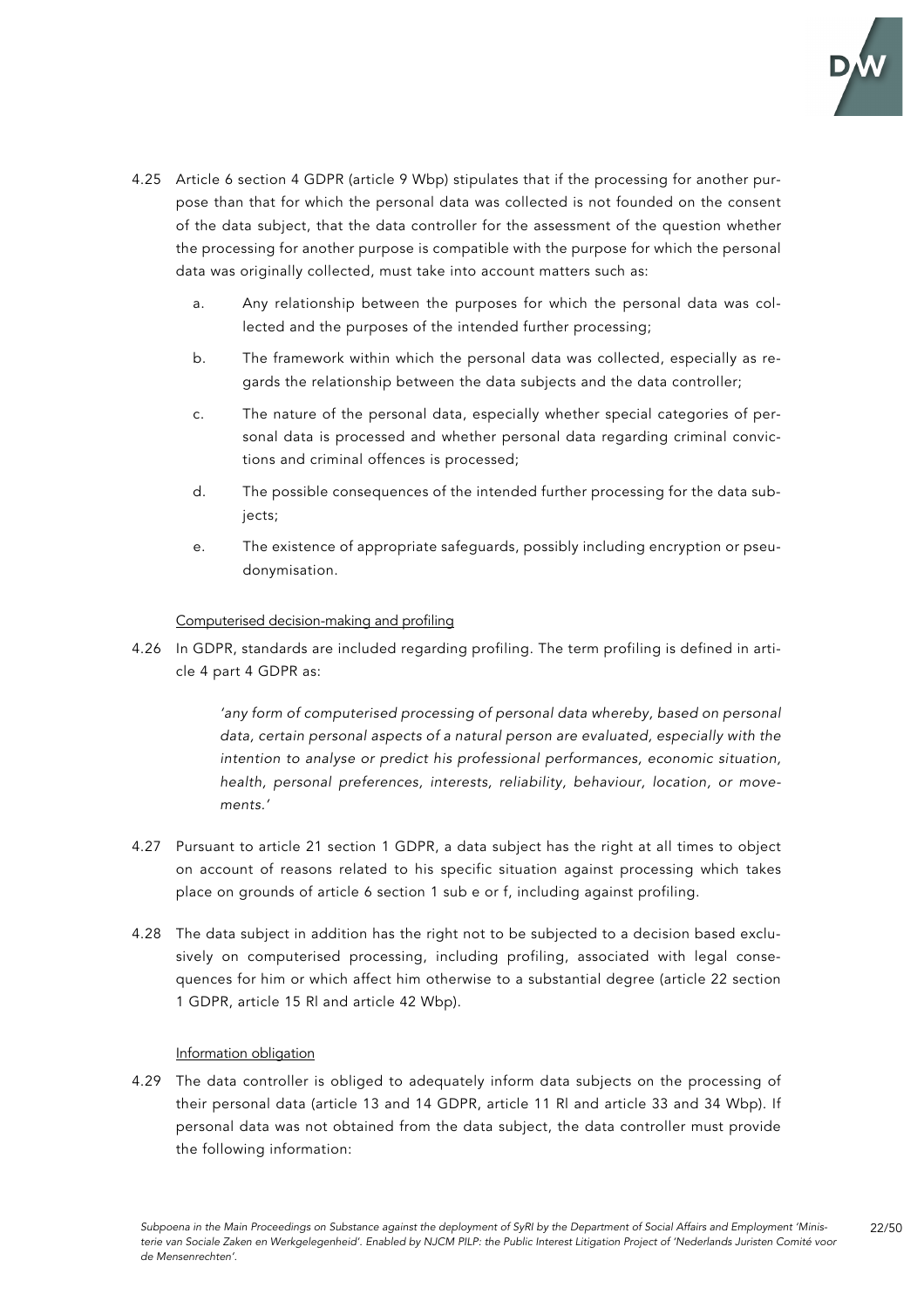4.25 Article 6 section 4 GDPR (article 9 Wbp) stipulates that if the processing for another purpose than that for which the personal data was collected is not founded on the consent of the data subject, that the data controller for the assessment of the question whether the processing for another purpose is compatible with the purpose for which the personal data was originally collected, must take into account matters such as:

   a. Any relationship between the purposes for which the personal data was collected and the purposes of the intended further processing;

   b. The framework within which the personal data was collected, especially as regards the relationship between the data subjects and the data controller;

   c. The nature of the personal data, especially whether special categories of personal data is processed and whether personal data regarding criminal convictions and criminal offences is processed;

   d. The possible consequences of the intended further processing for the data subjects;

   e. The existence of appropriate safeguards, possibly including encryption or pseudonymisation.

<u>Computerised decision-making and profiling</u>

4.26 In GDPR, standards are included regarding profiling. The term profiling is defined in article 4 part 4 GDPR as:

> *'any form of computerised processing of personal data whereby, based on personal data, certain personal aspects of a natural person are evaluated, especially with the intention to analyse or predict his professional performances, economic situation, health, personal preferences, interests, reliability, behaviour, location, or movements.'*

4.27 Pursuant to article 21 section 1 GDPR, a data subject has the right at all times to object on account of reasons related to his specific situation against processing which takes place on grounds of article 6 section 1 sub e or f, including against profiling.

4.28 The data subject in addition has the right not to be subjected to a decision based exclusively on computerised processing, including profiling, associated with legal consequences for him or which affect him otherwise to a substantial degree (article 22 section 1 GDPR, article 15 Rl and article 42 Wbp).

<u>Information obligation</u>

4.29 The data controller is obliged to adequately inform data subjects on the processing of their personal data (article 13 and 14 GDPR, article 11 Rl and article 33 and 34 Wbp). If personal data was not obtained from the data subject, the data controller must provide the following information: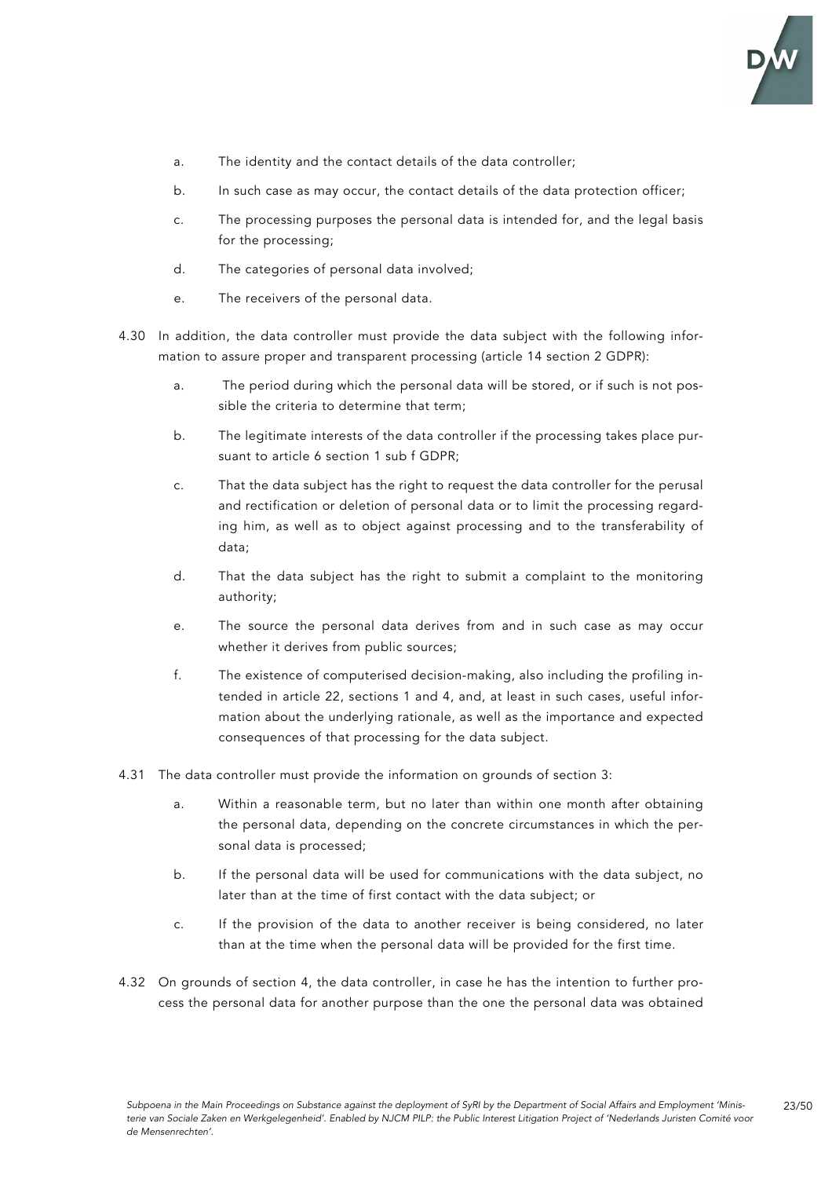a. The identity and the contact details of the data controller;

b. In such case as may occur, the contact details of the data protection officer;

c. The processing purposes the personal data is intended for, and the legal basis for the processing;

d. The categories of personal data involved;

e. The receivers of the personal data.

4.30 In addition, the data controller must provide the data subject with the following information to assure proper and transparent processing (article 14 section 2 GDPR):

a. The period during which the personal data will be stored, or if such is not possible the criteria to determine that term;

b. The legitimate interests of the data controller if the processing takes place pursuant to article 6 section 1 sub f GDPR;

c. That the data subject has the right to request the data controller for the perusal and rectification or deletion of personal data or to limit the processing regarding him, as well as to object against processing and to the transferability of data;

d. That the data subject has the right to submit a complaint to the monitoring authority;

e. The source the personal data derives from and in such case as may occur whether it derives from public sources;

f. The existence of computerised decision-making, also including the profiling intended in article 22, sections 1 and 4, and, at least in such cases, useful information about the underlying rationale, as well as the importance and expected consequences of that processing for the data subject.

4.31 The data controller must provide the information on grounds of section 3:

a. Within a reasonable term, but no later than within one month after obtaining the personal data, depending on the concrete circumstances in which the personal data is processed;

b. If the personal data will be used for communications with the data subject, no later than at the time of first contact with the data subject; or

c. If the provision of the data to another receiver is being considered, no later than at the time when the personal data will be provided for the first time.

4.32 On grounds of section 4, the data controller, in case he has the intention to further process the personal data for another purpose than the one the personal data was obtained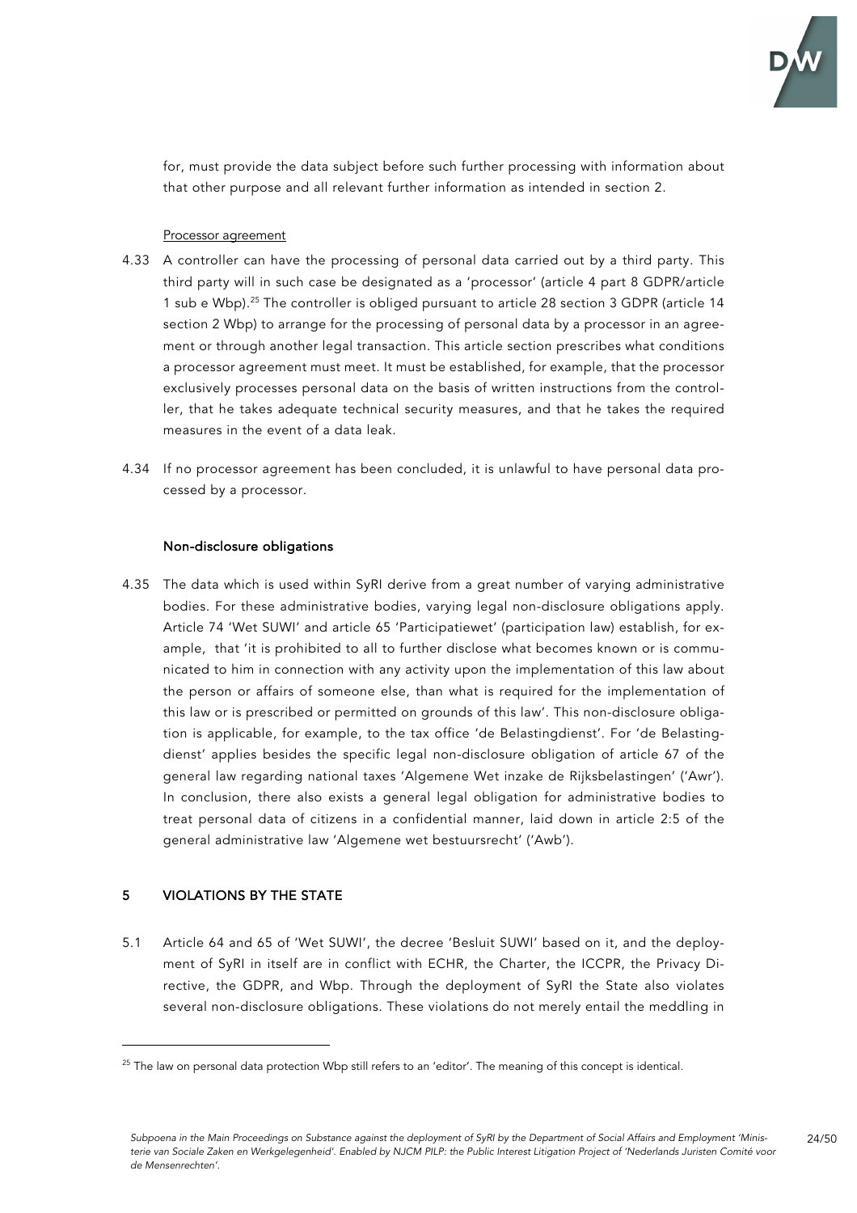for, must provide the data subject before such further processing with information about that other purpose and all relevant further information as intended in section 2.

Processor agreement

4.33 A controller can have the processing of personal data carried out by a third party. This third party will in such case be designated as a 'processor' (article 4 part 8 GDPR/article 1 sub e Wbp).[25] The controller is obliged pursuant to article 28 section 3 GDPR (article 14 section 2 Wbp) to arrange for the processing of personal data by a processor in an agreement or through another legal transaction. This article section prescribes what conditions a processor agreement must meet. It must be established, for example, that the processor exclusively processes personal data on the basis of written instructions from the controller, that he takes adequate technical security measures, and that he takes the required measures in the event of a data leak.

4.34 If no processor agreement has been concluded, it is unlawful to have personal data processed by a processor.

### Non-disclosure obligations

4.35 The data which is used within SyRI derive from a great number of varying administrative bodies. For these administrative bodies, varying legal non-disclosure obligations apply. Article 74 'Wet SUWI' and article 65 'Participatiewet' (participation law) establish, for example, that 'it is prohibited to all to further disclose what becomes known or is communicated to him in connection with any activity upon the implementation of this law about the person or affairs of someone else, than what is required for the implementation of this law or is prescribed or permitted on grounds of this law'. This non-disclosure obligation is applicable, for example, to the tax office 'de Belastingdienst'. For 'de Belastingdienst' applies besides the specific legal non-disclosure obligation of article 67 of the general law regarding national taxes 'Algemene Wet inzake de Rijksbelastingen' ('Awr'). In conclusion, there also exists a general legal obligation for administrative bodies to treat personal data of citizens in a confidential manner, laid down in article 2:5 of the general administrative law 'Algemene wet bestuursrecht' ('Awb').

## 5 VIOLATIONS BY THE STATE

5.1 Article 64 and 65 of 'Wet SUWI', the decree 'Besluit SUWI' based on it, and the deployment of SyRI in itself are in conflict with ECHR, the Charter, the ICCPR, the Privacy Directive, the GDPR, and Wbp. Through the deployment of SyRI the State also violates several non-disclosure obligations. These violations do not merely entail the meddling in

[25] The law on personal data protection Wbp still refers to an 'editor'. The meaning of this concept is identical.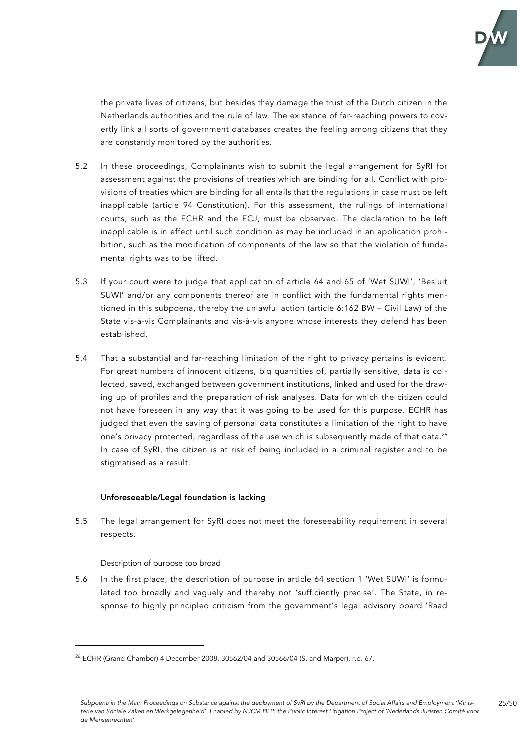the private lives of citizens, but besides they damage the trust of the Dutch citizen in the Netherlands authorities and the rule of law. The existence of far-reaching powers to covertly link all sorts of government databases creates the feeling among citizens that they are constantly monitored by the authorities.

5.2 In these proceedings, Complainants wish to submit the legal arrangement for SyRI for assessment against the provisions of treaties which are binding for all. Conflict with provisions of treaties which are binding for all entails that the regulations in case must be left inapplicable (article 94 Constitution). For this assessment, the rulings of international courts, such as the ECHR and the ECJ, must be observed. The declaration to be left inapplicable is in effect until such condition as may be included in an application prohibition, such as the modification of components of the law so that the violation of fundamental rights was to be lifted.

5.3 If your court were to judge that application of article 64 and 65 of 'Wet SUWI', 'Besluit SUWI' and/or any components thereof are in conflict with the fundamental rights mentioned in this subpoena, thereby the unlawful action (article 6:162 BW – Civil Law) of the State vis-à-vis Complainants and vis-à-vis anyone whose interests they defend has been established.

5.4 That a substantial and far-reaching limitation of the right to privacy pertains is evident. For great numbers of innocent citizens, big quantities of, partially sensitive, data is collected, saved, exchanged between government institutions, linked and used for the drawing up of profiles and the preparation of risk analyses. Data for which the citizen could not have foreseen in any way that it was going to be used for this purpose. ECHR has judged that even the saving of personal data constitutes a limitation of the right to have one's privacy protected, regardless of the use which is subsequently made of that data.[26] In case of SyRI, the citizen is at risk of being included in a criminal register and to be stigmatised as a result.

### Unforeseeable/Legal foundation is lacking

5.5 The legal arrangement for SyRI does not meet the foreseeability requirement in several respects.

Description of purpose too broad

5.6 In the first place, the description of purpose in article 64 section 1 'Wet SUWI' is formulated too broadly and vaguely and thereby not 'sufficiently precise'. The State, in response to highly principled criticism from the government's legal advisory board 'Raad

---

[26] ECHR (Grand Chamber) 4 December 2008, 30562/04 and 30566/04 (S. and Marper), r.o. 67.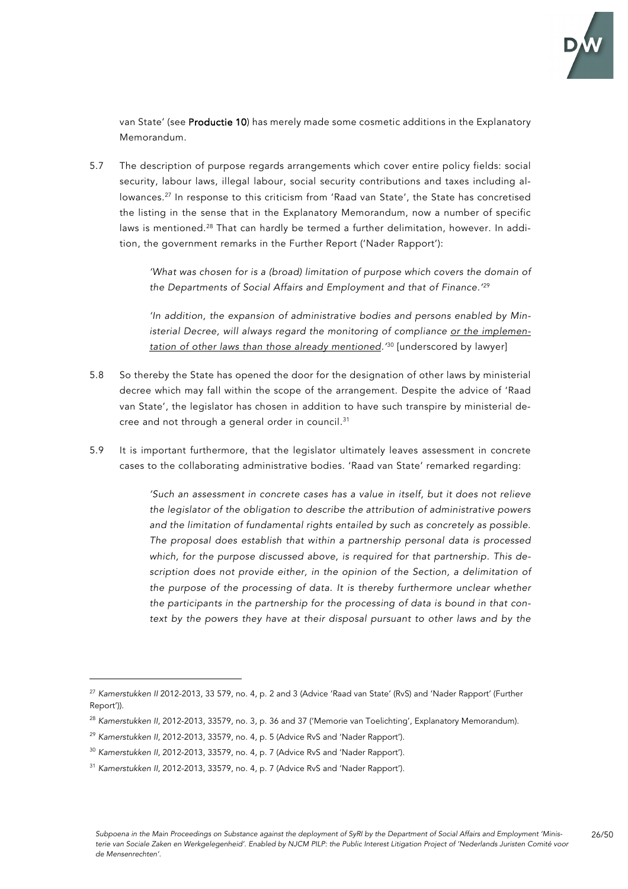van State' (see **Productie 10**) has merely made some cosmetic additions in the Explanatory Memorandum.

5.7 The description of purpose regards arrangements which cover entire policy fields: social security, labour laws, illegal labour, social security contributions and taxes including allowances.[27] In response to this criticism from 'Raad van State', the State has concretised the listing in the sense that in the Explanatory Memorandum, now a number of specific laws is mentioned.[28] That can hardly be termed a further delimitation, however. In addition, the government remarks in the Further Report ('Nader Rapport'):

> *'What was chosen for is a (broad) limitation of purpose which covers the domain of the Departments of Social Affairs and Employment and that of Finance.'*[29]
>
> *'In addition, the expansion of administrative bodies and persons enabled by Ministerial Decree, will always regard the monitoring of compliance <u>or the implementation of other laws than those already mentioned</u>.'*[30] [underscored by lawyer]

5.8 So thereby the State has opened the door for the designation of other laws by ministerial decree which may fall within the scope of the arrangement. Despite the advice of 'Raad van State', the legislator has chosen in addition to have such transpire by ministerial decree and not through a general order in council.[31]

5.9 It is important furthermore, that the legislator ultimately leaves assessment in concrete cases to the collaborating administrative bodies. 'Raad van State' remarked regarding:

> *'Such an assessment in concrete cases has a value in itself, but it does not relieve the legislator of the obligation to describe the attribution of administrative powers and the limitation of fundamental rights entailed by such as concretely as possible. The proposal does establish that within a partnership personal data is processed which, for the purpose discussed above, is required for that partnership. This description does not provide either, in the opinion of the Section, a delimitation of the purpose of the processing of data. It is thereby furthermore unclear whether the participants in the partnership for the processing of data is bound in that context by the powers they have at their disposal pursuant to other laws and by the*

---

[27] *Kamerstukken II* 2012-2013, 33 579, no. 4, p. 2 and 3 (Advice 'Raad van State' (RvS) and 'Nader Rapport' (Further Report')).

[28] *Kamerstukken II*, 2012-2013, 33579, no. 3, p. 36 and 37 ('Memorie van Toelichting', Explanatory Memorandum).

[29] *Kamerstukken II*, 2012-2013, 33579, no. 4, p. 5 (Advice RvS and 'Nader Rapport').

[30] *Kamerstukken II*, 2012-2013, 33579, no. 4, p. 7 (Advice RvS and 'Nader Rapport').

[31] *Kamerstukken II*, 2012-2013, 33579, no. 4, p. 7 (Advice RvS and 'Nader Rapport').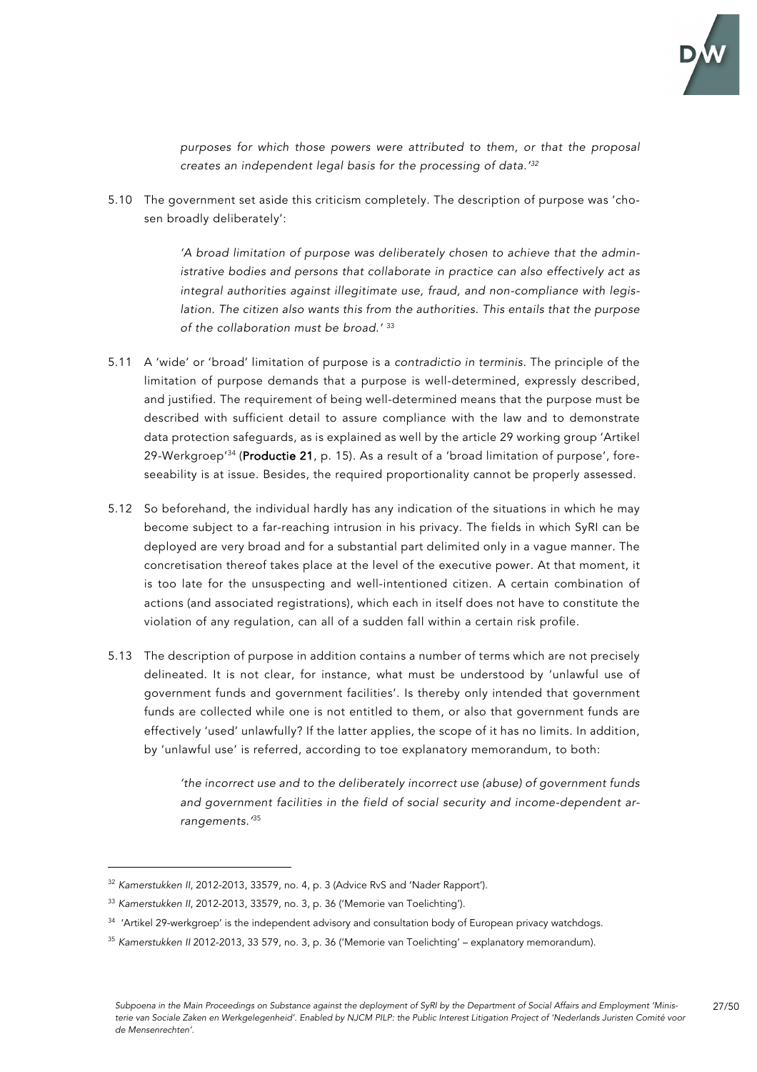> *purposes for which those powers were attributed to them, or that the proposal creates an independent legal basis for the processing of data.'*[32]

5.10 The government set aside this criticism completely. The description of purpose was 'chosen broadly deliberately':

> *'A broad limitation of purpose was deliberately chosen to achieve that the administrative bodies and persons that collaborate in practice can also effectively act as integral authorities against illegitimate use, fraud, and non-compliance with legislation. The citizen also wants this from the authorities. This entails that the purpose of the collaboration must be broad.'* [33]

5.11 A 'wide' or 'broad' limitation of purpose is a *contradictio in terminis*. The principle of the limitation of purpose demands that a purpose is well-determined, expressly described, and justified. The requirement of being well-determined means that the purpose must be described with sufficient detail to assure compliance with the law and to demonstrate data protection safeguards, as is explained as well by the article 29 working group 'Artikel 29-Werkgroep'[34] (**Productie 21**, p. 15). As a result of a 'broad limitation of purpose', foreseeability is at issue. Besides, the required proportionality cannot be properly assessed.

5.12 So beforehand, the individual hardly has any indication of the situations in which he may become subject to a far-reaching intrusion in his privacy. The fields in which SyRI can be deployed are very broad and for a substantial part delimited only in a vague manner. The concretisation thereof takes place at the level of the executive power. At that moment, it is too late for the unsuspecting and well-intentioned citizen. A certain combination of actions (and associated registrations), which each in itself does not have to constitute the violation of any regulation, can all of a sudden fall within a certain risk profile.

5.13 The description of purpose in addition contains a number of terms which are not precisely delineated. It is not clear, for instance, what must be understood by 'unlawful use of government funds and government facilities'. Is thereby only intended that government funds are collected while one is not entitled to them, or also that government funds are effectively 'used' unlawfully? If the latter applies, the scope of it has no limits. In addition, by 'unlawful use' is referred, according to toe explanatory memorandum, to both:

> *'the incorrect use and to the deliberately incorrect use (abuse) of government funds and government facilities in the field of social security and income-dependent arrangements.'*[35]

---

[32] *Kamerstukken II*, 2012-2013, 33579, no. 4, p. 3 (Advice RvS and 'Nader Rapport').

[33] *Kamerstukken II*, 2012-2013, 33579, no. 3, p. 36 ('Memorie van Toelichting').

[34] 'Artikel 29-werkgroep' is the independent advisory and consultation body of European privacy watchdogs.

[35] *Kamerstukken II* 2012-2013, 33 579, no. 3, p. 36 ('Memorie van Toelichting' – explanatory memorandum).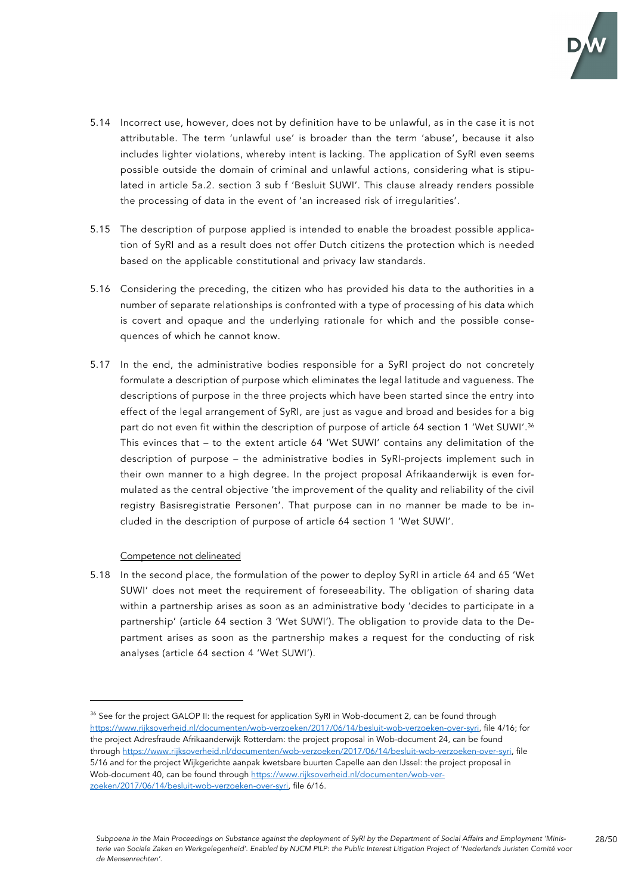5.14 Incorrect use, however, does not by definition have to be unlawful, as in the case it is not attributable. The term 'unlawful use' is broader than the term 'abuse', because it also includes lighter violations, whereby intent is lacking. The application of SyRI even seems possible outside the domain of criminal and unlawful actions, considering what is stipulated in article 5a.2. section 3 sub f 'Besluit SUWI'. This clause already renders possible the processing of data in the event of 'an increased risk of irregularities'.

5.15 The description of purpose applied is intended to enable the broadest possible application of SyRI and as a result does not offer Dutch citizens the protection which is needed based on the applicable constitutional and privacy law standards.

5.16 Considering the preceding, the citizen who has provided his data to the authorities in a number of separate relationships is confronted with a type of processing of his data which is covert and opaque and the underlying rationale for which and the possible consequences of which he cannot know.

5.17 In the end, the administrative bodies responsible for a SyRI project do not concretely formulate a description of purpose which eliminates the legal latitude and vagueness. The descriptions of purpose in the three projects which have been started since the entry into effect of the legal arrangement of SyRI, are just as vague and broad and besides for a big part do not even fit within the description of purpose of article 64 section 1 'Wet SUWI'.[36] This evinces that – to the extent article 64 'Wet SUWI' contains any delimitation of the description of purpose – the administrative bodies in SyRI-projects implement such in their own manner to a high degree. In the project proposal Afrikaanderwijk is even formulated as the central objective 'the improvement of the quality and reliability of the civil registry Basisregistratie Personen'. That purpose can in no manner be made to be included in the description of purpose of article 64 section 1 'Wet SUWI'.

<u>Competence not delineated</u>

5.18 In the second place, the formulation of the power to deploy SyRI in article 64 and 65 'Wet SUWI' does not meet the requirement of foreseeability. The obligation of sharing data within a partnership arises as soon as an administrative body 'decides to participate in a partnership' (article 64 section 3 'Wet SUWI'). The obligation to provide data to the Department arises as soon as the partnership makes a request for the conducting of risk analyses (article 64 section 4 'Wet SUWI').

---

[36] See for the project GALOP II: the request for application SyRI in Wob-document 2, can be found through https://www.rijksoverheid.nl/documenten/wob-verzoeken/2017/06/14/besluit-wob-verzoeken-over-syri, file 4/16; for the project Adresfraude Afrikaanderwijk Rotterdam: the project proposal in Wob-document 24, can be found through https://www.rijksoverheid.nl/documenten/wob-verzoeken/2017/06/14/besluit-wob-verzoeken-over-syri, file 5/16 and for the project Wijkgerichte aanpak kwetsbare buurten Capelle aan den IJssel: the project proposal in Wob-document 40, can be found through https://www.rijksoverheid.nl/documenten/wob-verzoeken/2017/06/14/besluit-wob-verzoeken-over-syri, file 6/16.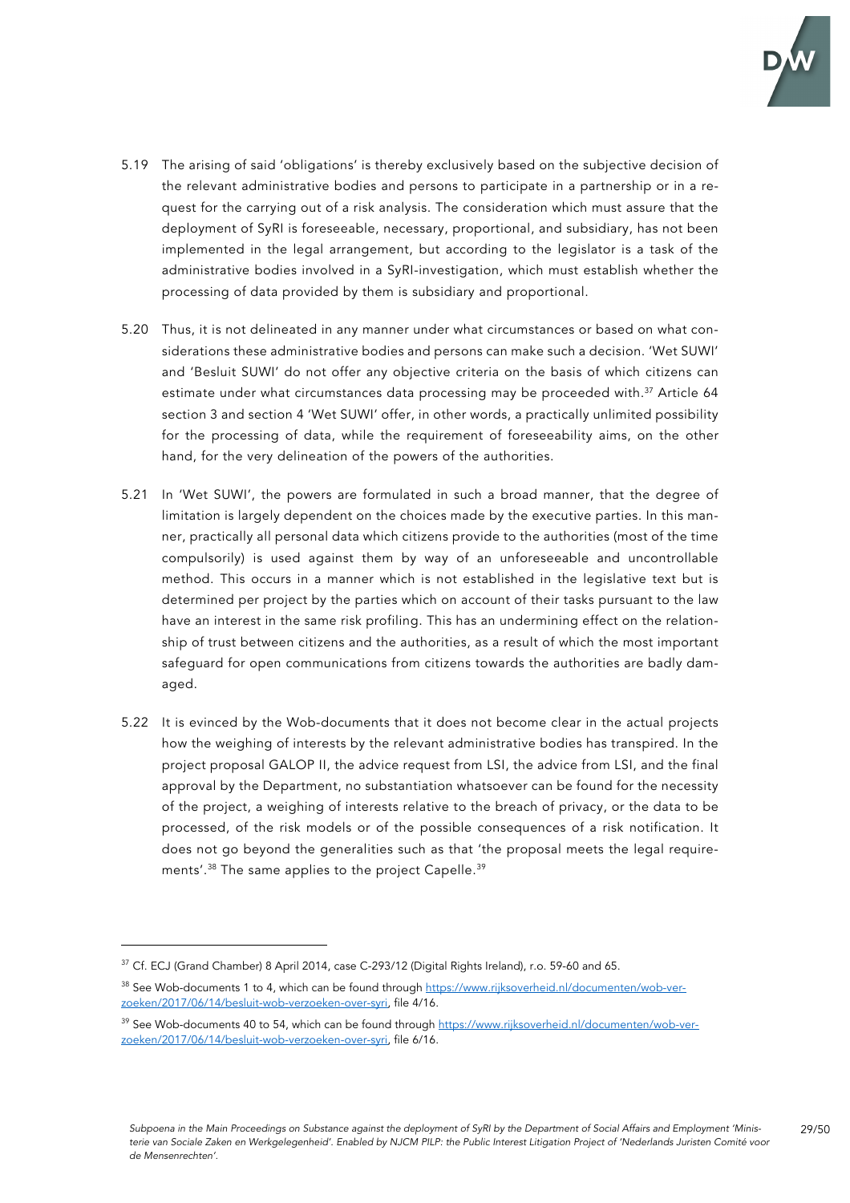5.19 The arising of said 'obligations' is thereby exclusively based on the subjective decision of the relevant administrative bodies and persons to participate in a partnership or in a request for the carrying out of a risk analysis. The consideration which must assure that the deployment of SyRI is foreseeable, necessary, proportional, and subsidiary, has not been implemented in the legal arrangement, but according to the legislator is a task of the administrative bodies involved in a SyRI-investigation, which must establish whether the processing of data provided by them is subsidiary and proportional.

5.20 Thus, it is not delineated in any manner under what circumstances or based on what considerations these administrative bodies and persons can make such a decision. 'Wet SUWI' and 'Besluit SUWI' do not offer any objective criteria on the basis of which citizens can estimate under what circumstances data processing may be proceeded with.[37] Article 64 section 3 and section 4 'Wet SUWI' offer, in other words, a practically unlimited possibility for the processing of data, while the requirement of foreseeability aims, on the other hand, for the very delineation of the powers of the authorities.

5.21 In 'Wet SUWI', the powers are formulated in such a broad manner, that the degree of limitation is largely dependent on the choices made by the executive parties. In this manner, practically all personal data which citizens provide to the authorities (most of the time compulsorily) is used against them by way of an unforeseeable and uncontrollable method. This occurs in a manner which is not established in the legislative text but is determined per project by the parties which on account of their tasks pursuant to the law have an interest in the same risk profiling. This has an undermining effect on the relationship of trust between citizens and the authorities, as a result of which the most important safeguard for open communications from citizens towards the authorities are badly damaged.

5.22 It is evinced by the Wob-documents that it does not become clear in the actual projects how the weighing of interests by the relevant administrative bodies has transpired. In the project proposal GALOP II, the advice request from LSI, the advice from LSI, and the final approval by the Department, no substantiation whatsoever can be found for the necessity of the project, a weighing of interests relative to the breach of privacy, or the data to be processed, of the risk models or of the possible consequences of a risk notification. It does not go beyond the generalities such as that 'the proposal meets the legal requirements'.[38] The same applies to the project Capelle.[39]

---

[37] Cf. ECJ (Grand Chamber) 8 April 2014, case C-293/12 (Digital Rights Ireland), r.o. 59-60 and 65.

[38] See Wob-documents 1 to 4, which can be found through https://www.rijksoverheid.nl/documenten/wob-verzoeken/2017/06/14/besluit-wob-verzoeken-over-syri, file 4/16.

[39] See Wob-documents 40 to 54, which can be found through https://www.rijksoverheid.nl/documenten/wob-verzoeken/2017/06/14/besluit-wob-verzoeken-over-syri, file 6/16.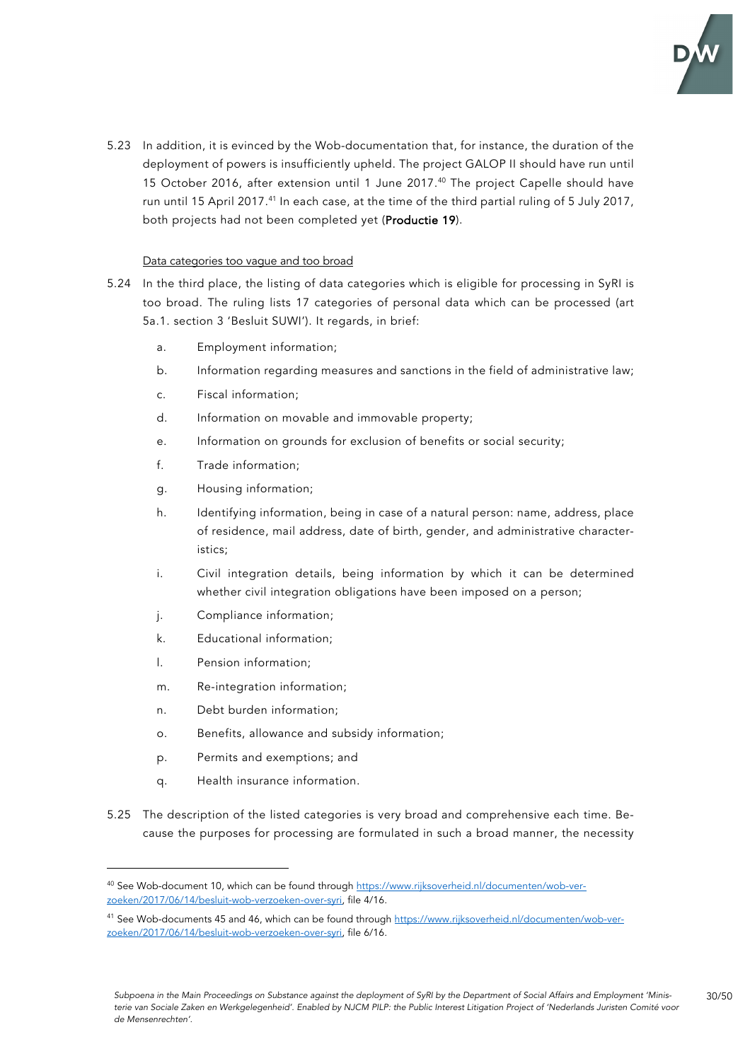5.23 In addition, it is evinced by the Wob-documentation that, for instance, the duration of the deployment of powers is insufficiently upheld. The project GALOP II should have run until 15 October 2016, after extension until 1 June 2017.[40] The project Capelle should have run until 15 April 2017.[41] In each case, at the time of the third partial ruling of 5 July 2017, both projects had not been completed yet (**Productie 19**).

Data categories too vague and too broad

5.24 In the third place, the listing of data categories which is eligible for processing in SyRI is too broad. The ruling lists 17 categories of personal data which can be processed (art 5a.1. section 3 'Besluit SUWI'). It regards, in brief:

a. Employment information;

b. Information regarding measures and sanctions in the field of administrative law;

c. Fiscal information;

d. Information on movable and immovable property;

e. Information on grounds for exclusion of benefits or social security;

f. Trade information;

g. Housing information;

h. Identifying information, being in case of a natural person: name, address, place of residence, mail address, date of birth, gender, and administrative characteristics;

i. Civil integration details, being information by which it can be determined whether civil integration obligations have been imposed on a person;

j. Compliance information;

k. Educational information;

l. Pension information;

m. Re-integration information;

n. Debt burden information;

o. Benefits, allowance and subsidy information;

p. Permits and exemptions; and

q. Health insurance information.

5.25 The description of the listed categories is very broad and comprehensive each time. Because the purposes for processing are formulated in such a broad manner, the necessity

---

[40] See Wob-document 10, which can be found through https://www.rijksoverheid.nl/documenten/wob-verzoeken/2017/06/14/besluit-wob-verzoeken-over-syri, file 4/16.

[41] See Wob-documents 45 and 46, which can be found through https://www.rijksoverheid.nl/documenten/wob-verzoeken/2017/06/14/besluit-wob-verzoeken-over-syri, file 6/16.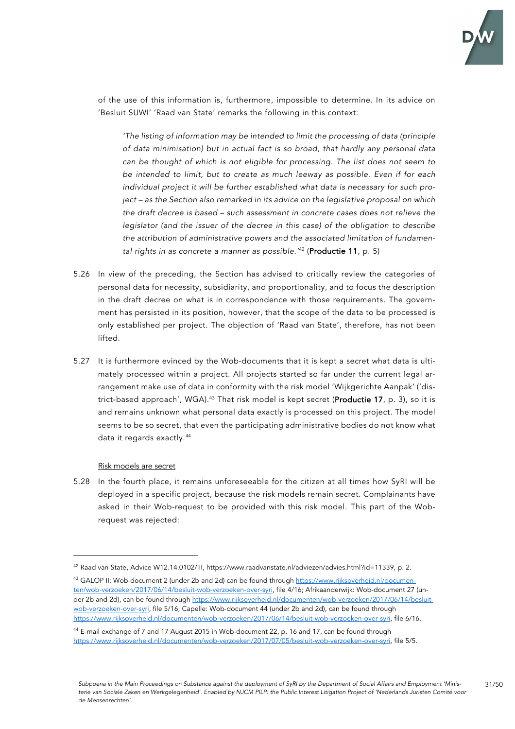of the use of this information is, furthermore, impossible to determine. In its advice on 'Besluit SUWI' 'Raad van State' remarks the following in this context:

> *'The listing of information may be intended to limit the processing of data (principle of data minimisation) but in actual fact is so broad, that hardly any personal data can be thought of which is not eligible for processing. The list does not seem to be intended to limit, but to create as much leeway as possible. Even if for each individual project it will be further established what data is necessary for such project – as the Section also remarked in its advice on the legislative proposal on which the draft decree is based – such assessment in concrete cases does not relieve the legislator (and the issuer of the decree in this case) of the obligation to describe the attribution of administrative powers and the associated limitation of fundamental rights in as concrete a manner as possible.'*[42] (**Productie 11**, p. 5)

5.26 In view of the preceding, the Section has advised to critically review the categories of personal data for necessity, subsidiarity, and proportionality, and to focus the description in the draft decree on what is in correspondence with those requirements. The government has persisted in its position, however, that the scope of the data to be processed is only established per project. The objection of 'Raad van State', therefore, has not been lifted.

5.27 It is furthermore evinced by the Wob-documents that it is kept a secret what data is ultimately processed within a project. All projects started so far under the current legal arrangement make use of data in conformity with the risk model 'Wijkgerichte Aanpak' ('district-based approach', WGA).[43] That risk model is kept secret (**Productie 17**, p. 3), so it is and remains unknown what personal data exactly is processed on this project. The model seems to be so secret, that even the participating administrative bodies do not know what data it regards exactly.[44]

<u>Risk models are secret</u>

5.28 In the fourth place, it remains unforeseeable for the citizen at all times how SyRI will be deployed in a specific project, because the risk models remain secret. Complainants have asked in their Wob-request to be provided with this risk model. This part of the Wob-request was rejected:

---

[42] Raad van State, Advice W12.14.0102/III, https://www.raadvanstate.nl/adviezen/advies.html?id=11339, p. 2.

[43] GALOP II: Wob-document 2 (under 2b and 2d) can be found through https://www.rijksoverheid.nl/documenten/wob-verzoeken/2017/06/14/besluit-wob-verzoeken-over-syri, file 4/16; Afrikaanderwijk: Wob-document 27 (under 2b and 2d), can be found through https://www.rijksoverheid.nl/documenten/wob-verzoeken/2017/06/14/besluit-wob-verzoeken-over-syri, file 5/16; Capelle: Wob-document 44 (under 2b and 2d), can be found through https://www.rijksoverheid.nl/documenten/wob-verzoeken/2017/06/14/besluit-wob-verzoeken-over-syri, file 6/16.

[44] E-mail exchange of 7 and 17 August 2015 in Wob-document 22, p. 16 and 17, can be found through https://www.rijksoverheid.nl/documenten/wob-verzoeken/2017/07/05/besluit-wob-verzoeken-over-syri, file 5/5.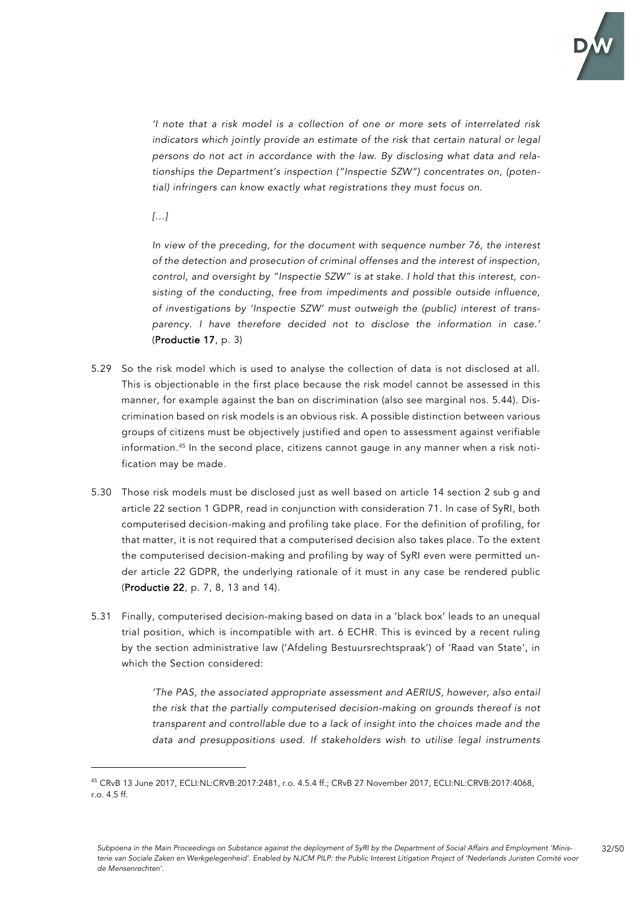> *'I note that a risk model is a collection of one or more sets of interrelated risk indicators which jointly provide an estimate of the risk that certain natural or legal persons do not act in accordance with the law. By disclosing what data and relationships the Department's inspection ("Inspectie SZW") concentrates on, (potential) infringers can know exactly what registrations they must focus on.*
>
> *[…]*
>
> *In view of the preceding, for the document with sequence number 76, the interest of the detection and prosecution of criminal offenses and the interest of inspection, control, and oversight by "Inspectie SZW" is at stake. I hold that this interest, consisting of the conducting, free from impediments and possible outside influence, of investigations by 'Inspectie SZW' must outweigh the (public) interest of transparency. I have therefore decided not to disclose the information in case.'* (**Productie 17**, p. 3)

5.29 So the risk model which is used to analyse the collection of data is not disclosed at all. This is objectionable in the first place because the risk model cannot be assessed in this manner, for example against the ban on discrimination (also see marginal nos. 5.44). Discrimination based on risk models is an obvious risk. A possible distinction between various groups of citizens must be objectively justified and open to assessment against verifiable information.[45] In the second place, citizens cannot gauge in any manner when a risk notification may be made.

5.30 Those risk models must be disclosed just as well based on article 14 section 2 sub g and article 22 section 1 GDPR, read in conjunction with consideration 71. In case of SyRI, both computerised decision-making and profiling take place. For the definition of profiling, for that matter, it is not required that a computerised decision also takes place. To the extent the computerised decision-making and profiling by way of SyRI even were permitted under article 22 GDPR, the underlying rationale of it must in any case be rendered public (**Productie 22**, p. 7, 8, 13 and 14).

5.31 Finally, computerised decision-making based on data in a 'black box' leads to an unequal trial position, which is incompatible with art. 6 ECHR. This is evinced by a recent ruling by the section administrative law ('Afdeling Bestuursrechtspraak') of 'Raad van State', in which the Section considered:

> *'The PAS, the associated appropriate assessment and AERIUS, however, also entail the risk that the partially computerised decision-making on grounds thereof is not transparent and controllable due to a lack of insight into the choices made and the data and presuppositions used. If stakeholders wish to utilise legal instruments*

---

[45] CRvB 13 June 2017, ECLI:NL:CRVB:2017:2481, r.o. 4.5.4 ff.; CRvB 27 November 2017, ECLI:NL:CRVB:2017:4068, r.o. 4.5 ff.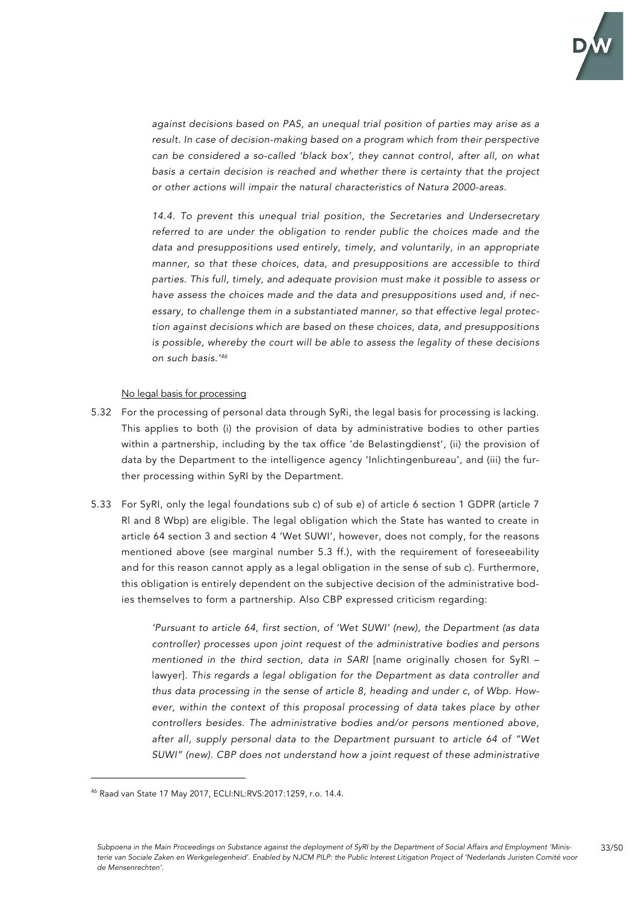*against decisions based on PAS, an unequal trial position of parties may arise as a result. In case of decision-making based on a program which from their perspective can be considered a so-called 'black box', they cannot control, after all, on what basis a certain decision is reached and whether there is certainty that the project or other actions will impair the natural characteristics of Natura 2000-areas.*

*14.4. To prevent this unequal trial position, the Secretaries and Undersecretary referred to are under the obligation to render public the choices made and the data and presuppositions used entirely, timely, and voluntarily, in an appropriate manner, so that these choices, data, and presuppositions are accessible to third parties. This full, timely, and adequate provision must make it possible to assess or have assess the choices made and the data and presuppositions used and, if necessary, to challenge them in a substantiated manner, so that effective legal protection against decisions which are based on these choices, data, and presuppositions is possible, whereby the court will be able to assess the legality of these decisions on such basis.'*[46]

<u>No legal basis for processing</u>

5.32 For the processing of personal data through SyRi, the legal basis for processing is lacking. This applies to both (i) the provision of data by administrative bodies to other parties within a partnership, including by the tax office 'de Belastingdienst', (ii) the provision of data by the Department to the intelligence agency 'Inlichtingenbureau', and (iii) the further processing within SyRI by the Department.

5.33 For SyRI, only the legal foundations sub c) of sub e) of article 6 section 1 GDPR (article 7 Rl and 8 Wbp) are eligible. The legal obligation which the State has wanted to create in article 64 section 3 and section 4 'Wet SUWI', however, does not comply, for the reasons mentioned above (see marginal number 5.3 ff.), with the requirement of foreseeability and for this reason cannot apply as a legal obligation in the sense of sub c). Furthermore, this obligation is entirely dependent on the subjective decision of the administrative bodies themselves to form a partnership. Also CBP expressed criticism regarding:

> *'Pursuant to article 64, first section, of 'Wet SUWI' (new), the Department (as data controller) processes upon joint request of the administrative bodies and persons mentioned in the third section, data in SARI* [name originally chosen for SyRI – lawyer]. *This regards a legal obligation for the Department as data controller and thus data processing in the sense of article 8, heading and under c, of Wbp. However, within the context of this proposal processing of data takes place by other controllers besides. The administrative bodies and/or persons mentioned above, after all, supply personal data to the Department pursuant to article 64 of "Wet SUWI" (new). CBP does not understand how a joint request of these administrative*

---

[46] Raad van State 17 May 2017, ECLI:NL:RVS:2017:1259, r.o. 14.4.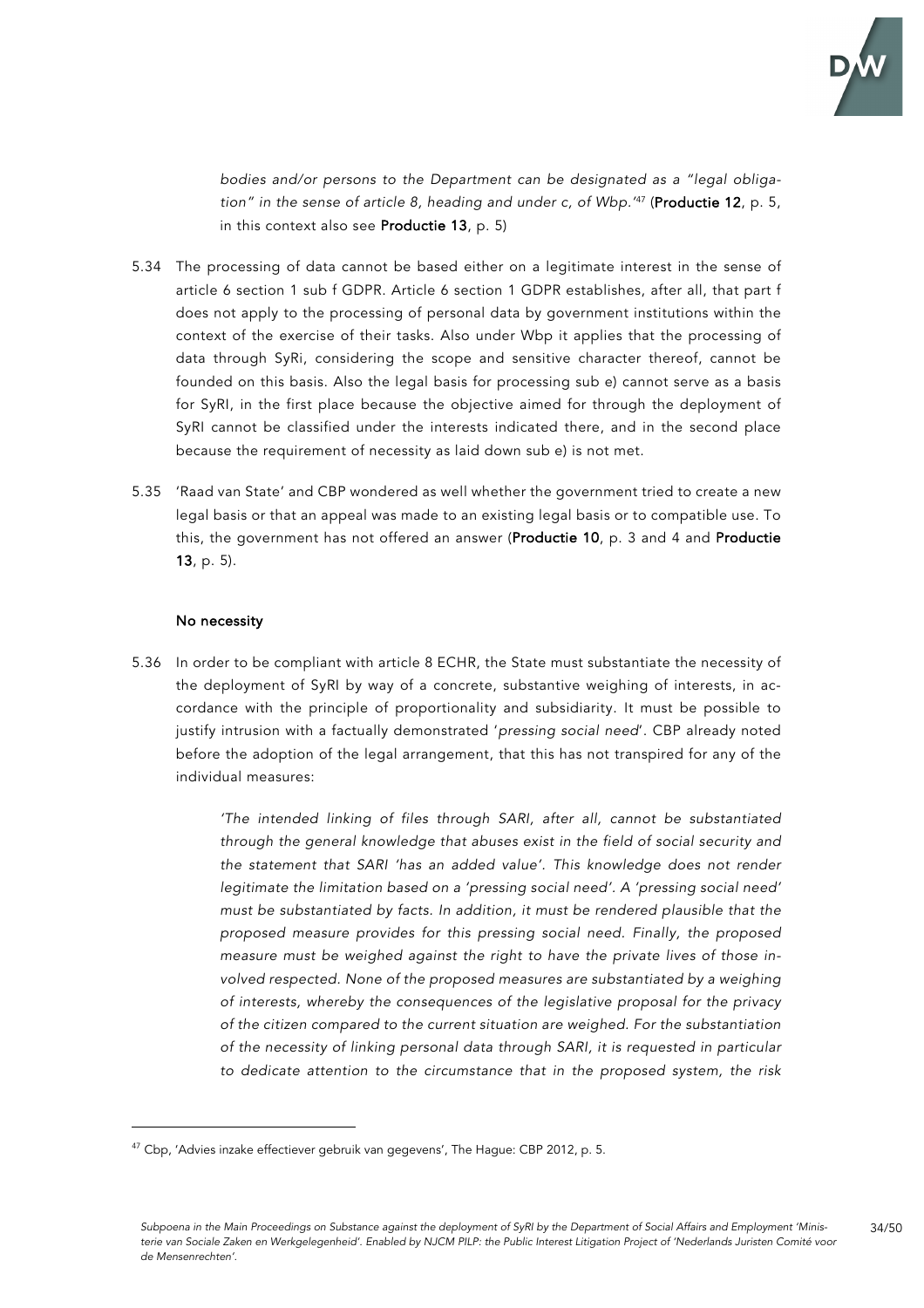*bodies and/or persons to the Department can be designated as a "legal obligation" in the sense of article 8, heading and under c, of Wbp.'*[47] (**Productie 12**, p. 5, in this context also see **Productie 13**, p. 5)

5.34 The processing of data cannot be based either on a legitimate interest in the sense of article 6 section 1 sub f GDPR. Article 6 section 1 GDPR establishes, after all, that part f does not apply to the processing of personal data by government institutions within the context of the exercise of their tasks. Also under Wbp it applies that the processing of data through SyRi, considering the scope and sensitive character thereof, cannot be founded on this basis. Also the legal basis for processing sub e) cannot serve as a basis for SyRI, in the first place because the objective aimed for through the deployment of SyRI cannot be classified under the interests indicated there, and in the second place because the requirement of necessity as laid down sub e) is not met.

5.35 'Raad van State' and CBP wondered as well whether the government tried to create a new legal basis or that an appeal was made to an existing legal basis or to compatible use. To this, the government has not offered an answer (**Productie 10**, p. 3 and 4 and **Productie 13**, p. 5).

**No necessity**

5.36 In order to be compliant with article 8 ECHR, the State must substantiate the necessity of the deployment of SyRI by way of a concrete, substantive weighing of interests, in accordance with the principle of proportionality and subsidiarity. It must be possible to justify intrusion with a factually demonstrated '*pressing social need*'. CBP already noted before the adoption of the legal arrangement, that this has not transpired for any of the individual measures:

> *'The intended linking of files through SARI, after all, cannot be substantiated through the general knowledge that abuses exist in the field of social security and the statement that SARI 'has an added value'. This knowledge does not render legitimate the limitation based on a 'pressing social need'. A 'pressing social need' must be substantiated by facts. In addition, it must be rendered plausible that the proposed measure provides for this pressing social need. Finally, the proposed measure must be weighed against the right to have the private lives of those involved respected. None of the proposed measures are substantiated by a weighing of interests, whereby the consequences of the legislative proposal for the privacy of the citizen compared to the current situation are weighed. For the substantiation of the necessity of linking personal data through SARI, it is requested in particular to dedicate attention to the circumstance that in the proposed system, the risk*

[47] Cbp, 'Advies inzake effectiever gebruik van gegevens', The Hague: CBP 2012, p. 5.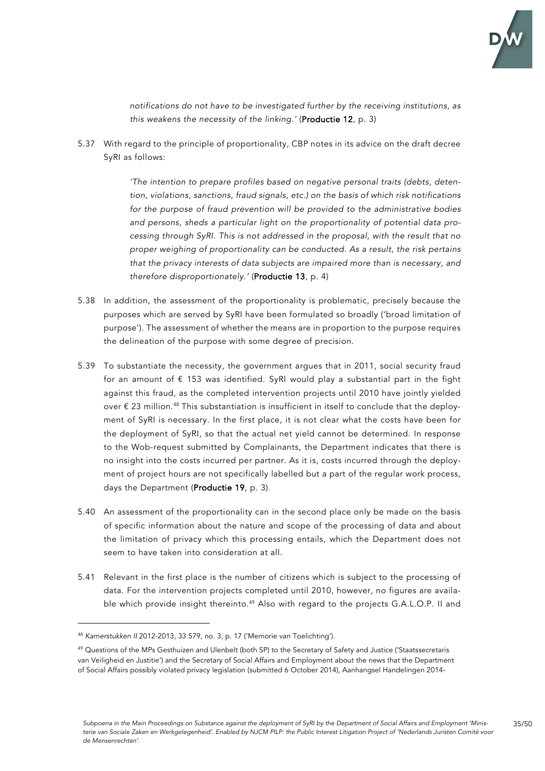*notifications do not have to be investigated further by the receiving institutions, as this weakens the necessity of the linking.'* (**Productie 12**, p. 3)

5.37 With regard to the principle of proportionality, CBP notes in its advice on the draft decree SyRI as follows:

> *'The intention to prepare profiles based on negative personal traits (debts, detention, violations, sanctions, fraud signals, etc.) on the basis of which risk notifications for the purpose of fraud prevention will be provided to the administrative bodies and persons, sheds a particular light on the proportionality of potential data processing through SyRI. This is not addressed in the proposal, with the result that no proper weighing of proportionality can be conducted. As a result, the risk pertains that the privacy interests of data subjects are impaired more than is necessary, and therefore disproportionately.'* (**Productie 13**, p. 4)

5.38 In addition, the assessment of the proportionality is problematic, precisely because the purposes which are served by SyRI have been formulated so broadly ('broad limitation of purpose'). The assessment of whether the means are in proportion to the purpose requires the delineation of the purpose with some degree of precision.

5.39 To substantiate the necessity, the government argues that in 2011, social security fraud for an amount of € 153 was identified. SyRI would play a substantial part in the fight against this fraud, as the completed intervention projects until 2010 have jointly yielded over € 23 million.[48] This substantiation is insufficient in itself to conclude that the deployment of SyRI is necessary. In the first place, it is not clear what the costs have been for the deployment of SyRI, so that the actual net yield cannot be determined. In response to the Wob-request submitted by Complainants, the Department indicates that there is no insight into the costs incurred per partner. As it is, costs incurred through the deployment of project hours are not specifically labelled but a part of the regular work process, days the Department (**Productie 19**, p. 3).

5.40 An assessment of the proportionality can in the second place only be made on the basis of specific information about the nature and scope of the processing of data and about the limitation of privacy which this processing entails, which the Department does not seem to have taken into consideration at all.

5.41 Relevant in the first place is the number of citizens which is subject to the processing of data. For the intervention projects completed until 2010, however, no figures are available which provide insight thereinto.[49] Also with regard to the projects G.A.L.O.P. II and

---

[48] *Kamerstukken II* 2012-2013, 33 579, no. 3, p. 17 ('Memorie van Toelichting').

[49] Questions of the MPs Gesthuizen and Ulenbelt (both SP) to the Secretary of Safety and Justice ('Staatssecretaris van Veiligheid en Justitie') and the Secretary of Social Affairs and Employment about the news that the Department of Social Affairs possibly violated privacy legislation (submitted 6 October 2014), Aanhangsel Handelingen 2014-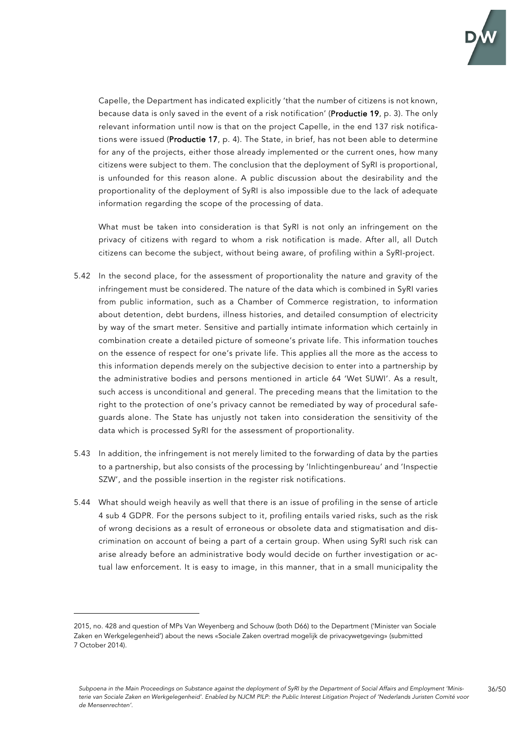Capelle, the Department has indicated explicitly 'that the number of citizens is not known, because data is only saved in the event of a risk notification' (**Productie 19**, p. 3). The only relevant information until now is that on the project Capelle, in the end 137 risk notifications were issued (**Productie 17**, p. 4). The State, in brief, has not been able to determine for any of the projects, either those already implemented or the current ones, how many citizens were subject to them. The conclusion that the deployment of SyRI is proportional, is unfounded for this reason alone. A public discussion about the desirability and the proportionality of the deployment of SyRI is also impossible due to the lack of adequate information regarding the scope of the processing of data.

What must be taken into consideration is that SyRI is not only an infringement on the privacy of citizens with regard to whom a risk notification is made. After all, all Dutch citizens can become the subject, without being aware, of profiling within a SyRI-project.

5.42 In the second place, for the assessment of proportionality the nature and gravity of the infringement must be considered. The nature of the data which is combined in SyRI varies from public information, such as a Chamber of Commerce registration, to information about detention, debt burdens, illness histories, and detailed consumption of electricity by way of the smart meter. Sensitive and partially intimate information which certainly in combination create a detailed picture of someone's private life. This information touches on the essence of respect for one's private life. This applies all the more as the access to this information depends merely on the subjective decision to enter into a partnership by the administrative bodies and persons mentioned in article 64 'Wet SUWI'. As a result, such access is unconditional and general. The preceding means that the limitation to the right to the protection of one's privacy cannot be remediated by way of procedural safeguards alone. The State has unjustly not taken into consideration the sensitivity of the data which is processed SyRI for the assessment of proportionality.

5.43 In addition, the infringement is not merely limited to the forwarding of data by the parties to a partnership, but also consists of the processing by 'Inlichtingenbureau' and 'Inspectie SZW', and the possible insertion in the register risk notifications.

5.44 What should weigh heavily as well that there is an issue of profiling in the sense of article 4 sub 4 GDPR. For the persons subject to it, profiling entails varied risks, such as the risk of wrong decisions as a result of erroneous or obsolete data and stigmatisation and discrimination on account of being a part of a certain group. When using SyRI such risk can arise already before an administrative body would decide on further investigation or actual law enforcement. It is easy to image, in this manner, that in a small municipality the

2015, no. 428 and question of MPs Van Weyenberg and Schouw (both D66) to the Department ('Minister van Sociale Zaken en Werkgelegenheid') about the news «Sociale Zaken overtrad mogelijk de privacywetgeving» (submitted 7 October 2014).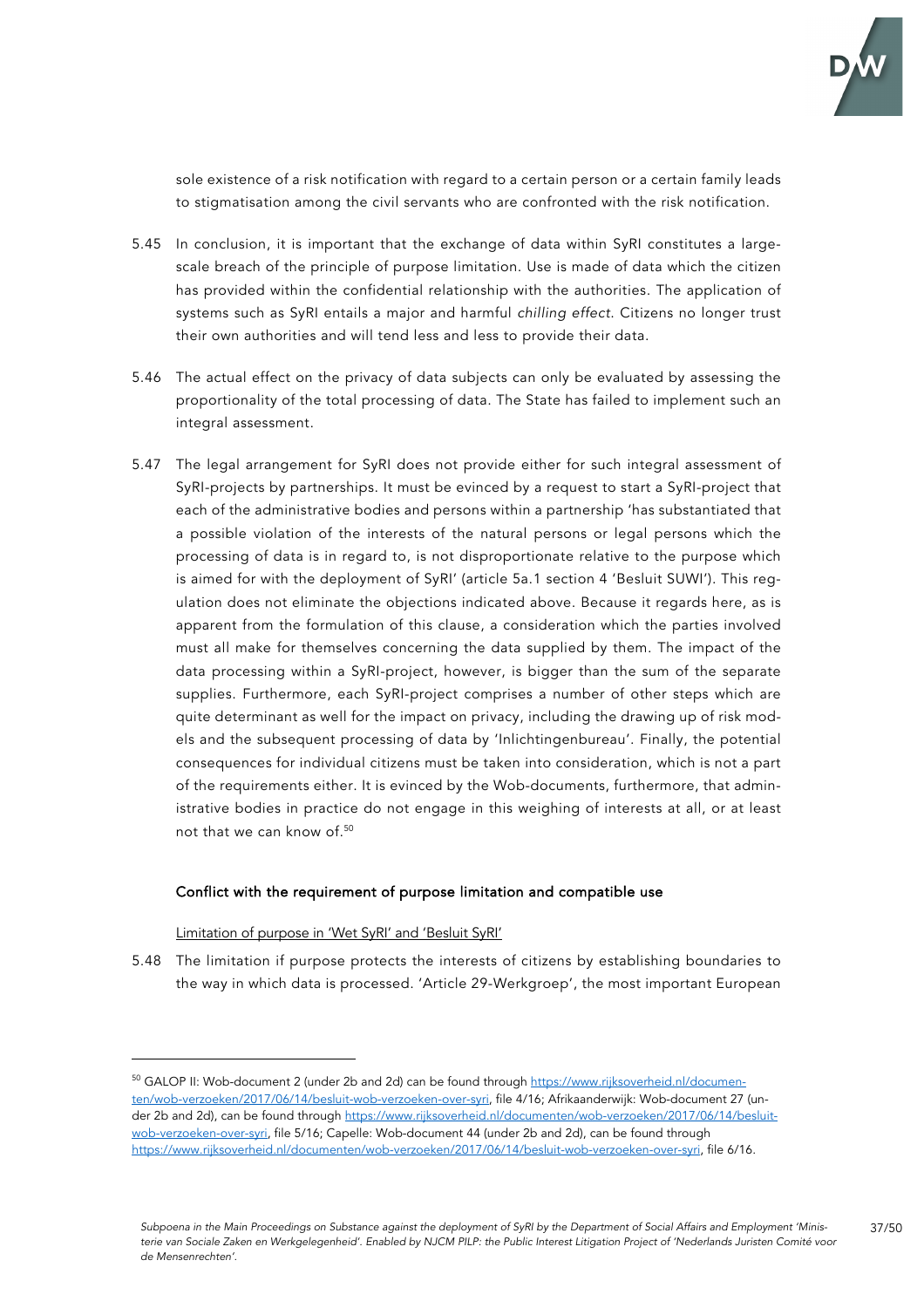sole existence of a risk notification with regard to a certain person or a certain family leads to stigmatisation among the civil servants who are confronted with the risk notification.

5.45 In conclusion, it is important that the exchange of data within SyRI constitutes a large-scale breach of the principle of purpose limitation. Use is made of data which the citizen has provided within the confidential relationship with the authorities. The application of systems such as SyRI entails a major and harmful *chilling effect*. Citizens no longer trust their own authorities and will tend less and less to provide their data.

5.46 The actual effect on the privacy of data subjects can only be evaluated by assessing the proportionality of the total processing of data. The State has failed to implement such an integral assessment.

5.47 The legal arrangement for SyRI does not provide either for such integral assessment of SyRI-projects by partnerships. It must be evinced by a request to start a SyRI-project that each of the administrative bodies and persons within a partnership 'has substantiated that a possible violation of the interests of the natural persons or legal persons which the processing of data is in regard to, is not disproportionate relative to the purpose which is aimed for with the deployment of SyRI' (article 5a.1 section 4 'Besluit SUWI'). This regulation does not eliminate the objections indicated above. Because it regards here, as is apparent from the formulation of this clause, a consideration which the parties involved must all make for themselves concerning the data supplied by them. The impact of the data processing within a SyRI-project, however, is bigger than the sum of the separate supplies. Furthermore, each SyRI-project comprises a number of other steps which are quite determinant as well for the impact on privacy, including the drawing up of risk models and the subsequent processing of data by 'Inlichtingenbureau'. Finally, the potential consequences for individual citizens must be taken into consideration, which is not a part of the requirements either. It is evinced by the Wob-documents, furthermore, that administrative bodies in practice do not engage in this weighing of interests at all, or at least not that we can know of.[50]

### Conflict with the requirement of purpose limitation and compatible use

<u>Limitation of purpose in 'Wet SyRI' and 'Besluit SyRI'</u>

5.48 The limitation if purpose protects the interests of citizens by establishing boundaries to the way in which data is processed. 'Article 29-Werkgroep', the most important European

---

[50] GALOP II: Wob-document 2 (under 2b and 2d) can be found through https://www.rijksoverheid.nl/documenten/wob-verzoeken/2017/06/14/besluit-wob-verzoeken-over-syri, file 4/16; Afrikaanderwijk: Wob-document 27 (under 2b and 2d), can be found through https://www.rijksoverheid.nl/documenten/wob-verzoeken/2017/06/14/besluit-wob-verzoeken-over-syri, file 5/16; Capelle: Wob-document 44 (under 2b and 2d), can be found through https://www.rijksoverheid.nl/documenten/wob-verzoeken/2017/06/14/besluit-wob-verzoeken-over-syri, file 6/16.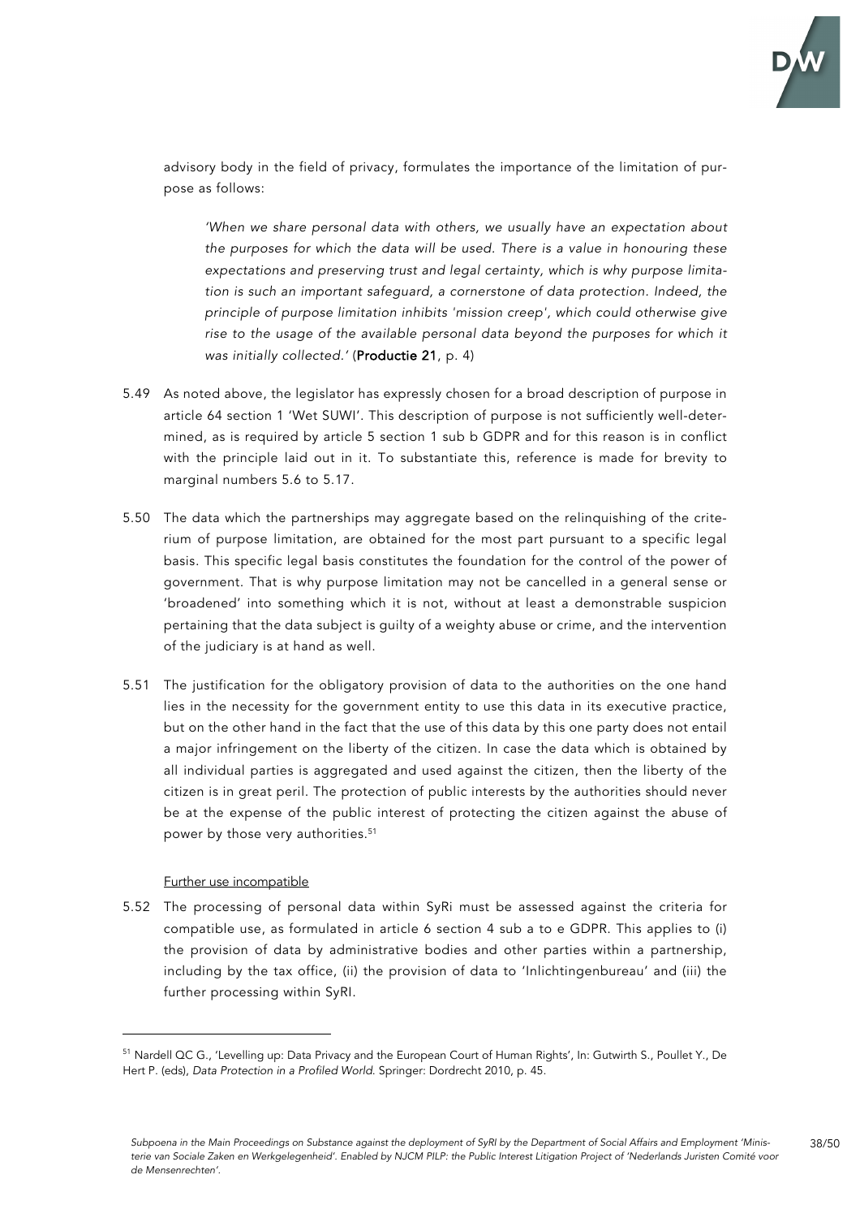advisory body in the field of privacy, formulates the importance of the limitation of purpose as follows:

> *'When we share personal data with others, we usually have an expectation about the purposes for which the data will be used. There is a value in honouring these expectations and preserving trust and legal certainty, which is why purpose limitation is such an important safeguard, a cornerstone of data protection. Indeed, the principle of purpose limitation inhibits 'mission creep', which could otherwise give rise to the usage of the available personal data beyond the purposes for which it was initially collected.'* (**Productie 21**, p. 4)

5.49 As noted above, the legislator has expressly chosen for a broad description of purpose in article 64 section 1 'Wet SUWI'. This description of purpose is not sufficiently well-determined, as is required by article 5 section 1 sub b GDPR and for this reason is in conflict with the principle laid out in it. To substantiate this, reference is made for brevity to marginal numbers 5.6 to 5.17.

5.50 The data which the partnerships may aggregate based on the relinquishing of the criterium of purpose limitation, are obtained for the most part pursuant to a specific legal basis. This specific legal basis constitutes the foundation for the control of the power of government. That is why purpose limitation may not be cancelled in a general sense or 'broadened' into something which it is not, without at least a demonstrable suspicion pertaining that the data subject is guilty of a weighty abuse or crime, and the intervention of the judiciary is at hand as well.

5.51 The justification for the obligatory provision of data to the authorities on the one hand lies in the necessity for the government entity to use this data in its executive practice, but on the other hand in the fact that the use of this data by this one party does not entail a major infringement on the liberty of the citizen. In case the data which is obtained by all individual parties is aggregated and used against the citizen, then the liberty of the citizen is in great peril. The protection of public interests by the authorities should never be at the expense of the public interest of protecting the citizen against the abuse of power by those very authorities.[51]

Further use incompatible

5.52 The processing of personal data within SyRi must be assessed against the criteria for compatible use, as formulated in article 6 section 4 sub a to e GDPR. This applies to (i) the provision of data by administrative bodies and other parties within a partnership, including by the tax office, (ii) the provision of data to 'Inlichtingenbureau' and (iii) the further processing within SyRI.

---

[51] Nardell QC G., 'Levelling up: Data Privacy and the European Court of Human Rights', In: Gutwirth S., Poullet Y., De Hert P. (eds), *Data Protection in a Profiled World*. Springer: Dordrecht 2010, p. 45.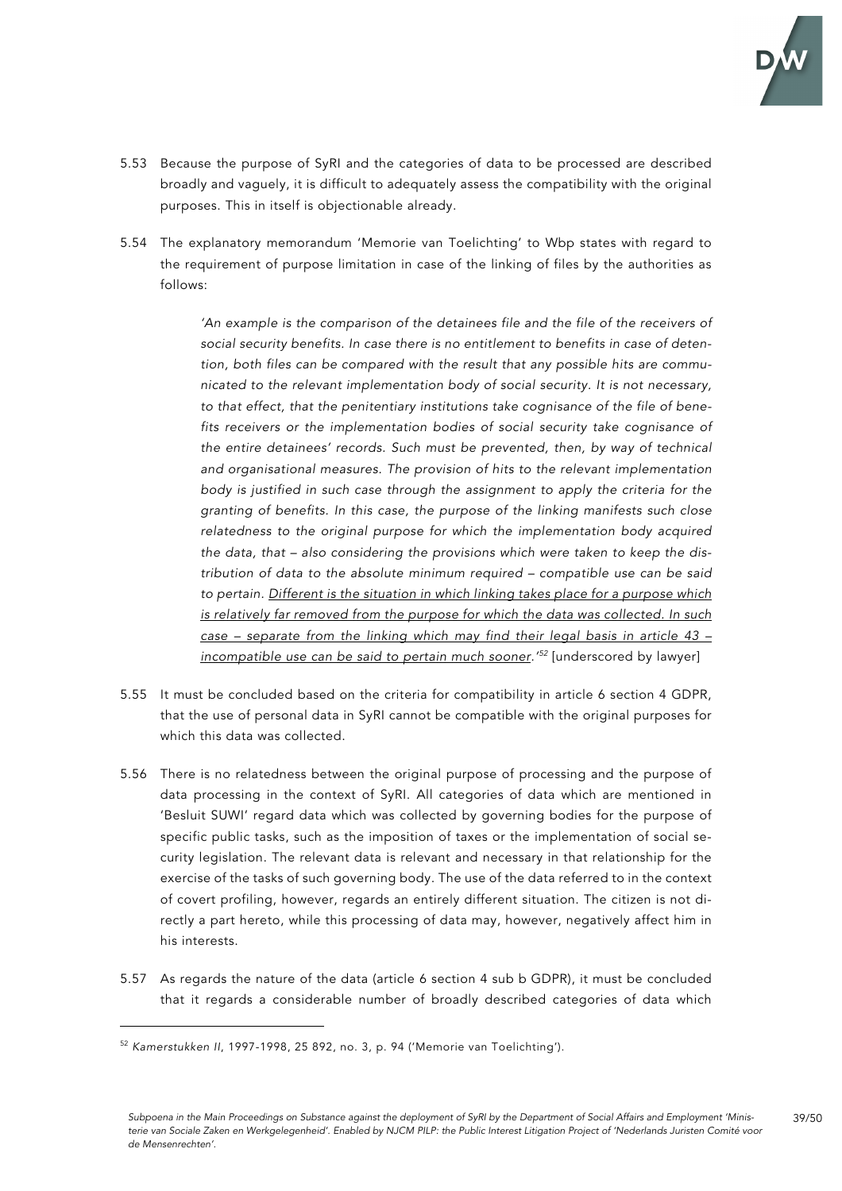5.53 Because the purpose of SyRI and the categories of data to be processed are described broadly and vaguely, it is difficult to adequately assess the compatibility with the original purposes. This in itself is objectionable already.

5.54 The explanatory memorandum 'Memorie van Toelichting' to Wbp states with regard to the requirement of purpose limitation in case of the linking of files by the authorities as follows:

> *'An example is the comparison of the detainees file and the file of the receivers of social security benefits. In case there is no entitlement to benefits in case of detention, both files can be compared with the result that any possible hits are communicated to the relevant implementation body of social security. It is not necessary, to that effect, that the penitentiary institutions take cognisance of the file of benefits receivers or the implementation bodies of social security take cognisance of the entire detainees' records. Such must be prevented, then, by way of technical and organisational measures. The provision of hits to the relevant implementation body is justified in such case through the assignment to apply the criteria for the granting of benefits. In this case, the purpose of the linking manifests such close relatedness to the original purpose for which the implementation body acquired the data, that – also considering the provisions which were taken to keep the distribution of data to the absolute minimum required – compatible use can be said to pertain. <u>Different is the situation in which linking takes place for a purpose which is relatively far removed from the purpose for which the data was collected. In such case – separate from the linking which may find their legal basis in article 43 – incompatible use can be said to pertain much sooner</u>.'*[52] [underscored by lawyer]

5.55 It must be concluded based on the criteria for compatibility in article 6 section 4 GDPR, that the use of personal data in SyRI cannot be compatible with the original purposes for which this data was collected.

5.56 There is no relatedness between the original purpose of processing and the purpose of data processing in the context of SyRI. All categories of data which are mentioned in 'Besluit SUWI' regard data which was collected by governing bodies for the purpose of specific public tasks, such as the imposition of taxes or the implementation of social security legislation. The relevant data is relevant and necessary in that relationship for the exercise of the tasks of such governing body. The use of the data referred to in the context of covert profiling, however, regards an entirely different situation. The citizen is not directly a part hereto, while this processing of data may, however, negatively affect him in his interests.

5.57 As regards the nature of the data (article 6 section 4 sub b GDPR), it must be concluded that it regards a considerable number of broadly described categories of data which

---

[52] *Kamerstukken II*, 1997-1998, 25 892, no. 3, p. 94 ('Memorie van Toelichting').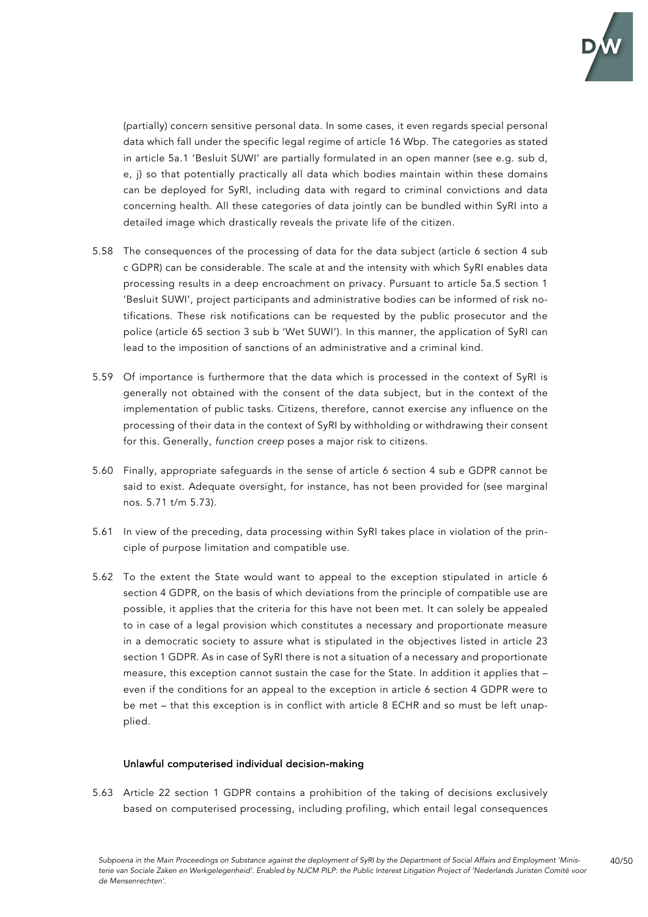(partially) concern sensitive personal data. In some cases, it even regards special personal data which fall under the specific legal regime of article 16 Wbp. The categories as stated in article 5a.1 'Besluit SUWI' are partially formulated in an open manner (see e.g. sub d, e, j) so that potentially practically all data which bodies maintain within these domains can be deployed for SyRI, including data with regard to criminal convictions and data concerning health. All these categories of data jointly can be bundled within SyRI into a detailed image which drastically reveals the private life of the citizen.

5.58 The consequences of the processing of data for the data subject (article 6 section 4 sub c GDPR) can be considerable. The scale at and the intensity with which SyRI enables data processing results in a deep encroachment on privacy. Pursuant to article 5a.5 section 1 'Besluit SUWI', project participants and administrative bodies can be informed of risk notifications. These risk notifications can be requested by the public prosecutor and the police (article 65 section 3 sub b 'Wet SUWI'). In this manner, the application of SyRI can lead to the imposition of sanctions of an administrative and a criminal kind.

5.59 Of importance is furthermore that the data which is processed in the context of SyRI is generally not obtained with the consent of the data subject, but in the context of the implementation of public tasks. Citizens, therefore, cannot exercise any influence on the processing of their data in the context of SyRI by withholding or withdrawing their consent for this. Generally, *function creep* poses a major risk to citizens.

5.60 Finally, appropriate safeguards in the sense of article 6 section 4 sub e GDPR cannot be said to exist. Adequate oversight, for instance, has not been provided for (see marginal nos. 5.71 t/m 5.73).

5.61 In view of the preceding, data processing within SyRI takes place in violation of the principle of purpose limitation and compatible use.

5.62 To the extent the State would want to appeal to the exception stipulated in article 6 section 4 GDPR, on the basis of which deviations from the principle of compatible use are possible, it applies that the criteria for this have not been met. It can solely be appealed to in case of a legal provision which constitutes a necessary and proportionate measure in a democratic society to assure what is stipulated in the objectives listed in article 23 section 1 GDPR. As in case of SyRI there is not a situation of a necessary and proportionate measure, this exception cannot sustain the case for the State. In addition it applies that – even if the conditions for an appeal to the exception in article 6 section 4 GDPR were to be met – that this exception is in conflict with article 8 ECHR and so must be left unapplied.

#### Unlawful computerised individual decision-making

5.63 Article 22 section 1 GDPR contains a prohibition of the taking of decisions exclusively based on computerised processing, including profiling, which entail legal consequences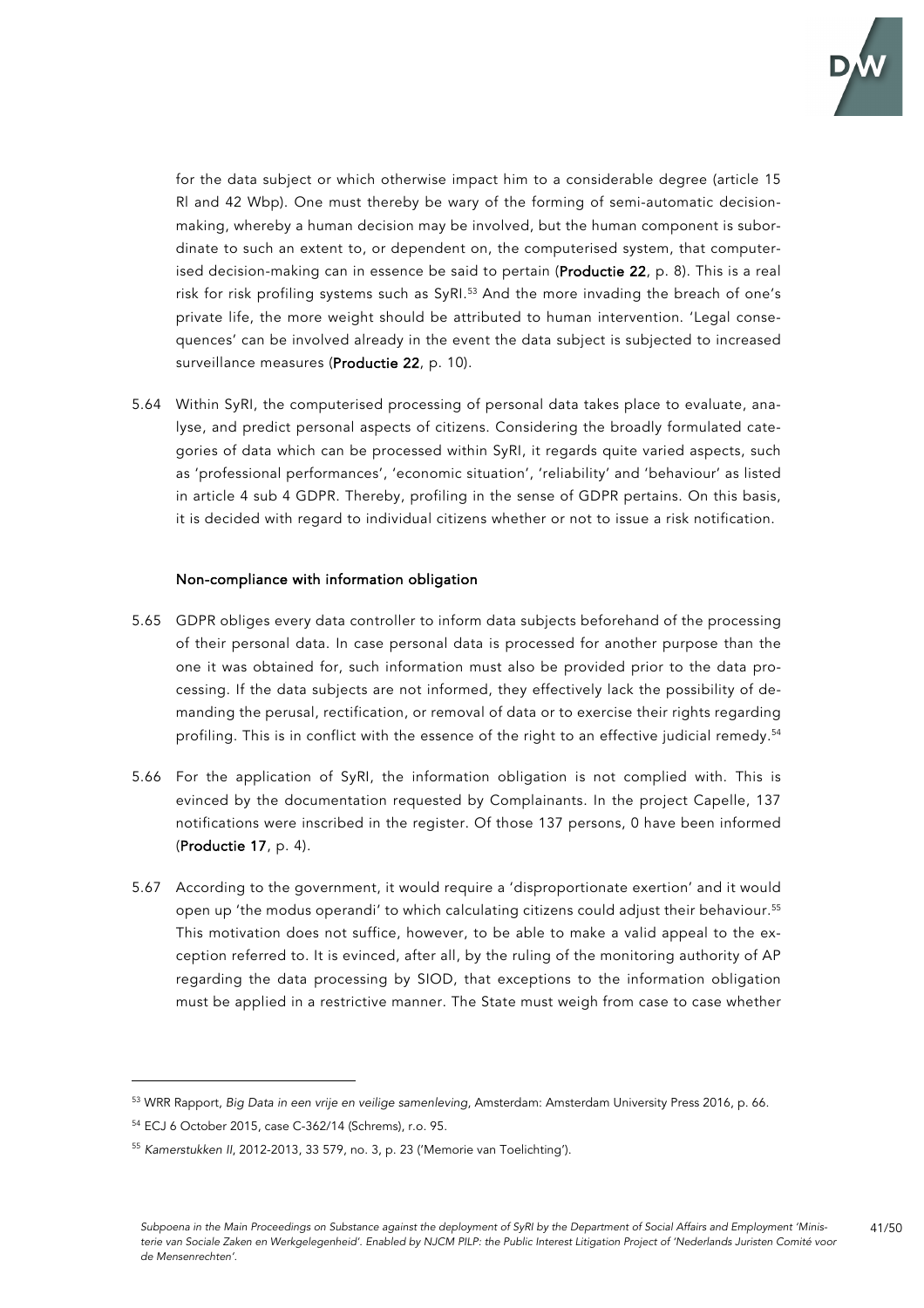for the data subject or which otherwise impact him to a considerable degree (article 15 RI and 42 Wbp). One must thereby be wary of the forming of semi-automatic decision-making, whereby a human decision may be involved, but the human component is subordinate to such an extent to, or dependent on, the computerised system, that computerised decision-making can in essence be said to pertain (**Productie 22**, p. 8). This is a real risk for risk profiling systems such as SyRI.[53] And the more invading the breach of one's private life, the more weight should be attributed to human intervention. 'Legal consequences' can be involved already in the event the data subject is subjected to increased surveillance measures (**Productie 22**, p. 10).

5.64 Within SyRI, the computerised processing of personal data takes place to evaluate, analyse, and predict personal aspects of citizens. Considering the broadly formulated categories of data which can be processed within SyRI, it regards quite varied aspects, such as 'professional performances', 'economic situation', 'reliability' and 'behaviour' as listed in article 4 sub 4 GDPR. Thereby, profiling in the sense of GDPR pertains. On this basis, it is decided with regard to individual citizens whether or not to issue a risk notification.

**Non-compliance with information obligation**

5.65 GDPR obliges every data controller to inform data subjects beforehand of the processing of their personal data. In case personal data is processed for another purpose than the one it was obtained for, such information must also be provided prior to the data processing. If the data subjects are not informed, they effectively lack the possibility of demanding the perusal, rectification, or removal of data or to exercise their rights regarding profiling. This is in conflict with the essence of the right to an effective judicial remedy.[54]

5.66 For the application of SyRI, the information obligation is not complied with. This is evinced by the documentation requested by Complainants. In the project Capelle, 137 notifications were inscribed in the register. Of those 137 persons, 0 have been informed (**Productie 17**, p. 4).

5.67 According to the government, it would require a 'disproportionate exertion' and it would open up 'the modus operandi' to which calculating citizens could adjust their behaviour.[55] This motivation does not suffice, however, to be able to make a valid appeal to the exception referred to. It is evinced, after all, by the ruling of the monitoring authority of AP regarding the data processing by SIOD, that exceptions to the information obligation must be applied in a restrictive manner. The State must weigh from case to case whether

[53] WRR Rapport, *Big Data in een vrije en veilige samenleving*, Amsterdam: Amsterdam University Press 2016, p. 66.

[54] ECJ 6 October 2015, case C-362/14 (Schrems), r.o. 95.

[55] *Kamerstukken II*, 2012-2013, 33 579, no. 3, p. 23 ('Memorie van Toelichting').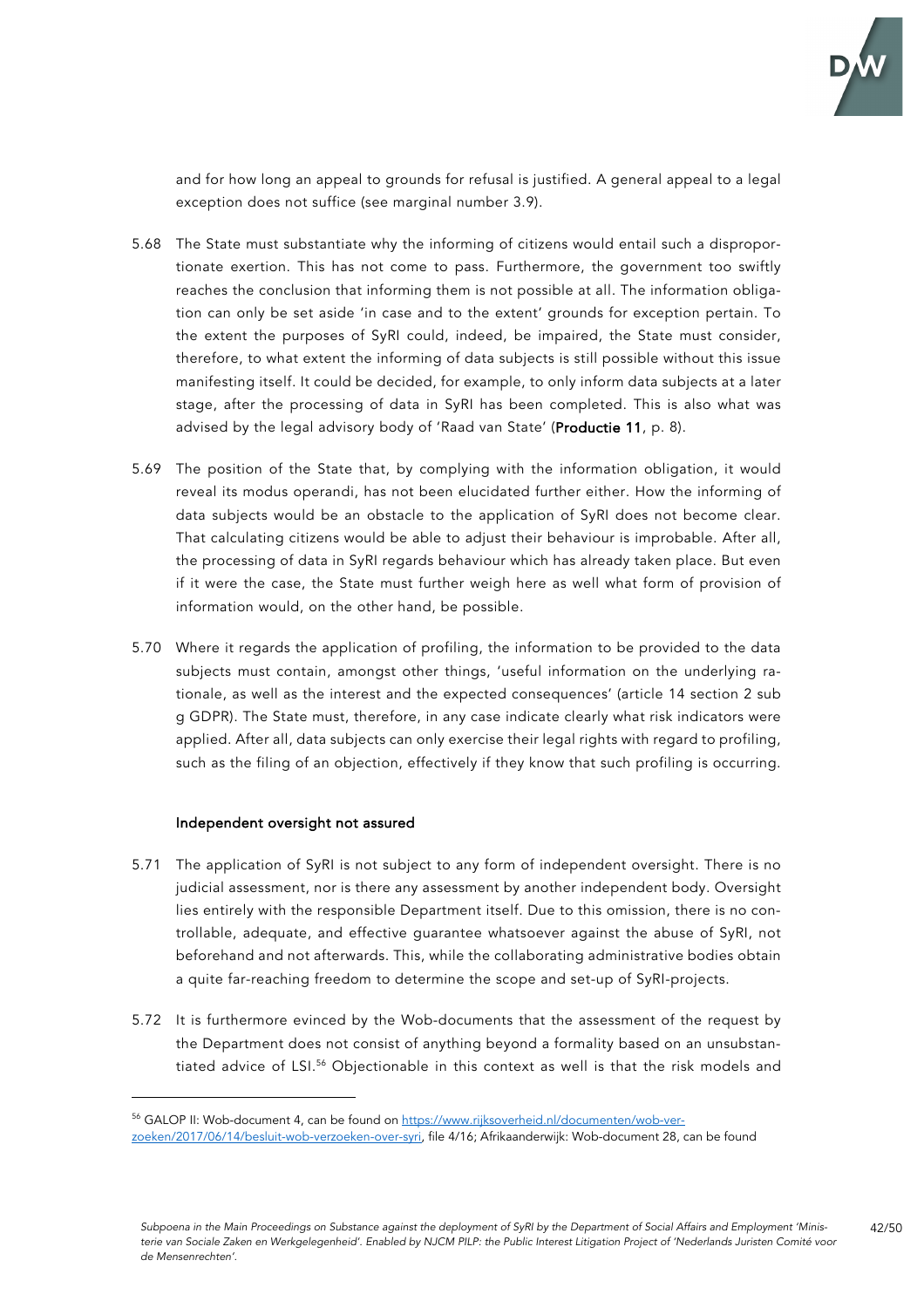and for how long an appeal to grounds for refusal is justified. A general appeal to a legal exception does not suffice (see marginal number 3.9).

5.68 The State must substantiate why the informing of citizens would entail such a disproportionate exertion. This has not come to pass. Furthermore, the government too swiftly reaches the conclusion that informing them is not possible at all. The information obligation can only be set aside 'in case and to the extent' grounds for exception pertain. To the extent the purposes of SyRI could, indeed, be impaired, the State must consider, therefore, to what extent the informing of data subjects is still possible without this issue manifesting itself. It could be decided, for example, to only inform data subjects at a later stage, after the processing of data in SyRI has been completed. This is also what was advised by the legal advisory body of 'Raad van State' (**Productie 11**, p. 8).

5.69 The position of the State that, by complying with the information obligation, it would reveal its modus operandi, has not been elucidated further either. How the informing of data subjects would be an obstacle to the application of SyRI does not become clear. That calculating citizens would be able to adjust their behaviour is improbable. After all, the processing of data in SyRI regards behaviour which has already taken place. But even if it were the case, the State must further weigh here as well what form of provision of information would, on the other hand, be possible.

5.70 Where it regards the application of profiling, the information to be provided to the data subjects must contain, amongst other things, 'useful information on the underlying rationale, as well as the interest and the expected consequences' (article 14 section 2 sub g GDPR). The State must, therefore, in any case indicate clearly what risk indicators were applied. After all, data subjects can only exercise their legal rights with regard to profiling, such as the filing of an objection, effectively if they know that such profiling is occurring.

### Independent oversight not assured

5.71 The application of SyRI is not subject to any form of independent oversight. There is no judicial assessment, nor is there any assessment by another independent body. Oversight lies entirely with the responsible Department itself. Due to this omission, there is no controllable, adequate, and effective guarantee whatsoever against the abuse of SyRI, not beforehand and not afterwards. This, while the collaborating administrative bodies obtain a quite far-reaching freedom to determine the scope and set-up of SyRI-projects.

5.72 It is furthermore evinced by the Wob-documents that the assessment of the request by the Department does not consist of anything beyond a formality based on an unsubstantiated advice of LSI.[56] Objectionable in this context as well is that the risk models and

---

[56] GALOP II: Wob-document 4, can be found on https://www.rijksoverheid.nl/documenten/wob-verzoeken/2017/06/14/besluit-wob-verzoeken-over-syri, file 4/16; Afrikaanderwijk: Wob-document 28, can be found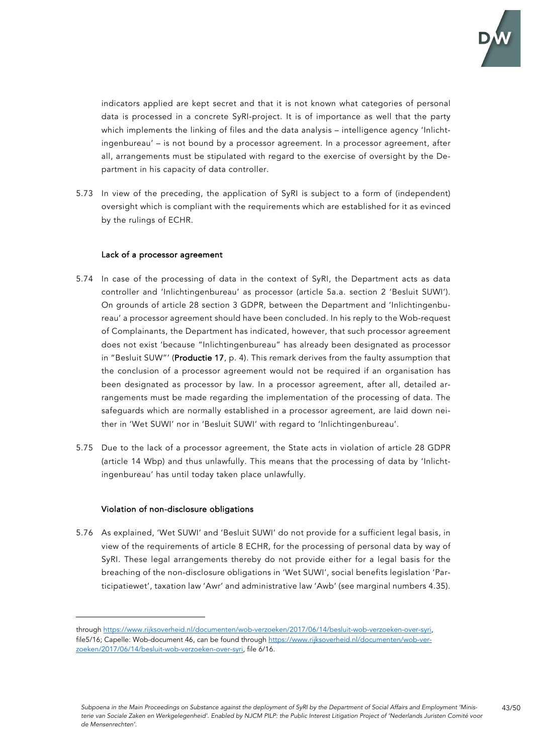indicators applied are kept secret and that it is not known what categories of personal data is processed in a concrete SyRI-project. It is of importance as well that the party which implements the linking of files and the data analysis – intelligence agency 'Inlichtingenbureau' – is not bound by a processor agreement. In a processor agreement, after all, arrangements must be stipulated with regard to the exercise of oversight by the Department in his capacity of data controller.

5.73 In view of the preceding, the application of SyRI is subject to a form of (independent) oversight which is compliant with the requirements which are established for it as evinced by the rulings of ECHR.

### Lack of a processor agreement

5.74 In case of the processing of data in the context of SyRI, the Department acts as data controller and 'Inlichtingenbureau' as processor (article 5a.a. section 2 'Besluit SUWI'). On grounds of article 28 section 3 GDPR, between the Department and 'Inlichtingenbureau' a processor agreement should have been concluded. In his reply to the Wob-request of Complainants, the Department has indicated, however, that such processor agreement does not exist 'because "Inlichtingenbureau" has already been designated as processor in "Besluit SUW"' (**Productie 17**, p. 4). This remark derives from the faulty assumption that the conclusion of a processor agreement would not be required if an organisation has been designated as processor by law. In a processor agreement, after all, detailed arrangements must be made regarding the implementation of the processing of data. The safeguards which are normally established in a processor agreement, are laid down neither in 'Wet SUWI' nor in 'Besluit SUWI' with regard to 'Inlichtingenbureau'.

5.75 Due to the lack of a processor agreement, the State acts in violation of article 28 GDPR (article 14 Wbp) and thus unlawfully. This means that the processing of data by 'Inlichtingenbureau' has until today taken place unlawfully.

### Violation of non-disclosure obligations

5.76 As explained, 'Wet SUWI' and 'Besluit SUWI' do not provide for a sufficient legal basis, in view of the requirements of article 8 ECHR, for the processing of personal data by way of SyRI. These legal arrangements thereby do not provide either for a legal basis for the breaching of the non-disclosure obligations in 'Wet SUWI', social benefits legislation 'Participatiewet', taxation law 'Awr' and administrative law 'Awb' (see marginal numbers 4.35).

---

through https://www.rijksoverheid.nl/documenten/wob-verzoeken/2017/06/14/besluit-wob-verzoeken-over-syri, file5/16; Capelle: Wob-document 46, can be found through https://www.rijksoverheid.nl/documenten/wob-verzoeken/2017/06/14/besluit-wob-verzoeken-over-syri, file 6/16.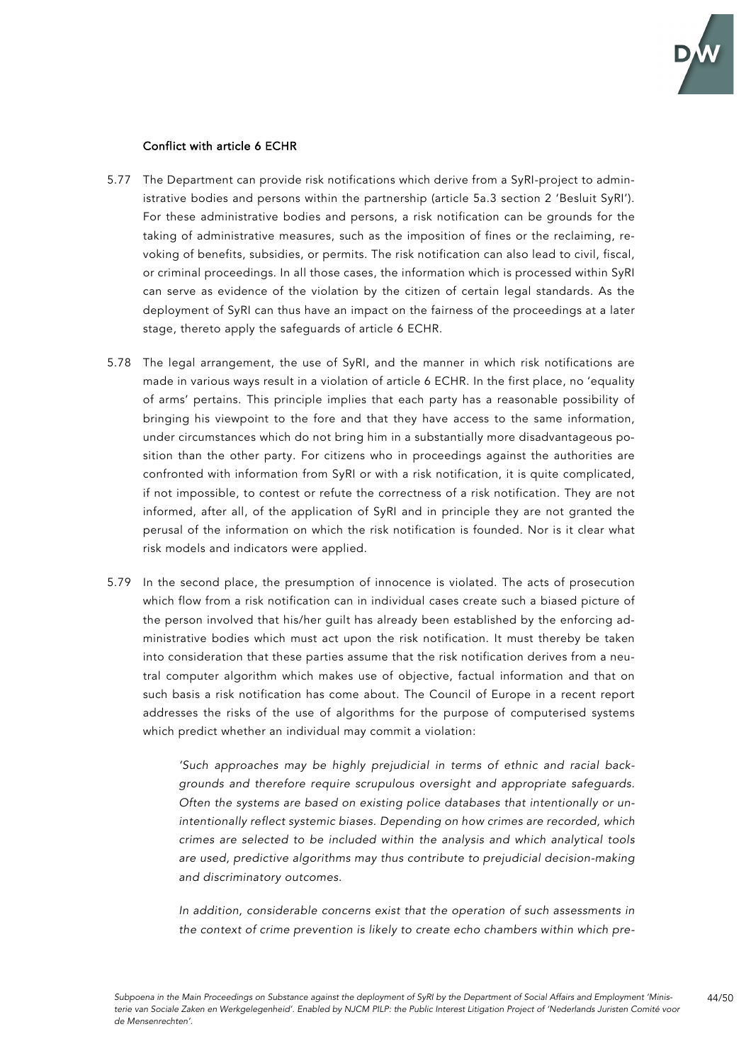**Conflict with article 6 ECHR**

5.77 The Department can provide risk notifications which derive from a SyRI-project to administrative bodies and persons within the partnership (article 5a.3 section 2 'Besluit SyRI'). For these administrative bodies and persons, a risk notification can be grounds for the taking of administrative measures, such as the imposition of fines or the reclaiming, revoking of benefits, subsidies, or permits. The risk notification can also lead to civil, fiscal, or criminal proceedings. In all those cases, the information which is processed within SyRI can serve as evidence of the violation by the citizen of certain legal standards. As the deployment of SyRI can thus have an impact on the fairness of the proceedings at a later stage, thereto apply the safeguards of article 6 ECHR.

5.78 The legal arrangement, the use of SyRI, and the manner in which risk notifications are made in various ways result in a violation of article 6 ECHR. In the first place, no 'equality of arms' pertains. This principle implies that each party has a reasonable possibility of bringing his viewpoint to the fore and that they have access to the same information, under circumstances which do not bring him in a substantially more disadvantageous position than the other party. For citizens who in proceedings against the authorities are confronted with information from SyRI or with a risk notification, it is quite complicated, if not impossible, to contest or refute the correctness of a risk notification. They are not informed, after all, of the application of SyRI and in principle they are not granted the perusal of the information on which the risk notification is founded. Nor is it clear what risk models and indicators were applied.

5.79 In the second place, the presumption of innocence is violated. The acts of prosecution which flow from a risk notification can in individual cases create such a biased picture of the person involved that his/her guilt has already been established by the enforcing administrative bodies which must act upon the risk notification. It must thereby be taken into consideration that these parties assume that the risk notification derives from a neutral computer algorithm which makes use of objective, factual information and that on such basis a risk notification has come about. The Council of Europe in a recent report addresses the risks of the use of algorithms for the purpose of computerised systems which predict whether an individual may commit a violation:

> *'Such approaches may be highly prejudicial in terms of ethnic and racial backgrounds and therefore require scrupulous oversight and appropriate safeguards. Often the systems are based on existing police databases that intentionally or unintentionally reflect systemic biases. Depending on how crimes are recorded, which crimes are selected to be included within the analysis and which analytical tools are used, predictive algorithms may thus contribute to prejudicial decision-making and discriminatory outcomes.*
>
> *In addition, considerable concerns exist that the operation of such assessments in the context of crime prevention is likely to create echo chambers within which pre-*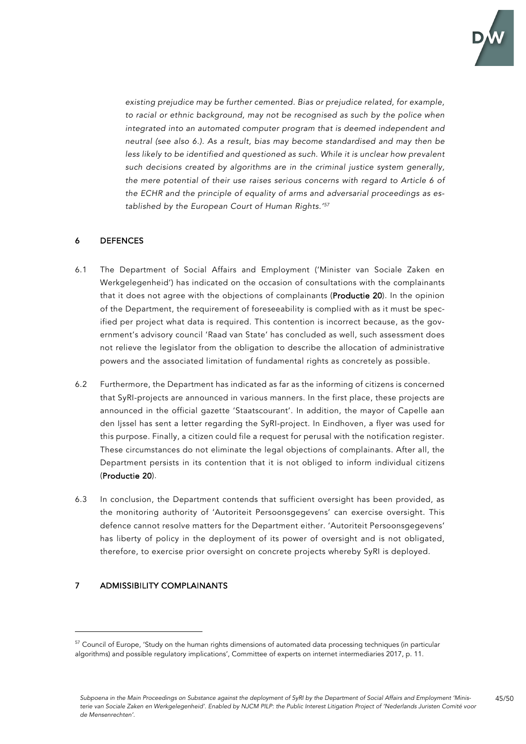*existing prejudice may be further cemented. Bias or prejudice related, for example, to racial or ethnic background, may not be recognised as such by the police when integrated into an automated computer program that is deemed independent and neutral (see also 6.). As a result, bias may become standardised and may then be less likely to be identified and questioned as such. While it is unclear how prevalent such decisions created by algorithms are in the criminal justice system generally, the mere potential of their use raises serious concerns with regard to Article 6 of the ECHR and the principle of equality of arms and adversarial proceedings as established by the European Court of Human Rights.'*[57]

## 6 DEFENCES

6.1 The Department of Social Affairs and Employment ('Minister van Sociale Zaken en Werkgelegenheid') has indicated on the occasion of consultations with the complainants that it does not agree with the objections of complainants (**Productie 20**). In the opinion of the Department, the requirement of foreseeability is complied with as it must be specified per project what data is required. This contention is incorrect because, as the government's advisory council 'Raad van State' has concluded as well, such assessment does not relieve the legislator from the obligation to describe the allocation of administrative powers and the associated limitation of fundamental rights as concretely as possible.

6.2 Furthermore, the Department has indicated as far as the informing of citizens is concerned that SyRI-projects are announced in various manners. In the first place, these projects are announced in the official gazette 'Staatscourant'. In addition, the mayor of Capelle aan den Ijssel has sent a letter regarding the SyRI-project. In Eindhoven, a flyer was used for this purpose. Finally, a citizen could file a request for perusal with the notification register. These circumstances do not eliminate the legal objections of complainants. After all, the Department persists in its contention that it is not obliged to inform individual citizens (**Productie 20**).

6.3 In conclusion, the Department contends that sufficient oversight has been provided, as the monitoring authority of 'Autoriteit Persoonsgegevens' can exercise oversight. This defence cannot resolve matters for the Department either. 'Autoriteit Persoonsgegevens' has liberty of policy in the deployment of its power of oversight and is not obligated, therefore, to exercise prior oversight on concrete projects whereby SyRI is deployed.

## 7 ADMISSIBILITY COMPLAINANTS

---

[57] Council of Europe, 'Study on the human rights dimensions of automated data processing techniques (in particular algorithms) and possible regulatory implications', Committee of experts on internet intermediaries 2017, p. 11.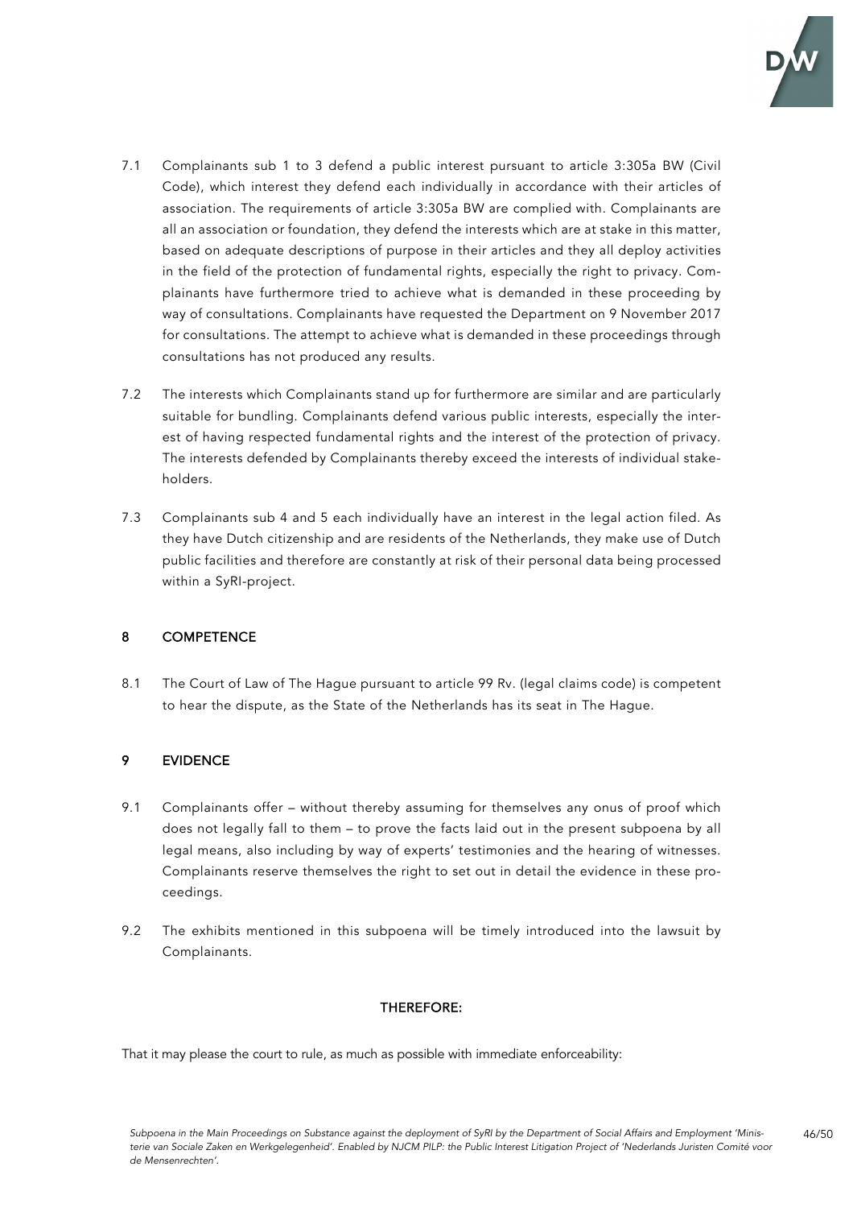7.1 Complainants sub 1 to 3 defend a public interest pursuant to article 3:305a BW (Civil Code), which interest they defend each individually in accordance with their articles of association. The requirements of article 3:305a BW are complied with. Complainants are all an association or foundation, they defend the interests which are at stake in this matter, based on adequate descriptions of purpose in their articles and they all deploy activities in the field of the protection of fundamental rights, especially the right to privacy. Complainants have furthermore tried to achieve what is demanded in these proceeding by way of consultations. Complainants have requested the Department on 9 November 2017 for consultations. The attempt to achieve what is demanded in these proceedings through consultations has not produced any results.

7.2 The interests which Complainants stand up for furthermore are similar and are particularly suitable for bundling. Complainants defend various public interests, especially the interest of having respected fundamental rights and the interest of the protection of privacy. The interests defended by Complainants thereby exceed the interests of individual stakeholders.

7.3 Complainants sub 4 and 5 each individually have an interest in the legal action filed. As they have Dutch citizenship and are residents of the Netherlands, they make use of Dutch public facilities and therefore are constantly at risk of their personal data being processed within a SyRI-project.

## 8 COMPETENCE

8.1 The Court of Law of The Hague pursuant to article 99 Rv. (legal claims code) is competent to hear the dispute, as the State of the Netherlands has its seat in The Hague.

## 9 EVIDENCE

9.1 Complainants offer – without thereby assuming for themselves any onus of proof which does not legally fall to them – to prove the facts laid out in the present subpoena by all legal means, also including by way of experts' testimonies and the hearing of witnesses. Complainants reserve themselves the right to set out in detail the evidence in these proceedings.

9.2 The exhibits mentioned in this subpoena will be timely introduced into the lawsuit by Complainants.

**THEREFORE:**

That it may please the court to rule, as much as possible with immediate enforceability: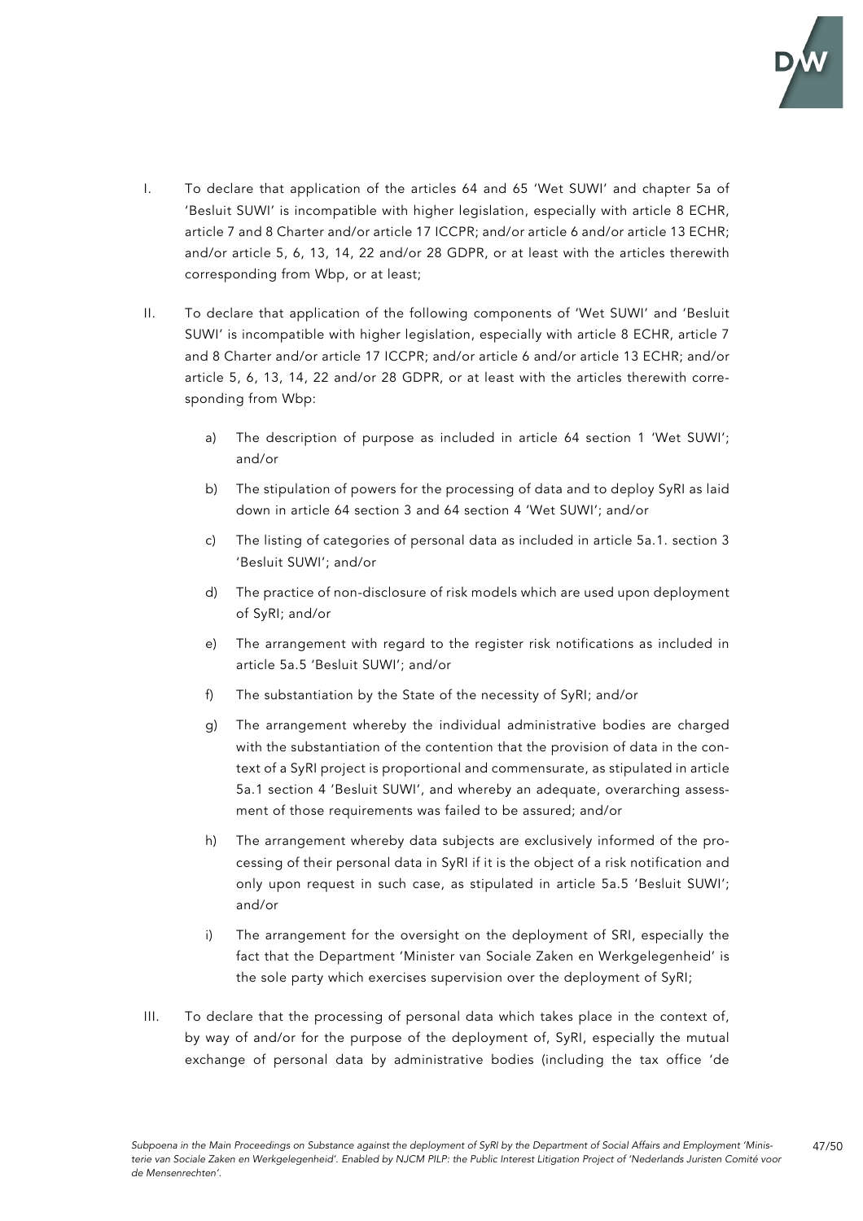I. To declare that application of the articles 64 and 65 'Wet SUWI' and chapter 5a of 'Besluit SUWI' is incompatible with higher legislation, especially with article 8 ECHR, article 7 and 8 Charter and/or article 17 ICCPR; and/or article 6 and/or article 13 ECHR; and/or article 5, 6, 13, 14, 22 and/or 28 GDPR, or at least with the articles therewith corresponding from Wbp, or at least;

II. To declare that application of the following components of 'Wet SUWI' and 'Besluit SUWI' is incompatible with higher legislation, especially with article 8 ECHR, article 7 and 8 Charter and/or article 17 ICCPR; and/or article 6 and/or article 13 ECHR; and/or article 5, 6, 13, 14, 22 and/or 28 GDPR, or at least with the articles therewith corresponding from Wbp:

   a) The description of purpose as included in article 64 section 1 'Wet SUWI'; and/or

   b) The stipulation of powers for the processing of data and to deploy SyRI as laid down in article 64 section 3 and 64 section 4 'Wet SUWI'; and/or

   c) The listing of categories of personal data as included in article 5a.1. section 3 'Besluit SUWI'; and/or

   d) The practice of non-disclosure of risk models which are used upon deployment of SyRI; and/or

   e) The arrangement with regard to the register risk notifications as included in article 5a.5 'Besluit SUWI'; and/or

   f) The substantiation by the State of the necessity of SyRI; and/or

   g) The arrangement whereby the individual administrative bodies are charged with the substantiation of the contention that the provision of data in the context of a SyRI project is proportional and commensurate, as stipulated in article 5a.1 section 4 'Besluit SUWI', and whereby an adequate, overarching assessment of those requirements was failed to be assured; and/or

   h) The arrangement whereby data subjects are exclusively informed of the processing of their personal data in SyRI if it is the object of a risk notification and only upon request in such case, as stipulated in article 5a.5 'Besluit SUWI'; and/or

   i) The arrangement for the oversight on the deployment of SRI, especially the fact that the Department 'Minister van Sociale Zaken en Werkgelegenheid' is the sole party which exercises supervision over the deployment of SyRI;

III. To declare that the processing of personal data which takes place in the context of, by way of and/or for the purpose of the deployment of, SyRI, especially the mutual exchange of personal data by administrative bodies (including the tax office 'de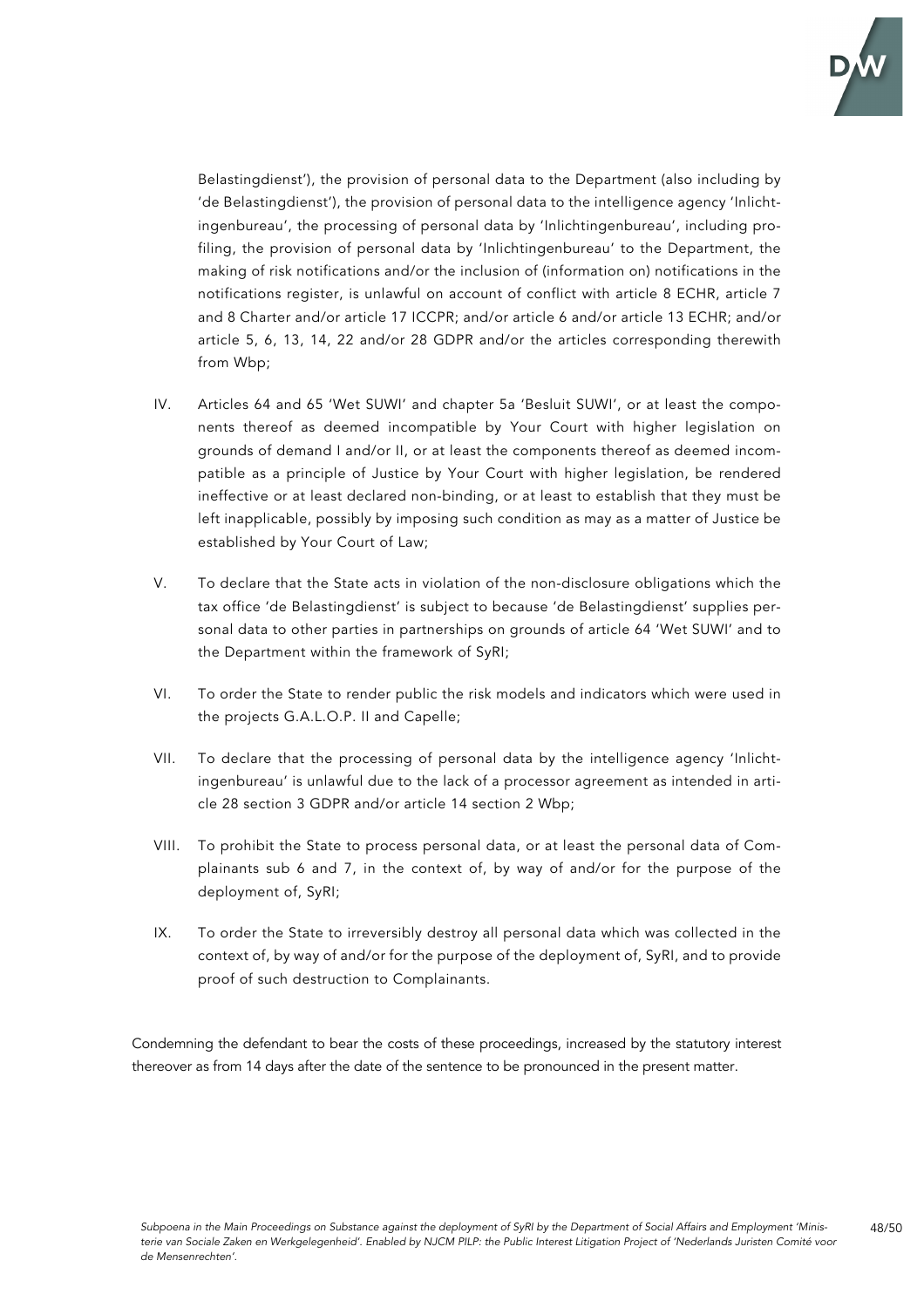Belastingdienst'), the provision of personal data to the Department (also including by 'de Belastingdienst'), the provision of personal data to the intelligence agency 'Inlichtingenbureau', the processing of personal data by 'Inlichtingenbureau', including profiling, the provision of personal data by 'Inlichtingenbureau' to the Department, the making of risk notifications and/or the inclusion of (information on) notifications in the notifications register, is unlawful on account of conflict with article 8 ECHR, article 7 and 8 Charter and/or article 17 ICCPR; and/or article 6 and/or article 13 ECHR; and/or article 5, 6, 13, 14, 22 and/or 28 GDPR and/or the articles corresponding therewith from Wbp;

IV. Articles 64 and 65 'Wet SUWI' and chapter 5a 'Besluit SUWI', or at least the components thereof as deemed incompatible by Your Court with higher legislation on grounds of demand I and/or II, or at least the components thereof as deemed incompatible as a principle of Justice by Your Court with higher legislation, be rendered ineffective or at least declared non-binding, or at least to establish that they must be left inapplicable, possibly by imposing such condition as may as a matter of Justice be established by Your Court of Law;

V. To declare that the State acts in violation of the non-disclosure obligations which the tax office 'de Belastingdienst' is subject to because 'de Belastingdienst' supplies personal data to other parties in partnerships on grounds of article 64 'Wet SUWI' and to the Department within the framework of SyRI;

VI. To order the State to render public the risk models and indicators which were used in the projects G.A.L.O.P. II and Capelle;

VII. To declare that the processing of personal data by the intelligence agency 'Inlichtingenbureau' is unlawful due to the lack of a processor agreement as intended in article 28 section 3 GDPR and/or article 14 section 2 Wbp;

VIII. To prohibit the State to process personal data, or at least the personal data of Complainants sub 6 and 7, in the context of, by way of and/or for the purpose of the deployment of, SyRI;

IX. To order the State to irreversibly destroy all personal data which was collected in the context of, by way of and/or for the purpose of the deployment of, SyRI, and to provide proof of such destruction to Complainants.

Condemning the defendant to bear the costs of these proceedings, increased by the statutory interest thereover as from 14 days after the date of the sentence to be pronounced in the present matter.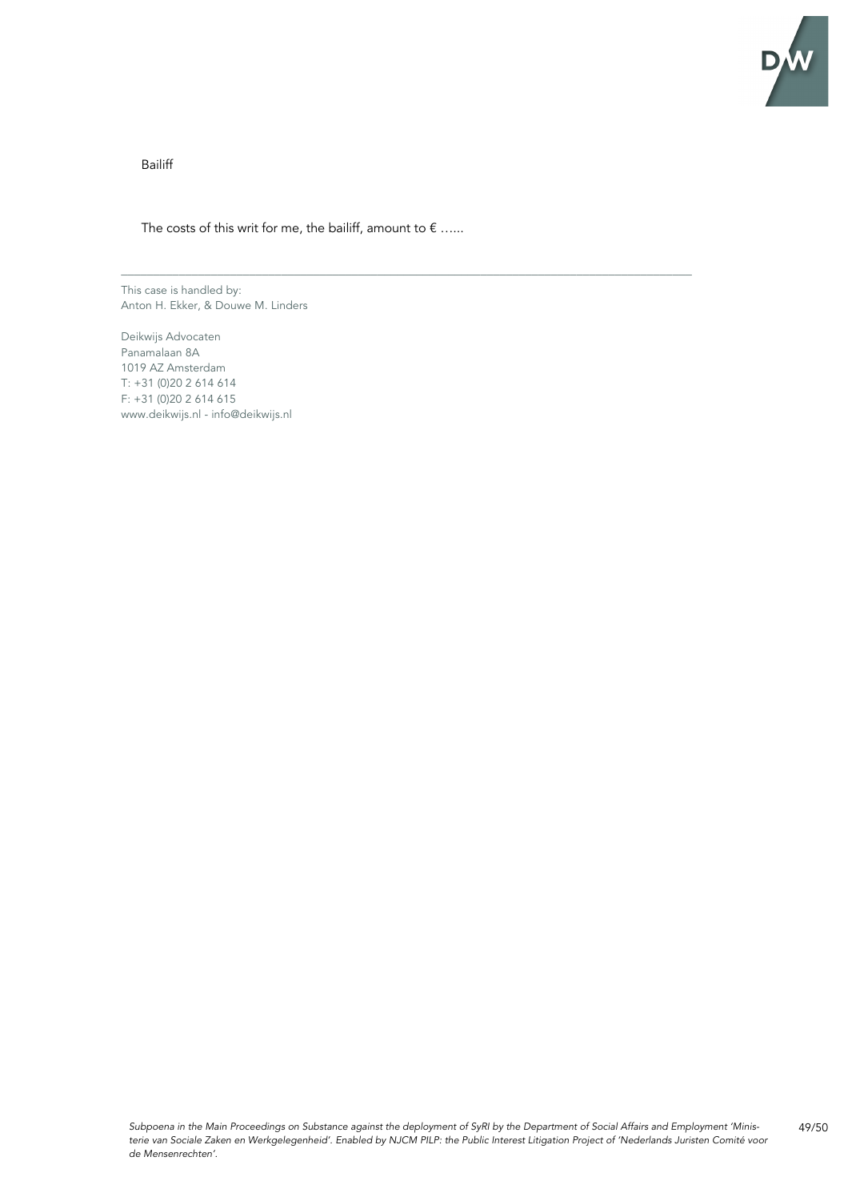Bailiff

The costs of this writ for me, the bailiff, amount to € …...

---

This case is handled by:
Anton H. Ekker, & Douwe M. Linders

Deikwijs Advocaten
Panamalaan 8A
1019 AZ Amsterdam
T: +31 (0)20 2 614 614
F: +31 (0)20 2 614 615
www.deikwijs.nl - info@deikwijs.nl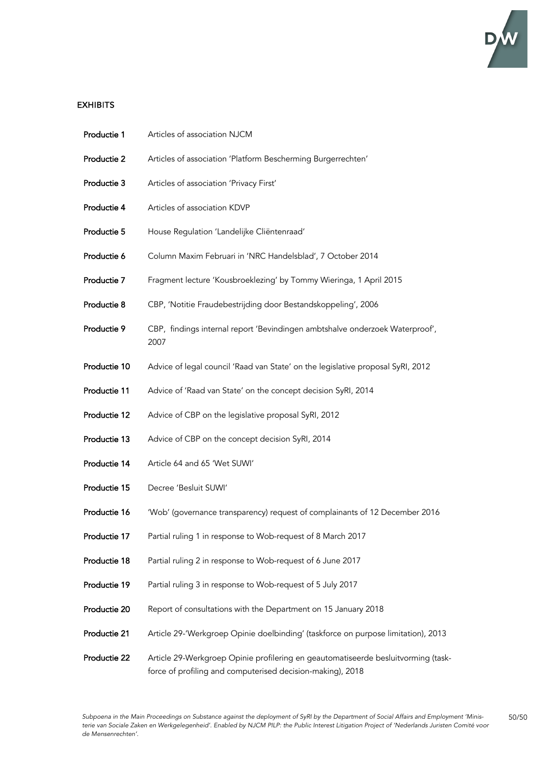## EXHIBITS

| | |
|---|---|
| **Productie 1** | Articles of association NJCM |
| **Productie 2** | Articles of association 'Platform Bescherming Burgerrechten' |
| **Productie 3** | Articles of association 'Privacy First' |
| **Productie 4** | Articles of association KDVP |
| **Productie 5** | House Regulation 'Landelijke Cliëntenraad' |
| **Productie 6** | Column Maxim Februari in 'NRC Handelsblad', 7 October 2014 |
| **Productie 7** | Fragment lecture 'Kousbroeklezing' by Tommy Wieringa, 1 April 2015 |
| **Productie 8** | CBP, 'Notitie Fraudebestrijding door Bestandskoppeling', 2006 |
| **Productie 9** | CBP, findings internal report 'Bevindingen ambtshalve onderzoek Waterproof', 2007 |
| **Productie 10** | Advice of legal council 'Raad van State' on the legislative proposal SyRI, 2012 |
| **Productie 11** | Advice of 'Raad van State' on the concept decision SyRI, 2014 |
| **Productie 12** | Advice of CBP on the legislative proposal SyRI, 2012 |
| **Productie 13** | Advice of CBP on the concept decision SyRI, 2014 |
| **Productie 14** | Article 64 and 65 'Wet SUWI' |
| **Productie 15** | Decree 'Besluit SUWI' |
| **Productie 16** | 'Wob' (governance transparency) request of complainants of 12 December 2016 |
| **Productie 17** | Partial ruling 1 in response to Wob-request of 8 March 2017 |
| **Productie 18** | Partial ruling 2 in response to Wob-request of 6 June 2017 |
| **Productie 19** | Partial ruling 3 in response to Wob-request of 5 July 2017 |
| **Productie 20** | Report of consultations with the Department on 15 January 2018 |
| **Productie 21** | Article 29-'Werkgroep Opinie doelbinding' (taskforce on purpose limitation), 2013 |
| **Productie 22** | Article 29-Werkgroep Opinie profilering en geautomatiseerde besluitvorming (task-force of profiling and computerised decision-making), 2018 |

*Subpoena in the Main Proceedings on Substance against the deployment of SyRI by the Department of Social Affairs and Employment 'Ministerie van Sociale Zaken en Werkgelegenheid'. Enabled by NJCM PILP: the Public Interest Litigation Project of 'Nederlands Juristen Comité voor de Mensenrechten'.*